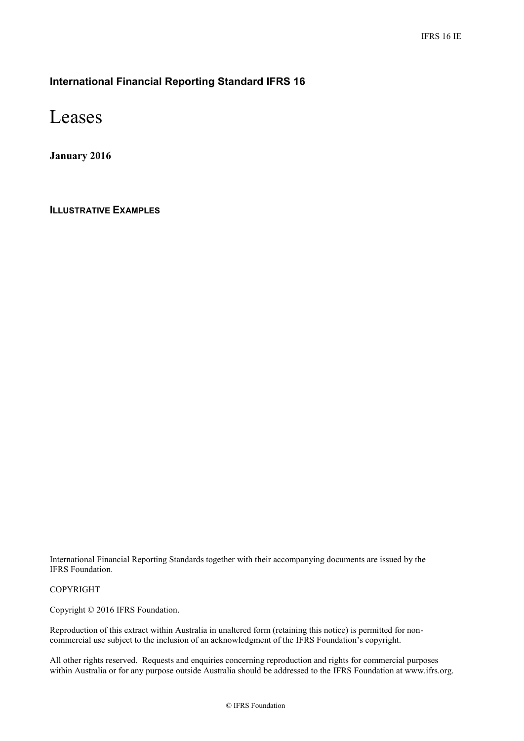**International Financial Reporting Standard IFRS 16**

# Leases

**January 2016**

**ILLUSTRATIVE EXAMPLES**

International Financial Reporting Standards together with their accompanying documents are issued by the IFRS Foundation.

COPYRIGHT

Copyright © 2016 IFRS Foundation.

Reproduction of this extract within Australia in unaltered form (retaining this notice) is permitted for non-commercial use subject to the inclusion of an acknowledgment of the IFRS Foundation's copyright.

All other rights reserved. Requests and enquiries concerning reproduction and rights for commercial purposes within Australia or for any purpose outside Australia should be addressed to the IFRS Foundation at www.ifrs.org.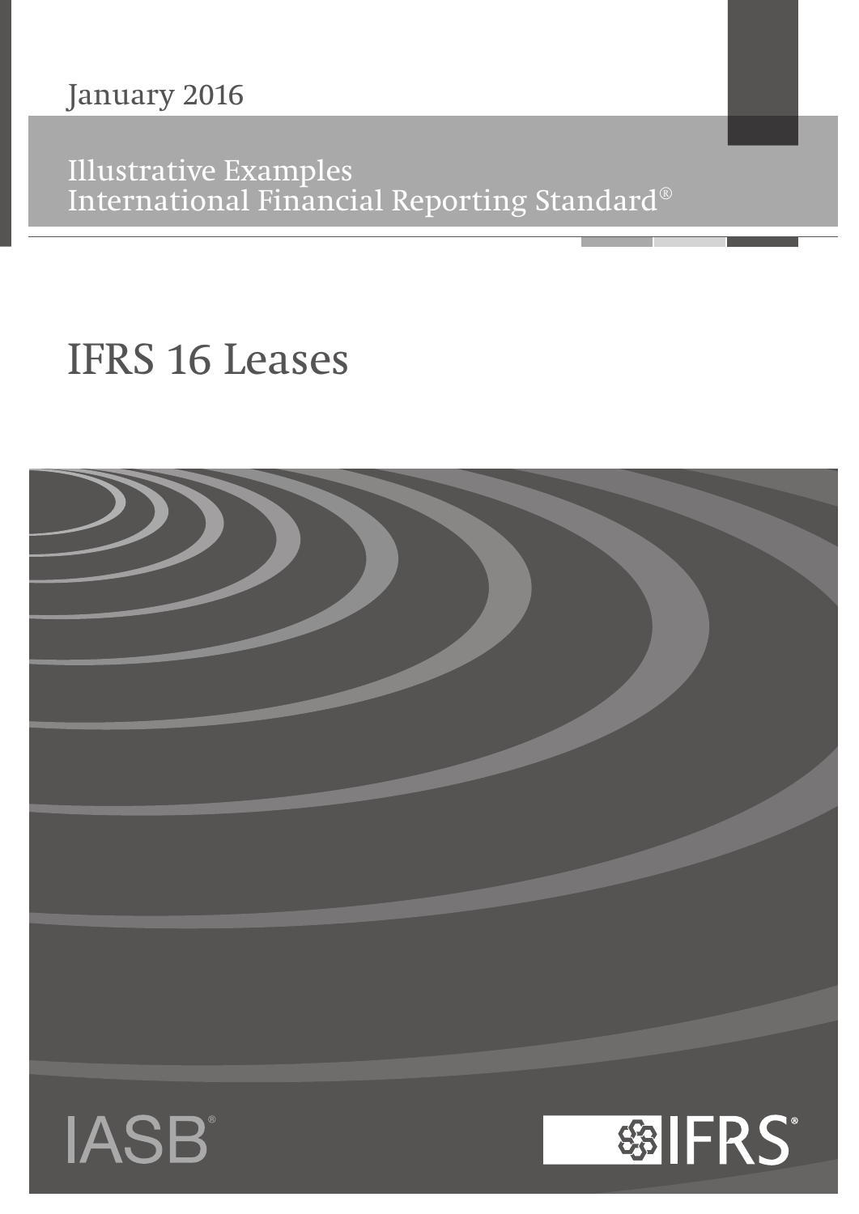January 2016

Illustrative Examples
International Financial Reporting Standard®

# IFRS 16 Leases

IASB®

IFRS®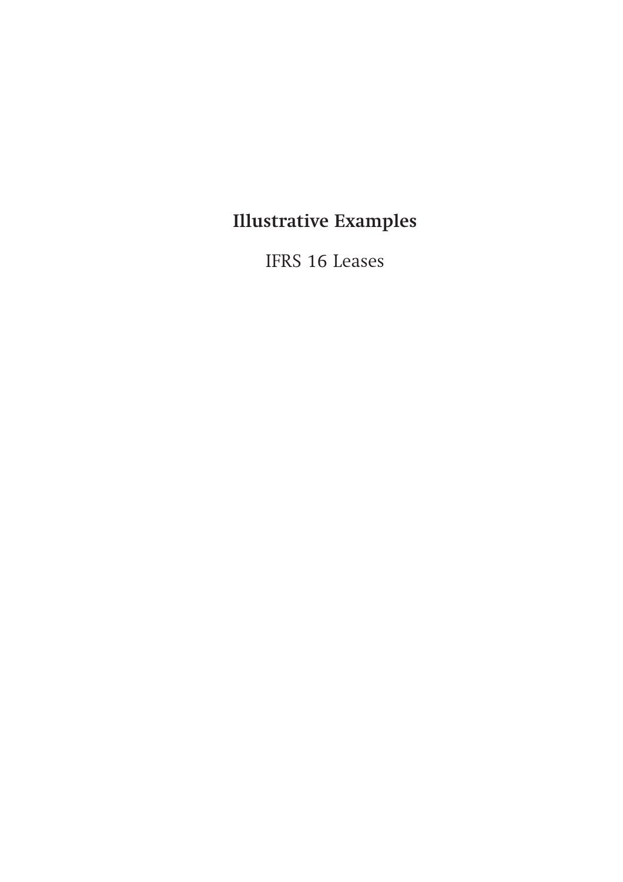# Illustrative Examples

IFRS 16 Leases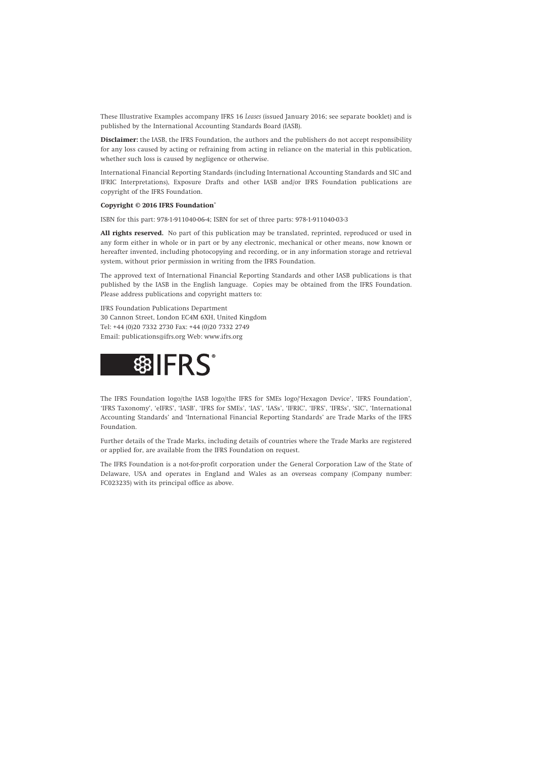These Illustrative Examples accompany IFRS 16 *Leases* (issued January 2016; see separate booklet) and is published by the International Accounting Standards Board (IASB).

**Disclaimer:** the IASB, the IFRS Foundation, the authors and the publishers do not accept responsibility for any loss caused by acting or refraining from acting in reliance on the material in this publication, whether such loss is caused by negligence or otherwise.

International Financial Reporting Standards (including International Accounting Standards and SIC and IFRIC Interpretations), Exposure Drafts and other IASB and/or IFRS Foundation publications are copyright of the IFRS Foundation.

**Copyright © 2016 IFRS Foundation®**

ISBN for this part: 978-1-911040-06-4; ISBN for set of three parts: 978-1-911040-03-3

**All rights reserved.** No part of this publication may be translated, reprinted, reproduced or used in any form either in whole or in part or by any electronic, mechanical or other means, now known or hereafter invented, including photocopying and recording, or in any information storage and retrieval system, without prior permission in writing from the IFRS Foundation.

The approved text of International Financial Reporting Standards and other IASB publications is that published by the IASB in the English language. Copies may be obtained from the IFRS Foundation. Please address publications and copyright matters to:

IFRS Foundation Publications Department
30 Cannon Street, London EC4M 6XH, United Kingdom
Tel: +44 (0)20 7332 2730 Fax: +44 (0)20 7332 2749
Email: publications@ifrs.org Web: www.ifrs.org

IFRS®

The IFRS Foundation logo/the IASB logo/the IFRS for SMEs logo/'Hexagon Device', 'IFRS Foundation', 'IFRS Taxonomy', 'eIFRS', 'IASB', 'IFRS for SMEs', 'IAS', 'IASs', 'IFRIC', 'IFRS', 'IFRSs', 'SIC', 'International Accounting Standards' and 'International Financial Reporting Standards' are Trade Marks of the IFRS Foundation.

Further details of the Trade Marks, including details of countries where the Trade Marks are registered or applied for, are available from the IFRS Foundation on request.

The IFRS Foundation is a not-for-profit corporation under the General Corporation Law of the State of Delaware, USA and operates in England and Wales as an overseas company (Company number: FC023235) with its principal office as above.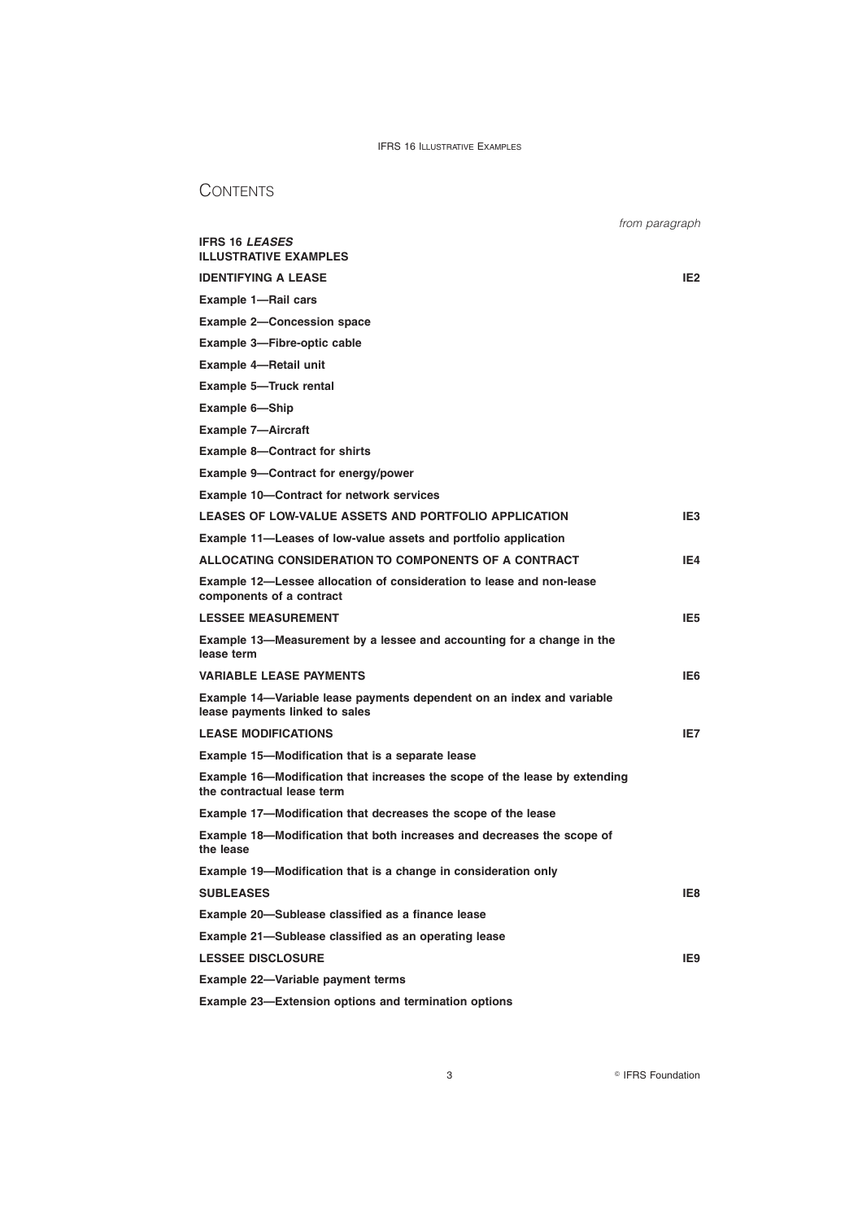# CONTENTS

| | *from paragraph* |
|---|---|
| **IFRS 16 *LEASES*** **ILLUSTRATIVE EXAMPLES** | |
| **IDENTIFYING A LEASE** | **IE2** |
| **Example 1—Rail cars** | |
| **Example 2—Concession space** | |
| **Example 3—Fibre-optic cable** | |
| **Example 4—Retail unit** | |
| **Example 5—Truck rental** | |
| **Example 6—Ship** | |
| **Example 7—Aircraft** | |
| **Example 8—Contract for shirts** | |
| **Example 9—Contract for energy/power** | |
| **Example 10—Contract for network services** | |
| **LEASES OF LOW-VALUE ASSETS AND PORTFOLIO APPLICATION** | **IE3** |
| **Example 11—Leases of low-value assets and portfolio application** | |
| **ALLOCATING CONSIDERATION TO COMPONENTS OF A CONTRACT** | **IE4** |
| **Example 12—Lessee allocation of consideration to lease and non-lease components of a contract** | |
| **LESSEE MEASUREMENT** | **IE5** |
| **Example 13—Measurement by a lessee and accounting for a change in the lease term** | |
| **VARIABLE LEASE PAYMENTS** | **IE6** |
| **Example 14—Variable lease payments dependent on an index and variable lease payments linked to sales** | |
| **LEASE MODIFICATIONS** | **IE7** |
| **Example 15—Modification that is a separate lease** | |
| **Example 16—Modification that increases the scope of the lease by extending the contractual lease term** | |
| **Example 17—Modification that decreases the scope of the lease** | |
| **Example 18—Modification that both increases and decreases the scope of the lease** | |
| **Example 19—Modification that is a change in consideration only** | |
| **SUBLEASES** | **IE8** |
| **Example 20—Sublease classified as a finance lease** | |
| **Example 21—Sublease classified as an operating lease** | |
| **LESSEE DISCLOSURE** | **IE9** |
| **Example 22—Variable payment terms** | |
| **Example 23—Extension options and termination options** | |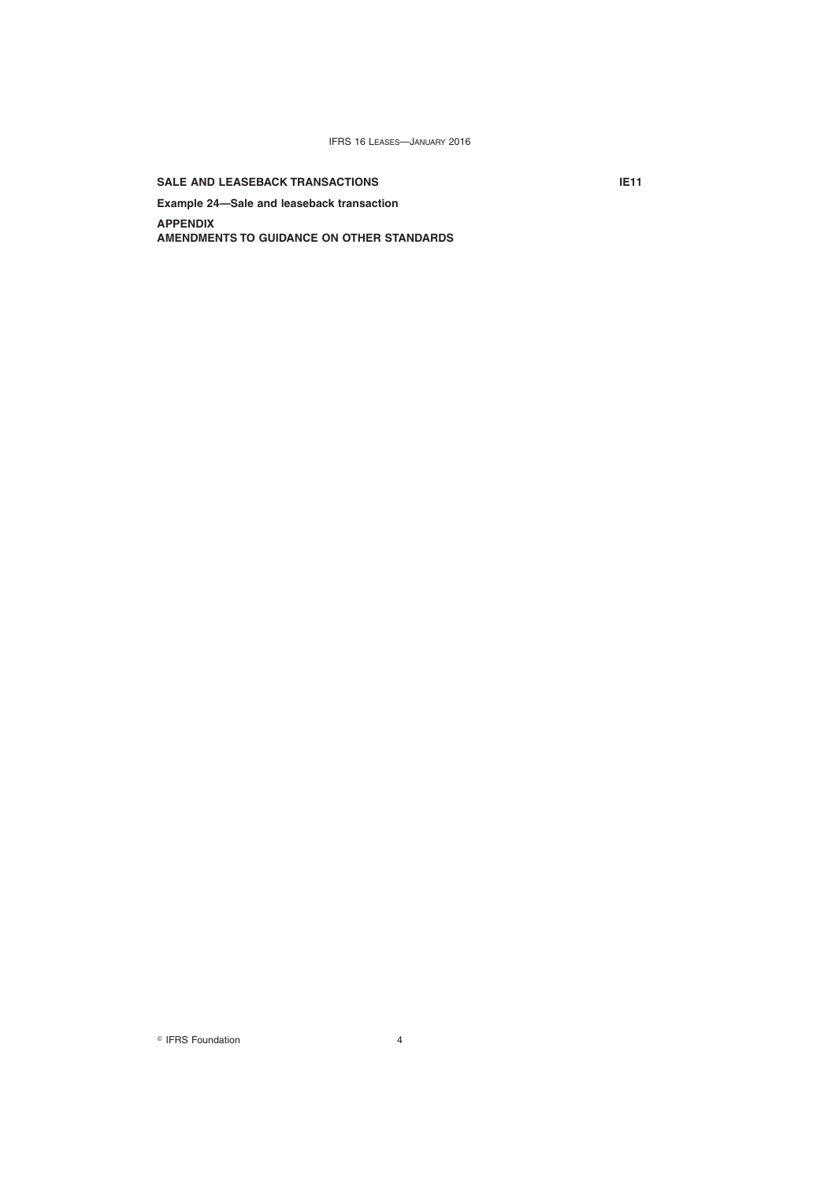**SALE AND LEASEBACK TRANSACTIONS** IE11

**Example 24—Sale and leaseback transaction**

**APPENDIX**
**AMENDMENTS TO GUIDANCE ON OTHER STANDARDS**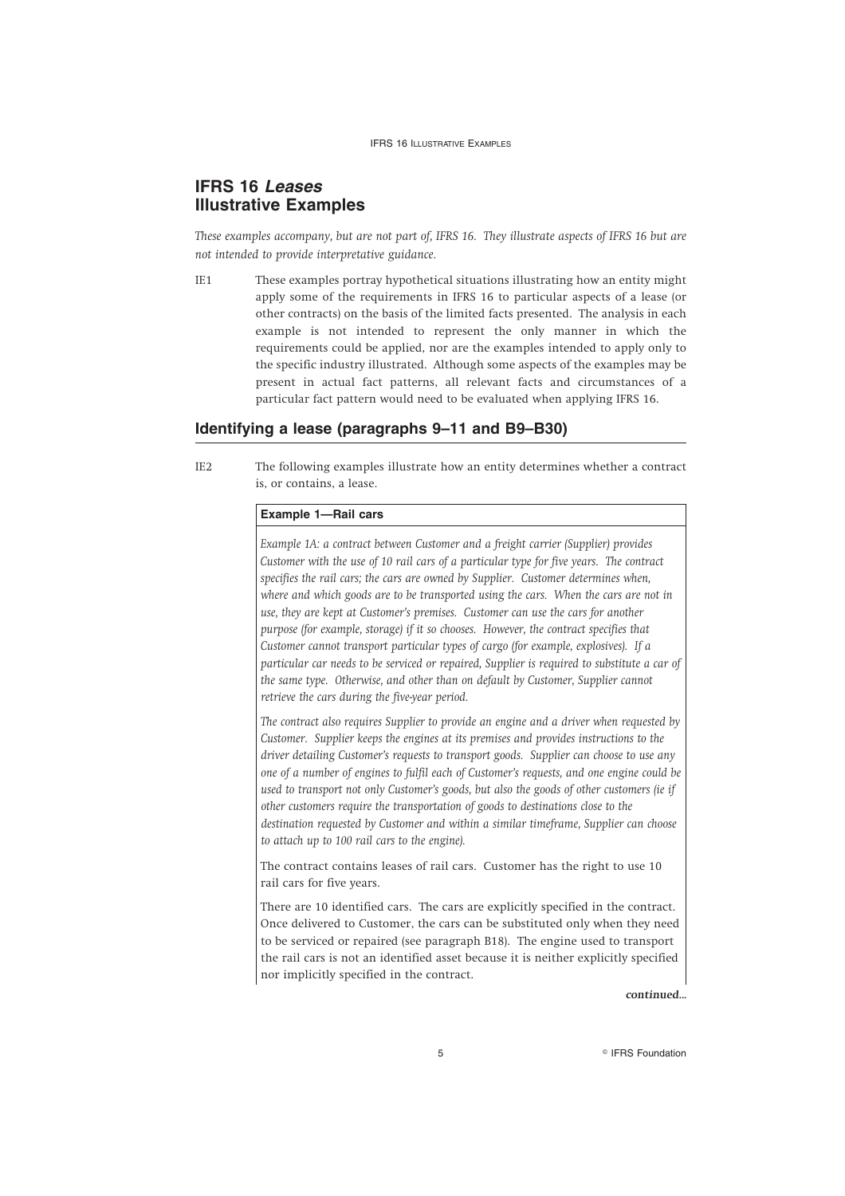# IFRS 16 *Leases* Illustrative Examples

*These examples accompany, but are not part of, IFRS 16. They illustrate aspects of IFRS 16 but are not intended to provide interpretative guidance.*

IE1 These examples portray hypothetical situations illustrating how an entity might apply some of the requirements in IFRS 16 to particular aspects of a lease (or other contracts) on the basis of the limited facts presented. The analysis in each example is not intended to represent the only manner in which the requirements could be applied, nor are the examples intended to apply only to the specific industry illustrated. Although some aspects of the examples may be present in actual fact patterns, all relevant facts and circumstances of a particular fact pattern would need to be evaluated when applying IFRS 16.

## Identifying a lease (paragraphs 9–11 and B9–B30)

IE2 The following examples illustrate how an entity determines whether a contract is, or contains, a lease.

### Example 1—Rail cars

*Example 1A: a contract between Customer and a freight carrier (Supplier) provides Customer with the use of 10 rail cars of a particular type for five years. The contract specifies the rail cars; the cars are owned by Supplier. Customer determines when, where and which goods are to be transported using the cars. When the cars are not in use, they are kept at Customer's premises. Customer can use the cars for another purpose (for example, storage) if it so chooses. However, the contract specifies that Customer cannot transport particular types of cargo (for example, explosives). If a particular car needs to be serviced or repaired, Supplier is required to substitute a car of the same type. Otherwise, and other than on default by Customer, Supplier cannot retrieve the cars during the five-year period.*

*The contract also requires Supplier to provide an engine and a driver when requested by Customer. Supplier keeps the engines at its premises and provides instructions to the driver detailing Customer's requests to transport goods. Supplier can choose to use any one of a number of engines to fulfil each of Customer's requests, and one engine could be used to transport not only Customer's goods, but also the goods of other customers (ie if other customers require the transportation of goods to destinations close to the destination requested by Customer and within a similar timeframe, Supplier can choose to attach up to 100 rail cars to the engine).*

The contract contains leases of rail cars. Customer has the right to use 10 rail cars for five years.

There are 10 identified cars. The cars are explicitly specified in the contract. Once delivered to Customer, the cars can be substituted only when they need to be serviced or repaired (see paragraph B18). The engine used to transport the rail cars is not an identified asset because it is neither explicitly specified nor implicitly specified in the contract.

*continued...*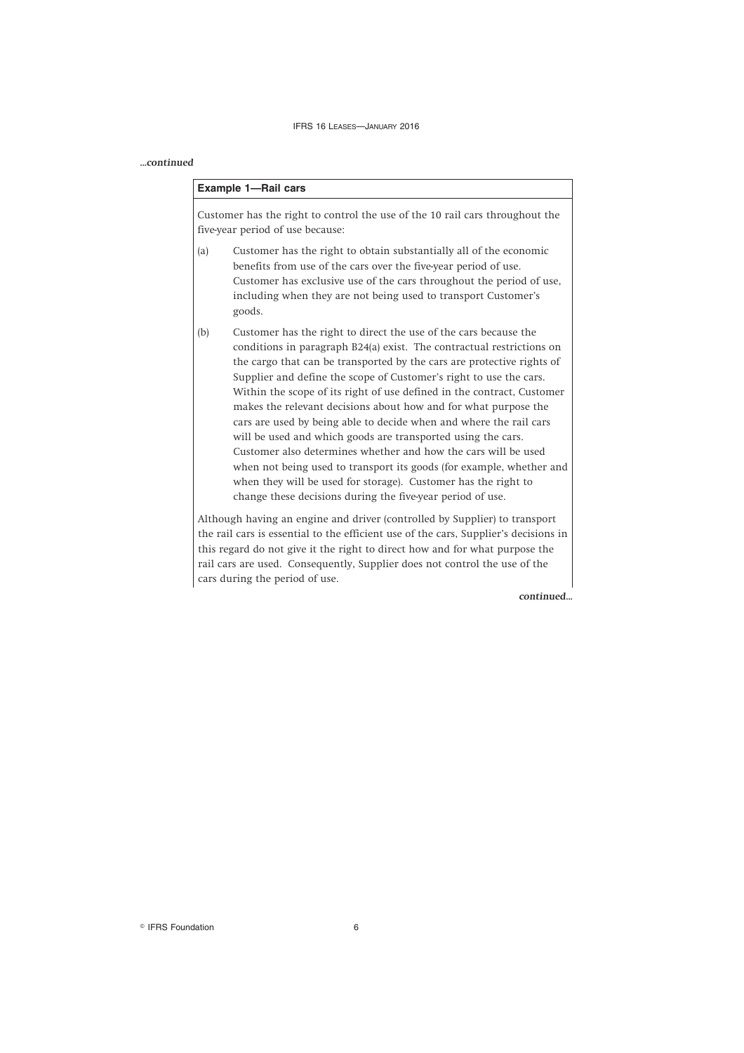*...continued*

**Example 1—Rail cars**

Customer has the right to control the use of the 10 rail cars throughout the five-year period of use because:

(a) Customer has the right to obtain substantially all of the economic benefits from use of the cars over the five-year period of use. Customer has exclusive use of the cars throughout the period of use, including when they are not being used to transport Customer's goods.

(b) Customer has the right to direct the use of the cars because the conditions in paragraph B24(a) exist. The contractual restrictions on the cargo that can be transported by the cars are protective rights of Supplier and define the scope of Customer's right to use the cars. Within the scope of its right of use defined in the contract, Customer makes the relevant decisions about how and for what purpose the cars are used by being able to decide when and where the rail cars will be used and which goods are transported using the cars. Customer also determines whether and how the cars will be used when not being used to transport its goods (for example, whether and when they will be used for storage). Customer has the right to change these decisions during the five-year period of use.

Although having an engine and driver (controlled by Supplier) to transport the rail cars is essential to the efficient use of the cars, Supplier's decisions in this regard do not give it the right to direct how and for what purpose the rail cars are used. Consequently, Supplier does not control the use of the cars during the period of use.

*continued...*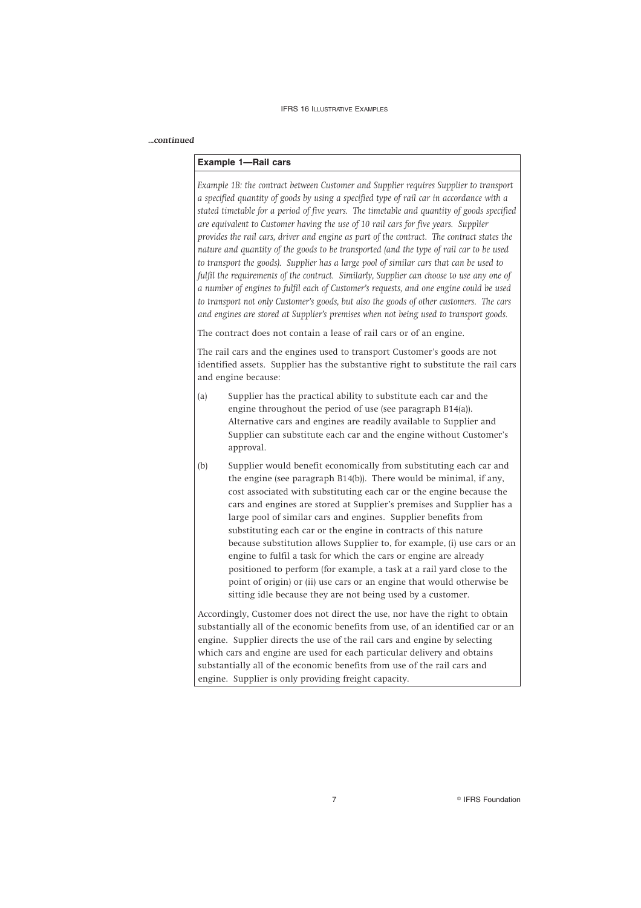*...continued*

**Example 1—Rail cars**

*Example 1B: the contract between Customer and Supplier requires Supplier to transport a specified quantity of goods by using a specified type of rail car in accordance with a stated timetable for a period of five years. The timetable and quantity of goods specified are equivalent to Customer having the use of 10 rail cars for five years. Supplier provides the rail cars, driver and engine as part of the contract. The contract states the nature and quantity of the goods to be transported (and the type of rail car to be used to transport the goods). Supplier has a large pool of similar cars that can be used to fulfil the requirements of the contract. Similarly, Supplier can choose to use any one of a number of engines to fulfil each of Customer's requests, and one engine could be used to transport not only Customer's goods, but also the goods of other customers. The cars and engines are stored at Supplier's premises when not being used to transport goods.*

The contract does not contain a lease of rail cars or of an engine.

The rail cars and the engines used to transport Customer's goods are not identified assets. Supplier has the substantive right to substitute the rail cars and engine because:

(a) Supplier has the practical ability to substitute each car and the engine throughout the period of use (see paragraph B14(a)). Alternative cars and engines are readily available to Supplier and Supplier can substitute each car and the engine without Customer's approval.

(b) Supplier would benefit economically from substituting each car and the engine (see paragraph B14(b)). There would be minimal, if any, cost associated with substituting each car or the engine because the cars and engines are stored at Supplier's premises and Supplier has a large pool of similar cars and engines. Supplier benefits from substituting each car or the engine in contracts of this nature because substitution allows Supplier to, for example, (i) use cars or an engine to fulfil a task for which the cars or engine are already positioned to perform (for example, a task at a rail yard close to the point of origin) or (ii) use cars or an engine that would otherwise be sitting idle because they are not being used by a customer.

Accordingly, Customer does not direct the use, nor have the right to obtain substantially all of the economic benefits from use, of an identified car or an engine. Supplier directs the use of the rail cars and engine by selecting which cars and engine are used for each particular delivery and obtains substantially all of the economic benefits from use of the rail cars and engine. Supplier is only providing freight capacity.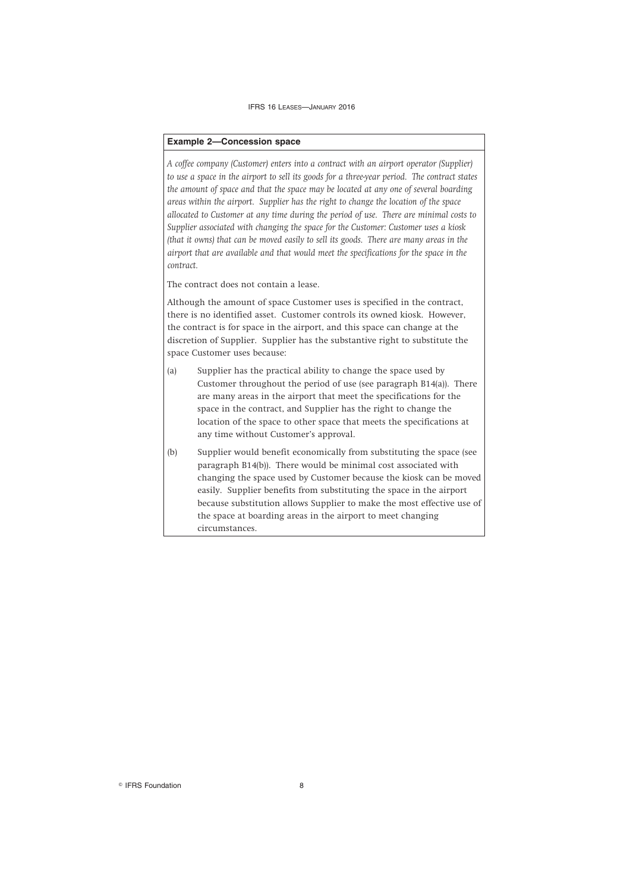### Example 2—Concession space

*A coffee company (Customer) enters into a contract with an airport operator (Supplier) to use a space in the airport to sell its goods for a three-year period. The contract states the amount of space and that the space may be located at any one of several boarding areas within the airport. Supplier has the right to change the location of the space allocated to Customer at any time during the period of use. There are minimal costs to Supplier associated with changing the space for the Customer: Customer uses a kiosk (that it owns) that can be moved easily to sell its goods. There are many areas in the airport that are available and that would meet the specifications for the space in the contract.*

The contract does not contain a lease.

Although the amount of space Customer uses is specified in the contract, there is no identified asset. Customer controls its owned kiosk. However, the contract is for space in the airport, and this space can change at the discretion of Supplier. Supplier has the substantive right to substitute the space Customer uses because:

(a) Supplier has the practical ability to change the space used by Customer throughout the period of use (see paragraph B14(a)). There are many areas in the airport that meet the specifications for the space in the contract, and Supplier has the right to change the location of the space to other space that meets the specifications at any time without Customer's approval.

(b) Supplier would benefit economically from substituting the space (see paragraph B14(b)). There would be minimal cost associated with changing the space used by Customer because the kiosk can be moved easily. Supplier benefits from substituting the space in the airport because substitution allows Supplier to make the most effective use of the space at boarding areas in the airport to meet changing circumstances.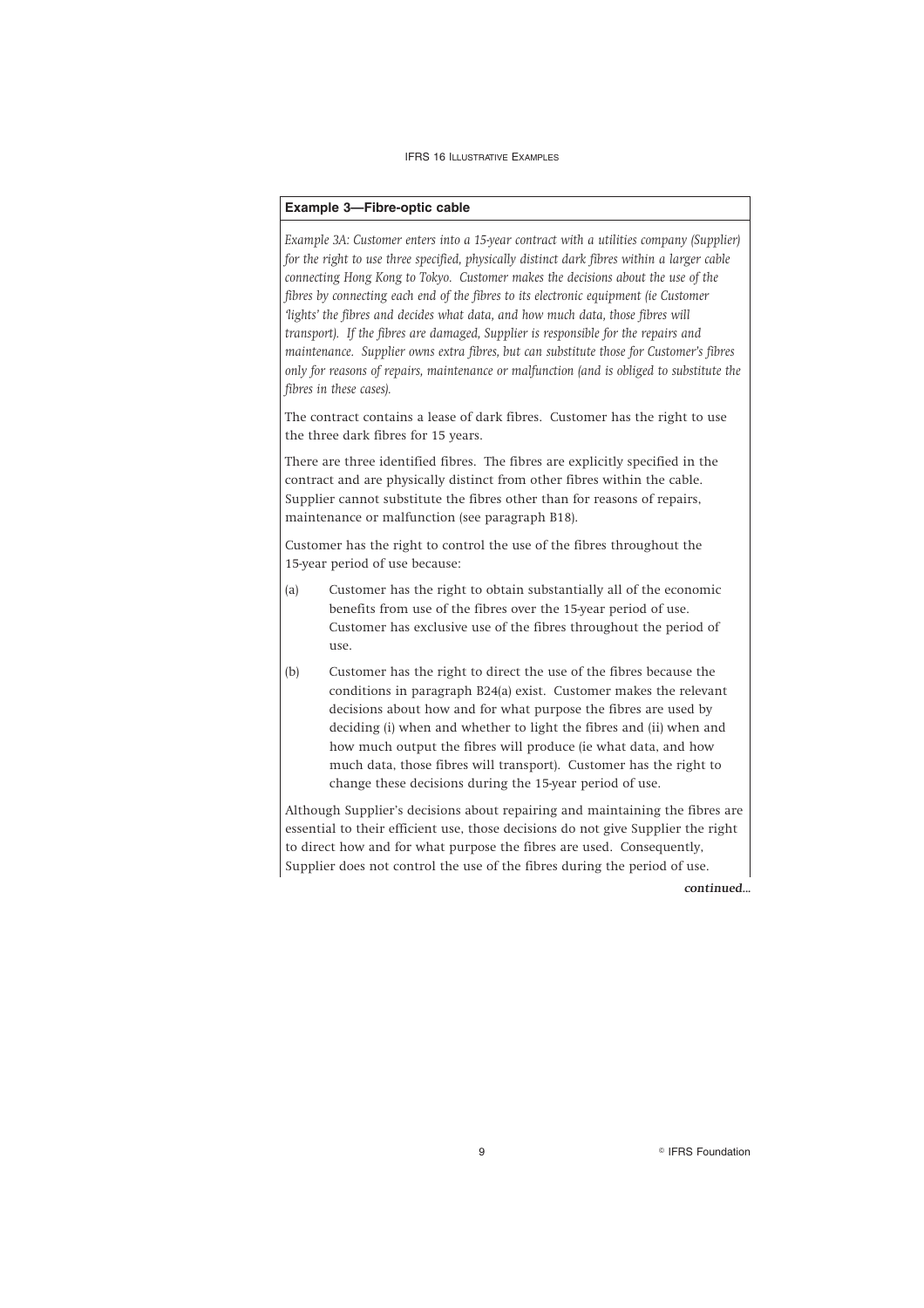**Example 3—Fibre-optic cable**

*Example 3A: Customer enters into a 15-year contract with a utilities company (Supplier) for the right to use three specified, physically distinct dark fibres within a larger cable connecting Hong Kong to Tokyo. Customer makes the decisions about the use of the fibres by connecting each end of the fibres to its electronic equipment (ie Customer 'lights' the fibres and decides what data, and how much data, those fibres will transport). If the fibres are damaged, Supplier is responsible for the repairs and maintenance. Supplier owns extra fibres, but can substitute those for Customer's fibres only for reasons of repairs, maintenance or malfunction (and is obliged to substitute the fibres in these cases).*

The contract contains a lease of dark fibres. Customer has the right to use the three dark fibres for 15 years.

There are three identified fibres. The fibres are explicitly specified in the contract and are physically distinct from other fibres within the cable. Supplier cannot substitute the fibres other than for reasons of repairs, maintenance or malfunction (see paragraph B18).

Customer has the right to control the use of the fibres throughout the 15-year period of use because:

(a) Customer has the right to obtain substantially all of the economic benefits from use of the fibres over the 15-year period of use. Customer has exclusive use of the fibres throughout the period of use.

(b) Customer has the right to direct the use of the fibres because the conditions in paragraph B24(a) exist. Customer makes the relevant decisions about how and for what purpose the fibres are used by deciding (i) when and whether to light the fibres and (ii) when and how much output the fibres will produce (ie what data, and how much data, those fibres will transport). Customer has the right to change these decisions during the 15-year period of use.

Although Supplier's decisions about repairing and maintaining the fibres are essential to their efficient use, those decisions do not give Supplier the right to direct how and for what purpose the fibres are used. Consequently, Supplier does not control the use of the fibres during the period of use.

*continued...*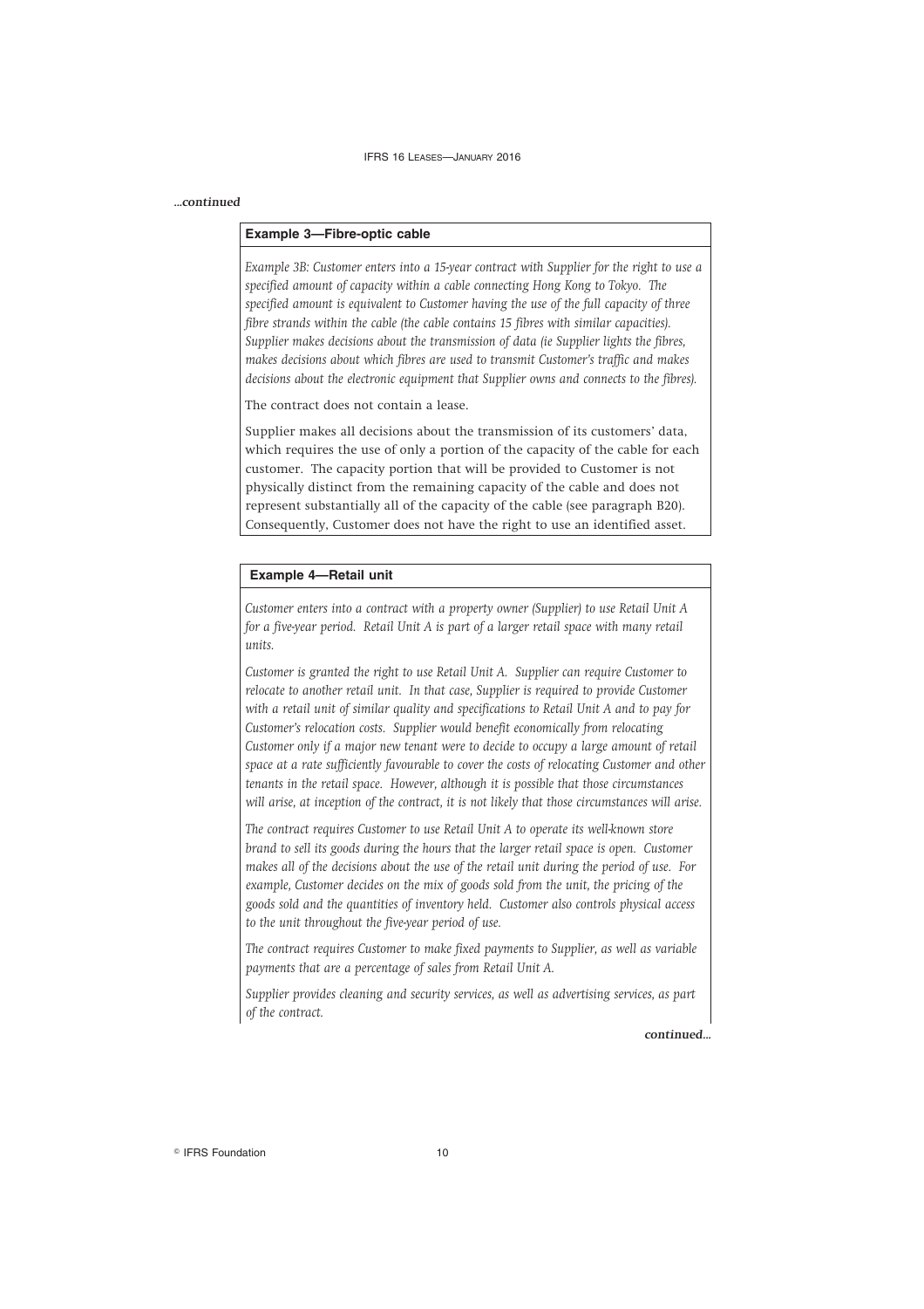*...continued*

**Example 3—Fibre-optic cable**

*Example 3B: Customer enters into a 15-year contract with Supplier for the right to use a specified amount of capacity within a cable connecting Hong Kong to Tokyo. The specified amount is equivalent to Customer having the use of the full capacity of three fibre strands within the cable (the cable contains 15 fibres with similar capacities). Supplier makes decisions about the transmission of data (ie Supplier lights the fibres, makes decisions about which fibres are used to transmit Customer's traffic and makes decisions about the electronic equipment that Supplier owns and connects to the fibres).*

The contract does not contain a lease.

Supplier makes all decisions about the transmission of its customers' data, which requires the use of only a portion of the capacity of the cable for each customer. The capacity portion that will be provided to Customer is not physically distinct from the remaining capacity of the cable and does not represent substantially all of the capacity of the cable (see paragraph B20). Consequently, Customer does not have the right to use an identified asset.

**Example 4—Retail unit**

*Customer enters into a contract with a property owner (Supplier) to use Retail Unit A for a five-year period. Retail Unit A is part of a larger retail space with many retail units.*

*Customer is granted the right to use Retail Unit A. Supplier can require Customer to relocate to another retail unit. In that case, Supplier is required to provide Customer with a retail unit of similar quality and specifications to Retail Unit A and to pay for Customer's relocation costs. Supplier would benefit economically from relocating Customer only if a major new tenant were to decide to occupy a large amount of retail space at a rate sufficiently favourable to cover the costs of relocating Customer and other tenants in the retail space. However, although it is possible that those circumstances will arise, at inception of the contract, it is not likely that those circumstances will arise.*

*The contract requires Customer to use Retail Unit A to operate its well-known store brand to sell its goods during the hours that the larger retail space is open. Customer makes all of the decisions about the use of the retail unit during the period of use. For example, Customer decides on the mix of goods sold from the unit, the pricing of the goods sold and the quantities of inventory held. Customer also controls physical access to the unit throughout the five-year period of use.*

*The contract requires Customer to make fixed payments to Supplier, as well as variable payments that are a percentage of sales from Retail Unit A.*

*Supplier provides cleaning and security services, as well as advertising services, as part of the contract.*

*continued...*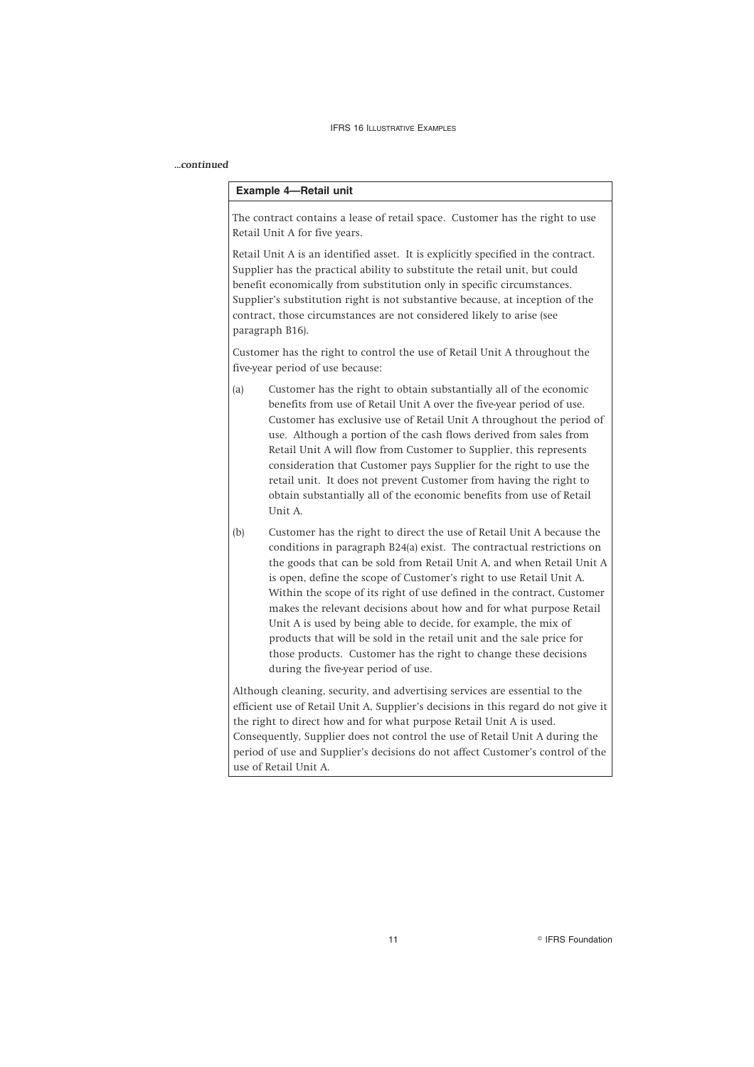*...continued*

**Example 4—Retail unit**

The contract contains a lease of retail space. Customer has the right to use Retail Unit A for five years.

Retail Unit A is an identified asset. It is explicitly specified in the contract. Supplier has the practical ability to substitute the retail unit, but could benefit economically from substitution only in specific circumstances. Supplier's substitution right is not substantive because, at inception of the contract, those circumstances are not considered likely to arise (see paragraph B16).

Customer has the right to control the use of Retail Unit A throughout the five-year period of use because:

(a) Customer has the right to obtain substantially all of the economic benefits from use of Retail Unit A over the five-year period of use. Customer has exclusive use of Retail Unit A throughout the period of use. Although a portion of the cash flows derived from sales from Retail Unit A will flow from Customer to Supplier, this represents consideration that Customer pays Supplier for the right to use the retail unit. It does not prevent Customer from having the right to obtain substantially all of the economic benefits from use of Retail Unit A.

(b) Customer has the right to direct the use of Retail Unit A because the conditions in paragraph B24(a) exist. The contractual restrictions on the goods that can be sold from Retail Unit A, and when Retail Unit A is open, define the scope of Customer's right to use Retail Unit A. Within the scope of its right of use defined in the contract, Customer makes the relevant decisions about how and for what purpose Retail Unit A is used by being able to decide, for example, the mix of products that will be sold in the retail unit and the sale price for those products. Customer has the right to change these decisions during the five-year period of use.

Although cleaning, security, and advertising services are essential to the efficient use of Retail Unit A, Supplier's decisions in this regard do not give it the right to direct how and for what purpose Retail Unit A is used. Consequently, Supplier does not control the use of Retail Unit A during the period of use and Supplier's decisions do not affect Customer's control of the use of Retail Unit A.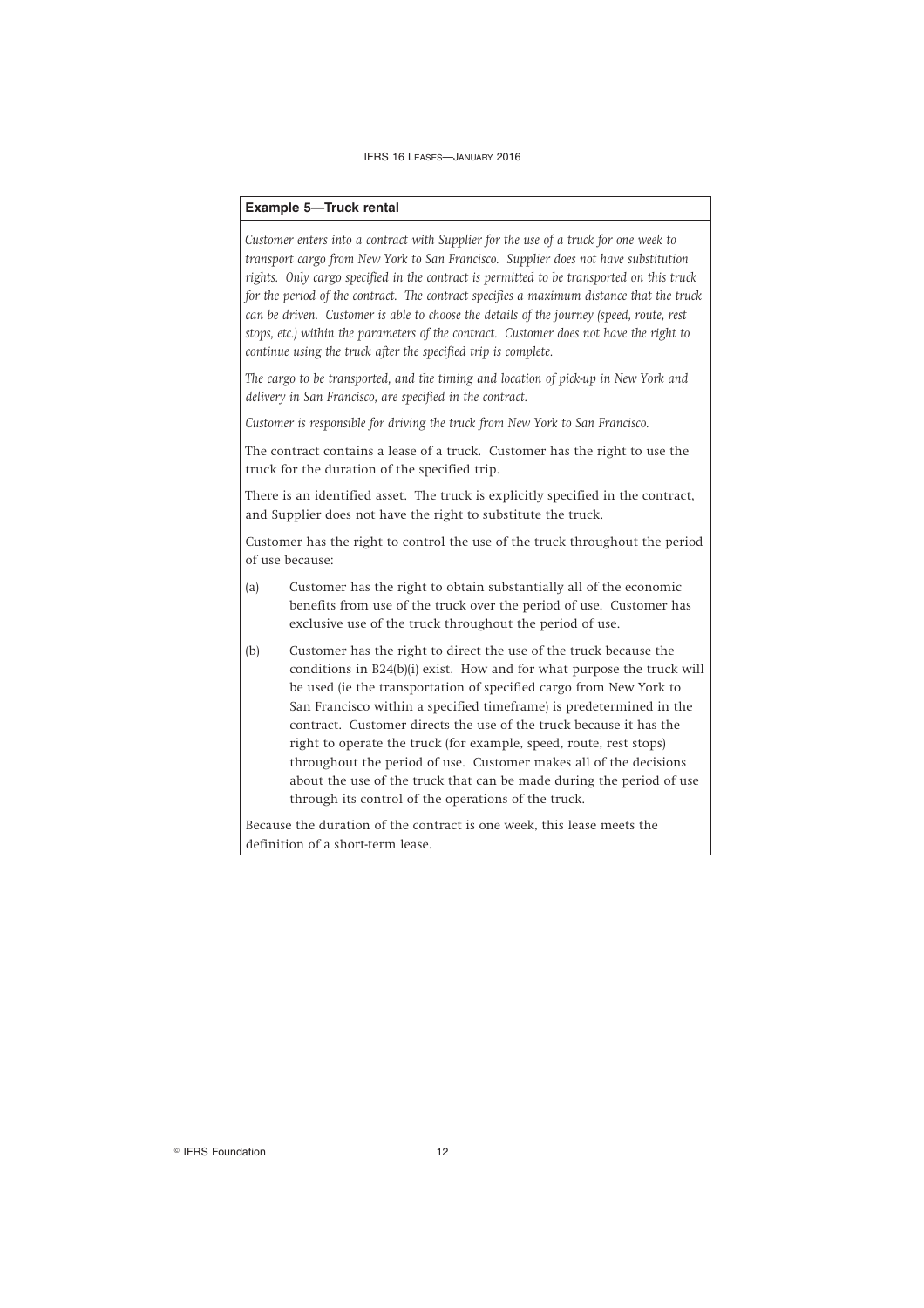**Example 5—Truck rental**

*Customer enters into a contract with Supplier for the use of a truck for one week to transport cargo from New York to San Francisco. Supplier does not have substitution rights. Only cargo specified in the contract is permitted to be transported on this truck for the period of the contract. The contract specifies a maximum distance that the truck can be driven. Customer is able to choose the details of the journey (speed, route, rest stops, etc.) within the parameters of the contract. Customer does not have the right to continue using the truck after the specified trip is complete.*

*The cargo to be transported, and the timing and location of pick-up in New York and delivery in San Francisco, are specified in the contract.*

*Customer is responsible for driving the truck from New York to San Francisco.*

The contract contains a lease of a truck. Customer has the right to use the truck for the duration of the specified trip.

There is an identified asset. The truck is explicitly specified in the contract, and Supplier does not have the right to substitute the truck.

Customer has the right to control the use of the truck throughout the period of use because:

(a) Customer has the right to obtain substantially all of the economic benefits from use of the truck over the period of use. Customer has exclusive use of the truck throughout the period of use.

(b) Customer has the right to direct the use of the truck because the conditions in B24(b)(i) exist. How and for what purpose the truck will be used (ie the transportation of specified cargo from New York to San Francisco within a specified timeframe) is predetermined in the contract. Customer directs the use of the truck because it has the right to operate the truck (for example, speed, route, rest stops) throughout the period of use. Customer makes all of the decisions about the use of the truck that can be made during the period of use through its control of the operations of the truck.

Because the duration of the contract is one week, this lease meets the definition of a short-term lease.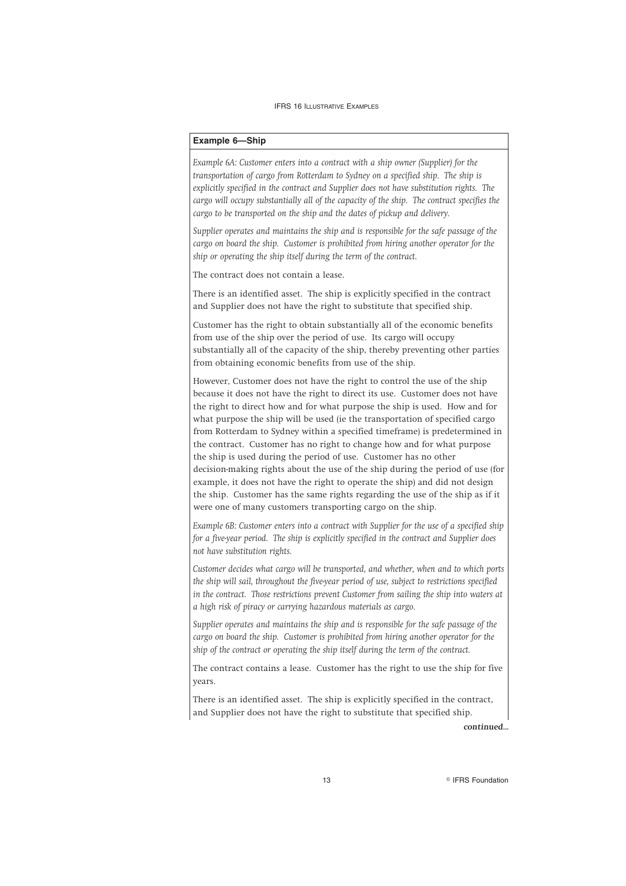**Example 6—Ship**

*Example 6A: Customer enters into a contract with a ship owner (Supplier) for the transportation of cargo from Rotterdam to Sydney on a specified ship. The ship is explicitly specified in the contract and Supplier does not have substitution rights. The cargo will occupy substantially all of the capacity of the ship. The contract specifies the cargo to be transported on the ship and the dates of pickup and delivery.*

*Supplier operates and maintains the ship and is responsible for the safe passage of the cargo on board the ship. Customer is prohibited from hiring another operator for the ship or operating the ship itself during the term of the contract.*

The contract does not contain a lease.

There is an identified asset. The ship is explicitly specified in the contract and Supplier does not have the right to substitute that specified ship.

Customer has the right to obtain substantially all of the economic benefits from use of the ship over the period of use. Its cargo will occupy substantially all of the capacity of the ship, thereby preventing other parties from obtaining economic benefits from use of the ship.

However, Customer does not have the right to control the use of the ship because it does not have the right to direct its use. Customer does not have the right to direct how and for what purpose the ship is used. How and for what purpose the ship will be used (ie the transportation of specified cargo from Rotterdam to Sydney within a specified timeframe) is predetermined in the contract. Customer has no right to change how and for what purpose the ship is used during the period of use. Customer has no other decision-making rights about the use of the ship during the period of use (for example, it does not have the right to operate the ship) and did not design the ship. Customer has the same rights regarding the use of the ship as if it were one of many customers transporting cargo on the ship.

*Example 6B: Customer enters into a contract with Supplier for the use of a specified ship for a five-year period. The ship is explicitly specified in the contract and Supplier does not have substitution rights.*

*Customer decides what cargo will be transported, and whether, when and to which ports the ship will sail, throughout the five-year period of use, subject to restrictions specified in the contract. Those restrictions prevent Customer from sailing the ship into waters at a high risk of piracy or carrying hazardous materials as cargo.*

*Supplier operates and maintains the ship and is responsible for the safe passage of the cargo on board the ship. Customer is prohibited from hiring another operator for the ship of the contract or operating the ship itself during the term of the contract.*

The contract contains a lease. Customer has the right to use the ship for five years.

There is an identified asset. The ship is explicitly specified in the contract, and Supplier does not have the right to substitute that specified ship.

*continued...*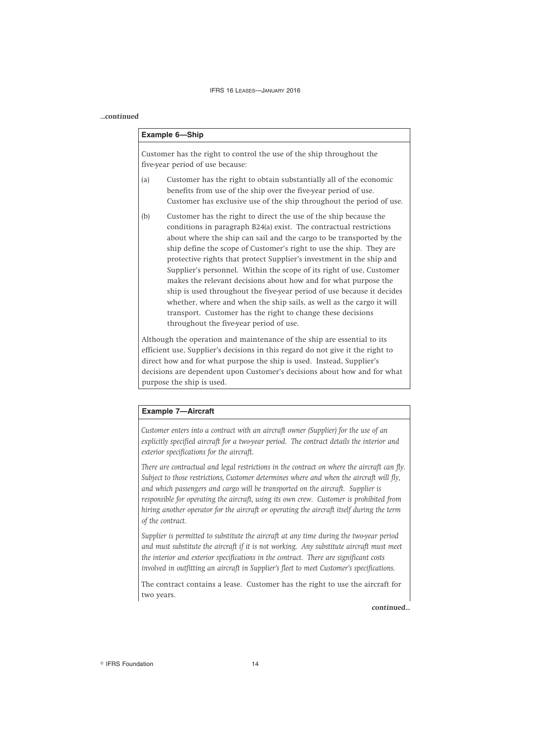*...continued*

**Example 6—Ship**

Customer has the right to control the use of the ship throughout the five-year period of use because:

(a) Customer has the right to obtain substantially all of the economic benefits from use of the ship over the five-year period of use. Customer has exclusive use of the ship throughout the period of use.

(b) Customer has the right to direct the use of the ship because the conditions in paragraph B24(a) exist. The contractual restrictions about where the ship can sail and the cargo to be transported by the ship define the scope of Customer's right to use the ship. They are protective rights that protect Supplier's investment in the ship and Supplier's personnel. Within the scope of its right of use, Customer makes the relevant decisions about how and for what purpose the ship is used throughout the five-year period of use because it decides whether, where and when the ship sails, as well as the cargo it will transport. Customer has the right to change these decisions throughout the five-year period of use.

Although the operation and maintenance of the ship are essential to its efficient use, Supplier's decisions in this regard do not give it the right to direct how and for what purpose the ship is used. Instead, Supplier's decisions are dependent upon Customer's decisions about how and for what purpose the ship is used.

**Example 7—Aircraft**

*Customer enters into a contract with an aircraft owner (Supplier) for the use of an explicitly specified aircraft for a two-year period. The contract details the interior and exterior specifications for the aircraft.*

*There are contractual and legal restrictions in the contract on where the aircraft can fly. Subject to those restrictions, Customer determines where and when the aircraft will fly, and which passengers and cargo will be transported on the aircraft. Supplier is responsible for operating the aircraft, using its own crew. Customer is prohibited from hiring another operator for the aircraft or operating the aircraft itself during the term of the contract.*

*Supplier is permitted to substitute the aircraft at any time during the two-year period and must substitute the aircraft if it is not working. Any substitute aircraft must meet the interior and exterior specifications in the contract. There are significant costs involved in outfitting an aircraft in Supplier's fleet to meet Customer's specifications.*

The contract contains a lease. Customer has the right to use the aircraft for two years.

*continued...*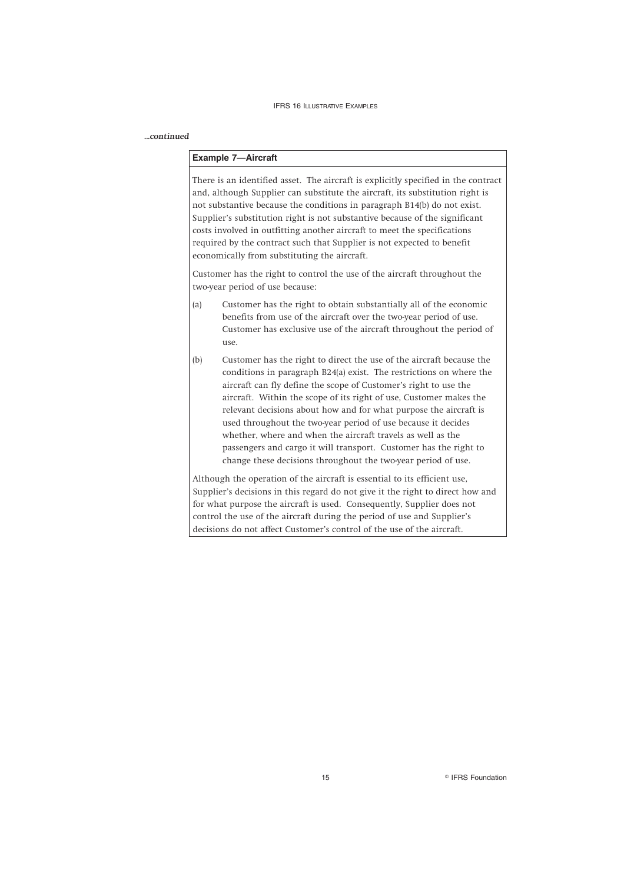*...continued*

**Example 7—Aircraft**

There is an identified asset. The aircraft is explicitly specified in the contract and, although Supplier can substitute the aircraft, its substitution right is not substantive because the conditions in paragraph B14(b) do not exist. Supplier's substitution right is not substantive because of the significant costs involved in outfitting another aircraft to meet the specifications required by the contract such that Supplier is not expected to benefit economically from substituting the aircraft.

Customer has the right to control the use of the aircraft throughout the two-year period of use because:

(a) Customer has the right to obtain substantially all of the economic benefits from use of the aircraft over the two-year period of use. Customer has exclusive use of the aircraft throughout the period of use.

(b) Customer has the right to direct the use of the aircraft because the conditions in paragraph B24(a) exist. The restrictions on where the aircraft can fly define the scope of Customer's right to use the aircraft. Within the scope of its right of use, Customer makes the relevant decisions about how and for what purpose the aircraft is used throughout the two-year period of use because it decides whether, where and when the aircraft travels as well as the passengers and cargo it will transport. Customer has the right to change these decisions throughout the two-year period of use.

Although the operation of the aircraft is essential to its efficient use, Supplier's decisions in this regard do not give it the right to direct how and for what purpose the aircraft is used. Consequently, Supplier does not control the use of the aircraft during the period of use and Supplier's decisions do not affect Customer's control of the use of the aircraft.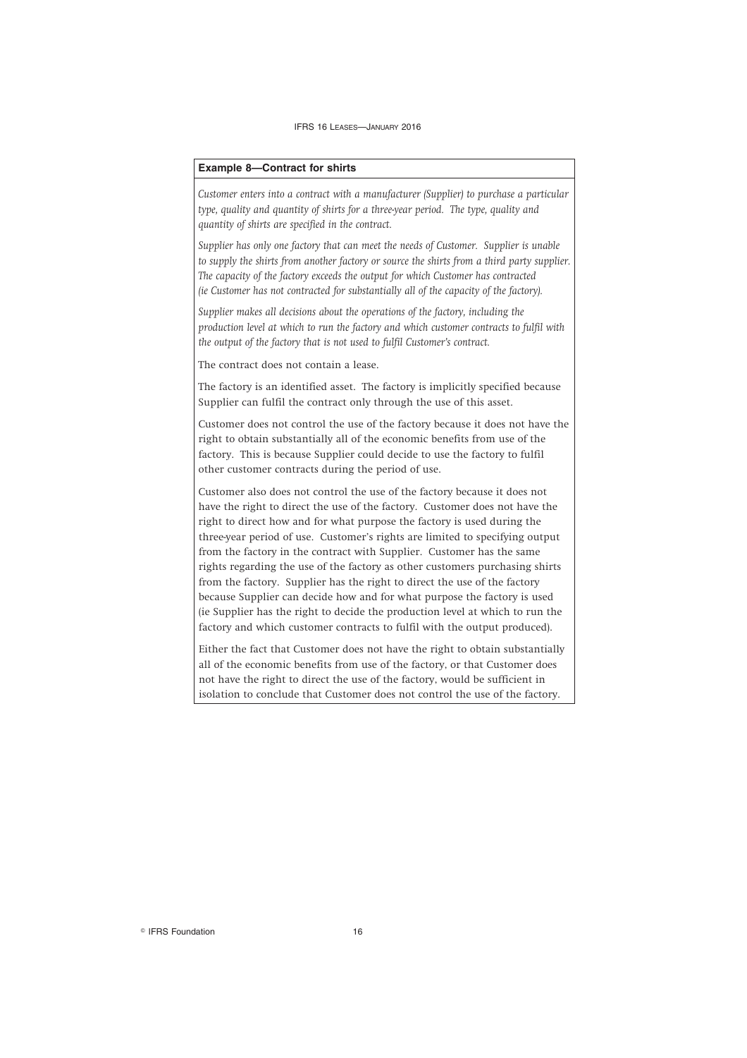**Example 8—Contract for shirts**

*Customer enters into a contract with a manufacturer (Supplier) to purchase a particular type, quality and quantity of shirts for a three-year period. The type, quality and quantity of shirts are specified in the contract.*

*Supplier has only one factory that can meet the needs of Customer. Supplier is unable to supply the shirts from another factory or source the shirts from a third party supplier. The capacity of the factory exceeds the output for which Customer has contracted (ie Customer has not contracted for substantially all of the capacity of the factory).*

*Supplier makes all decisions about the operations of the factory, including the production level at which to run the factory and which customer contracts to fulfil with the output of the factory that is not used to fulfil Customer's contract.*

The contract does not contain a lease.

The factory is an identified asset. The factory is implicitly specified because Supplier can fulfil the contract only through the use of this asset.

Customer does not control the use of the factory because it does not have the right to obtain substantially all of the economic benefits from use of the factory. This is because Supplier could decide to use the factory to fulfil other customer contracts during the period of use.

Customer also does not control the use of the factory because it does not have the right to direct the use of the factory. Customer does not have the right to direct how and for what purpose the factory is used during the three-year period of use. Customer's rights are limited to specifying output from the factory in the contract with Supplier. Customer has the same rights regarding the use of the factory as other customers purchasing shirts from the factory. Supplier has the right to direct the use of the factory because Supplier can decide how and for what purpose the factory is used (ie Supplier has the right to decide the production level at which to run the factory and which customer contracts to fulfil with the output produced).

Either the fact that Customer does not have the right to obtain substantially all of the economic benefits from use of the factory, or that Customer does not have the right to direct the use of the factory, would be sufficient in isolation to conclude that Customer does not control the use of the factory.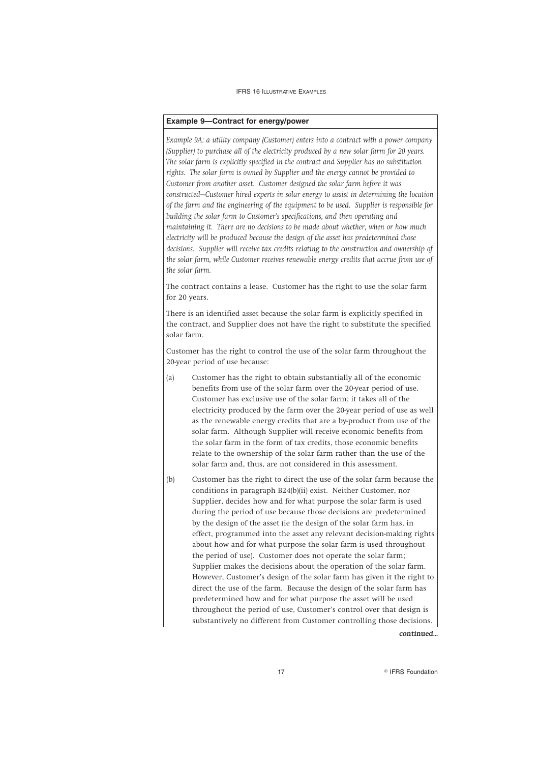**Example 9—Contract for energy/power**

*Example 9A: a utility company (Customer) enters into a contract with a power company (Supplier) to purchase all of the electricity produced by a new solar farm for 20 years. The solar farm is explicitly specified in the contract and Supplier has no substitution rights. The solar farm is owned by Supplier and the energy cannot be provided to Customer from another asset. Customer designed the solar farm before it was constructed—Customer hired experts in solar energy to assist in determining the location of the farm and the engineering of the equipment to be used. Supplier is responsible for building the solar farm to Customer's specifications, and then operating and maintaining it. There are no decisions to be made about whether, when or how much electricity will be produced because the design of the asset has predetermined those decisions. Supplier will receive tax credits relating to the construction and ownership of the solar farm, while Customer receives renewable energy credits that accrue from use of the solar farm.*

The contract contains a lease. Customer has the right to use the solar farm for 20 years.

There is an identified asset because the solar farm is explicitly specified in the contract, and Supplier does not have the right to substitute the specified solar farm.

Customer has the right to control the use of the solar farm throughout the 20-year period of use because:

(a) Customer has the right to obtain substantially all of the economic benefits from use of the solar farm over the 20-year period of use. Customer has exclusive use of the solar farm; it takes all of the electricity produced by the farm over the 20-year period of use as well as the renewable energy credits that are a by-product from use of the solar farm. Although Supplier will receive economic benefits from the solar farm in the form of tax credits, those economic benefits relate to the ownership of the solar farm rather than the use of the solar farm and, thus, are not considered in this assessment.

(b) Customer has the right to direct the use of the solar farm because the conditions in paragraph B24(b)(ii) exist. Neither Customer, nor Supplier, decides how and for what purpose the solar farm is used during the period of use because those decisions are predetermined by the design of the asset (ie the design of the solar farm has, in effect, programmed into the asset any relevant decision-making rights about how and for what purpose the solar farm is used throughout the period of use). Customer does not operate the solar farm; Supplier makes the decisions about the operation of the solar farm. However, Customer's design of the solar farm has given it the right to direct the use of the farm. Because the design of the solar farm has predetermined how and for what purpose the asset will be used throughout the period of use, Customer's control over that design is substantively no different from Customer controlling those decisions.

*continued...*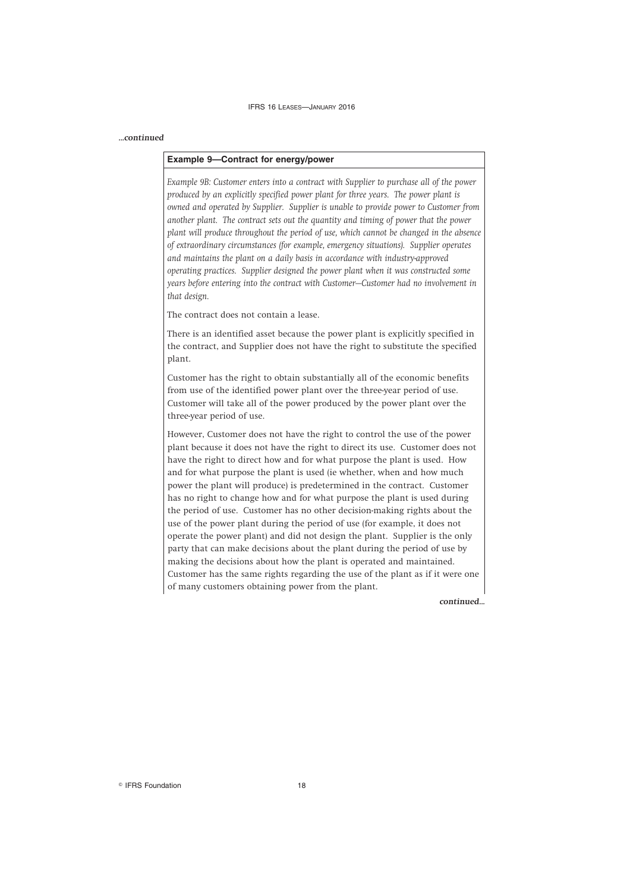*...continued*

**Example 9—Contract for energy/power**

*Example 9B: Customer enters into a contract with Supplier to purchase all of the power produced by an explicitly specified power plant for three years. The power plant is owned and operated by Supplier. Supplier is unable to provide power to Customer from another plant. The contract sets out the quantity and timing of power that the power plant will produce throughout the period of use, which cannot be changed in the absence of extraordinary circumstances (for example, emergency situations). Supplier operates and maintains the plant on a daily basis in accordance with industry-approved operating practices. Supplier designed the power plant when it was constructed some years before entering into the contract with Customer—Customer had no involvement in that design.*

The contract does not contain a lease.

There is an identified asset because the power plant is explicitly specified in the contract, and Supplier does not have the right to substitute the specified plant.

Customer has the right to obtain substantially all of the economic benefits from use of the identified power plant over the three-year period of use. Customer will take all of the power produced by the power plant over the three-year period of use.

However, Customer does not have the right to control the use of the power plant because it does not have the right to direct its use. Customer does not have the right to direct how and for what purpose the plant is used. How and for what purpose the plant is used (ie whether, when and how much power the plant will produce) is predetermined in the contract. Customer has no right to change how and for what purpose the plant is used during the period of use. Customer has no other decision-making rights about the use of the power plant during the period of use (for example, it does not operate the power plant) and did not design the plant. Supplier is the only party that can make decisions about the plant during the period of use by making the decisions about how the plant is operated and maintained. Customer has the same rights regarding the use of the plant as if it were one of many customers obtaining power from the plant.

*continued...*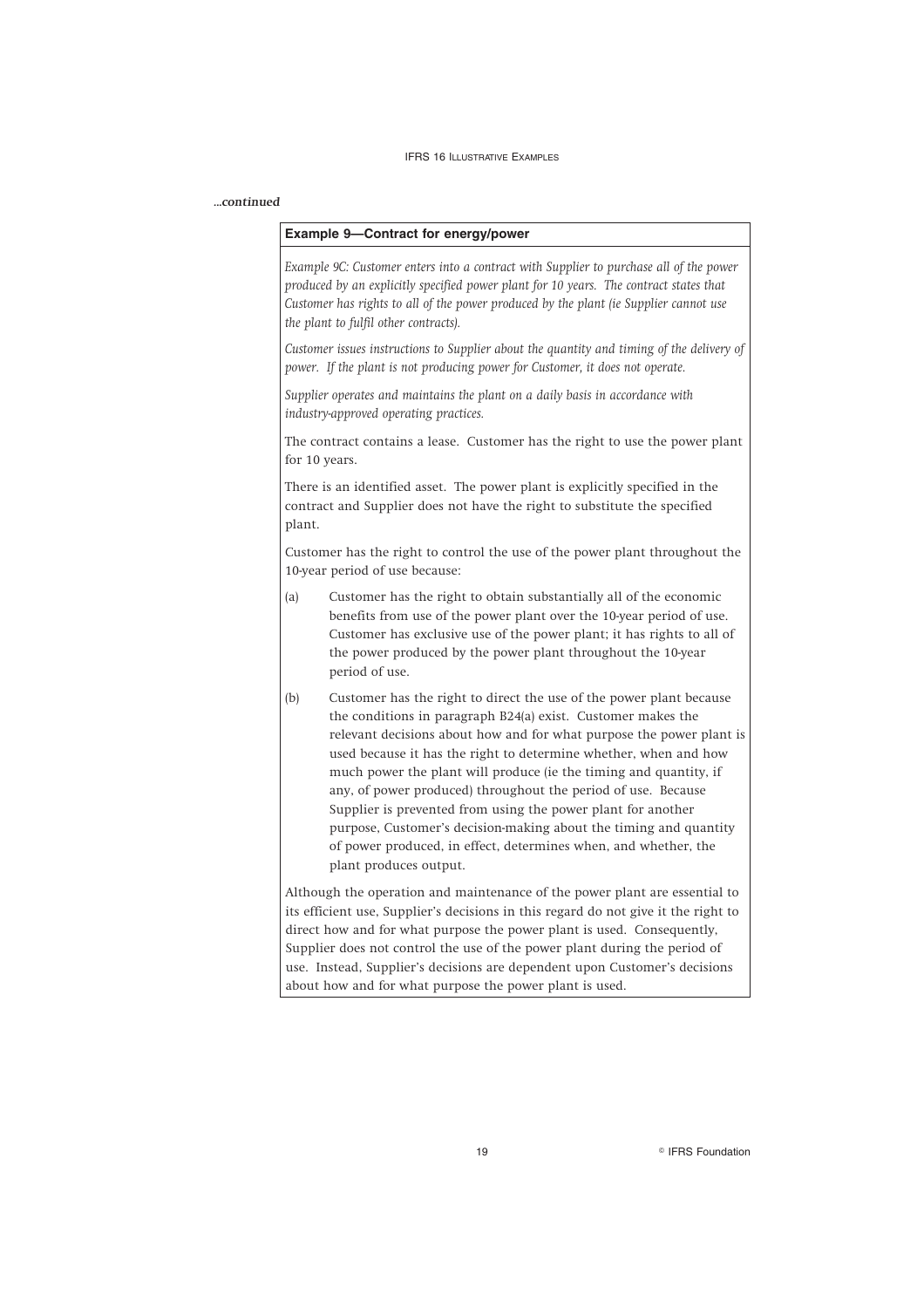*...continued*

**Example 9—Contract for energy/power**

*Example 9C: Customer enters into a contract with Supplier to purchase all of the power produced by an explicitly specified power plant for 10 years. The contract states that Customer has rights to all of the power produced by the plant (ie Supplier cannot use the plant to fulfil other contracts).*

*Customer issues instructions to Supplier about the quantity and timing of the delivery of power. If the plant is not producing power for Customer, it does not operate.*

*Supplier operates and maintains the plant on a daily basis in accordance with industry-approved operating practices.*

The contract contains a lease. Customer has the right to use the power plant for 10 years.

There is an identified asset. The power plant is explicitly specified in the contract and Supplier does not have the right to substitute the specified plant.

Customer has the right to control the use of the power plant throughout the 10-year period of use because:

(a) Customer has the right to obtain substantially all of the economic benefits from use of the power plant over the 10-year period of use. Customer has exclusive use of the power plant; it has rights to all of the power produced by the power plant throughout the 10-year period of use.

(b) Customer has the right to direct the use of the power plant because the conditions in paragraph B24(a) exist. Customer makes the relevant decisions about how and for what purpose the power plant is used because it has the right to determine whether, when and how much power the plant will produce (ie the timing and quantity, if any, of power produced) throughout the period of use. Because Supplier is prevented from using the power plant for another purpose, Customer's decision-making about the timing and quantity of power produced, in effect, determines when, and whether, the plant produces output.

Although the operation and maintenance of the power plant are essential to its efficient use, Supplier's decisions in this regard do not give it the right to direct how and for what purpose the power plant is used. Consequently, Supplier does not control the use of the power plant during the period of use. Instead, Supplier's decisions are dependent upon Customer's decisions about how and for what purpose the power plant is used.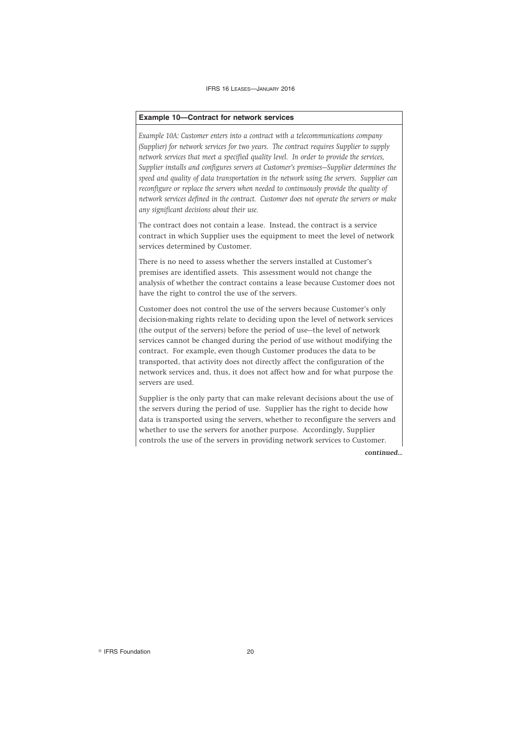**Example 10—Contract for network services**

*Example 10A: Customer enters into a contract with a telecommunications company (Supplier) for network services for two years. The contract requires Supplier to supply network services that meet a specified quality level. In order to provide the services, Supplier installs and configures servers at Customer's premises—Supplier determines the speed and quality of data transportation in the network using the servers. Supplier can reconfigure or replace the servers when needed to continuously provide the quality of network services defined in the contract. Customer does not operate the servers or make any significant decisions about their use.*

The contract does not contain a lease. Instead, the contract is a service contract in which Supplier uses the equipment to meet the level of network services determined by Customer.

There is no need to assess whether the servers installed at Customer's premises are identified assets. This assessment would not change the analysis of whether the contract contains a lease because Customer does not have the right to control the use of the servers.

Customer does not control the use of the servers because Customer's only decision-making rights relate to deciding upon the level of network services (the output of the servers) before the period of use—the level of network services cannot be changed during the period of use without modifying the contract. For example, even though Customer produces the data to be transported, that activity does not directly affect the configuration of the network services and, thus, it does not affect how and for what purpose the servers are used.

Supplier is the only party that can make relevant decisions about the use of the servers during the period of use. Supplier has the right to decide how data is transported using the servers, whether to reconfigure the servers and whether to use the servers for another purpose. Accordingly, Supplier controls the use of the servers in providing network services to Customer.

*continued...*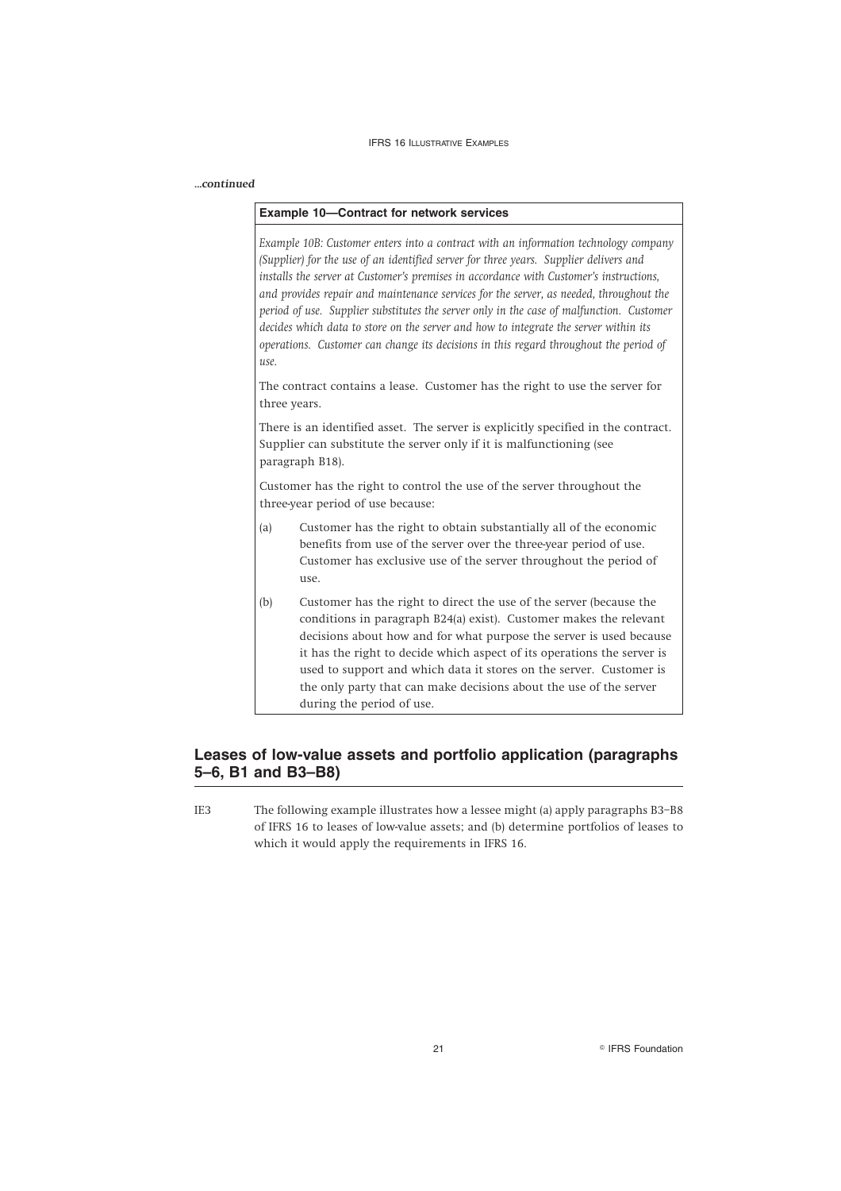*...continued*

**Example 10—Contract for network services**

*Example 10B: Customer enters into a contract with an information technology company (Supplier) for the use of an identified server for three years. Supplier delivers and installs the server at Customer's premises in accordance with Customer's instructions, and provides repair and maintenance services for the server, as needed, throughout the period of use. Supplier substitutes the server only in the case of malfunction. Customer decides which data to store on the server and how to integrate the server within its operations. Customer can change its decisions in this regard throughout the period of use.*

The contract contains a lease. Customer has the right to use the server for three years.

There is an identified asset. The server is explicitly specified in the contract. Supplier can substitute the server only if it is malfunctioning (see paragraph B18).

Customer has the right to control the use of the server throughout the three-year period of use because:

(a) Customer has the right to obtain substantially all of the economic benefits from use of the server over the three-year period of use. Customer has exclusive use of the server throughout the period of use.

(b) Customer has the right to direct the use of the server (because the conditions in paragraph B24(a) exist). Customer makes the relevant decisions about how and for what purpose the server is used because it has the right to decide which aspect of its operations the server is used to support and which data it stores on the server. Customer is the only party that can make decisions about the use of the server during the period of use.

## Leases of low-value assets and portfolio application (paragraphs 5–6, B1 and B3–B8)

IE3 The following example illustrates how a lessee might (a) apply paragraphs B3–B8 of IFRS 16 to leases of low-value assets; and (b) determine portfolios of leases to which it would apply the requirements in IFRS 16.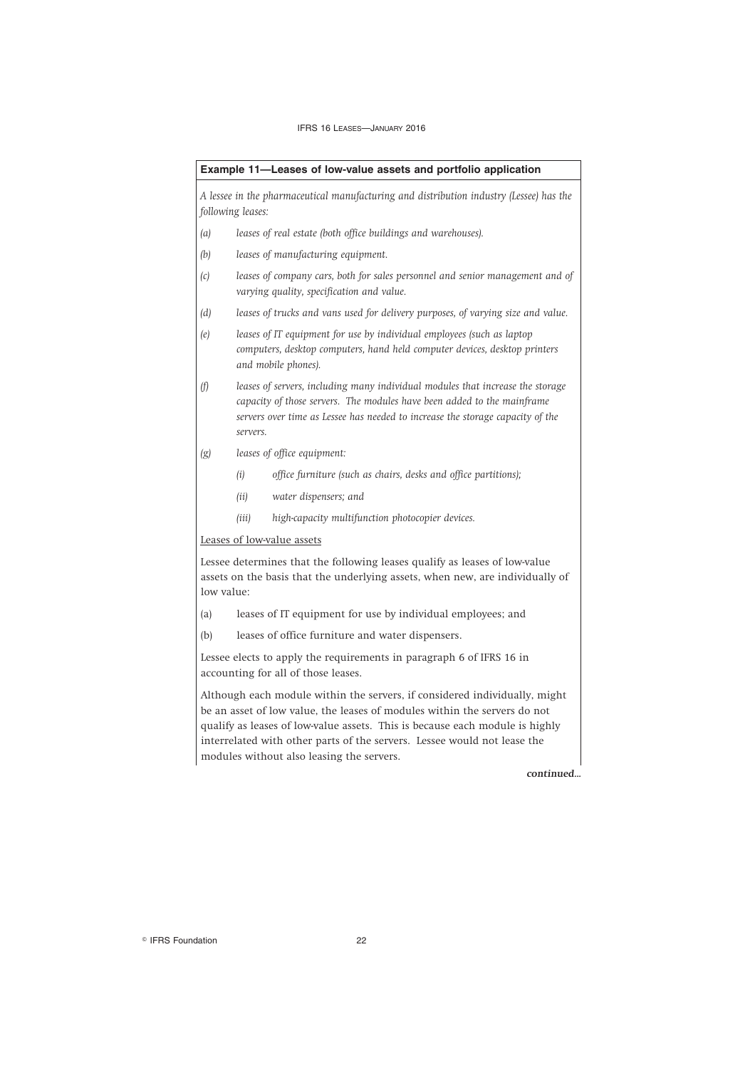**Example 11—Leases of low-value assets and portfolio application**

*A lessee in the pharmaceutical manufacturing and distribution industry (Lessee) has the following leases:*

*(a) leases of real estate (both office buildings and warehouses).*

*(b) leases of manufacturing equipment.*

*(c) leases of company cars, both for sales personnel and senior management and of varying quality, specification and value.*

*(d) leases of trucks and vans used for delivery purposes, of varying size and value.*

*(e) leases of IT equipment for use by individual employees (such as laptop computers, desktop computers, hand held computer devices, desktop printers and mobile phones).*

*(f) leases of servers, including many individual modules that increase the storage capacity of those servers. The modules have been added to the mainframe servers over time as Lessee has needed to increase the storage capacity of the servers.*

*(g) leases of office equipment:*

*(i) office furniture (such as chairs, desks and office partitions);*

*(ii) water dispensers; and*

*(iii) high-capacity multifunction photocopier devices.*

Leases of low-value assets

Lessee determines that the following leases qualify as leases of low-value assets on the basis that the underlying assets, when new, are individually of low value:

(a) leases of IT equipment for use by individual employees; and

(b) leases of office furniture and water dispensers.

Lessee elects to apply the requirements in paragraph 6 of IFRS 16 in accounting for all of those leases.

Although each module within the servers, if considered individually, might be an asset of low value, the leases of modules within the servers do not qualify as leases of low-value assets. This is because each module is highly interrelated with other parts of the servers. Lessee would not lease the modules without also leasing the servers.

*continued...*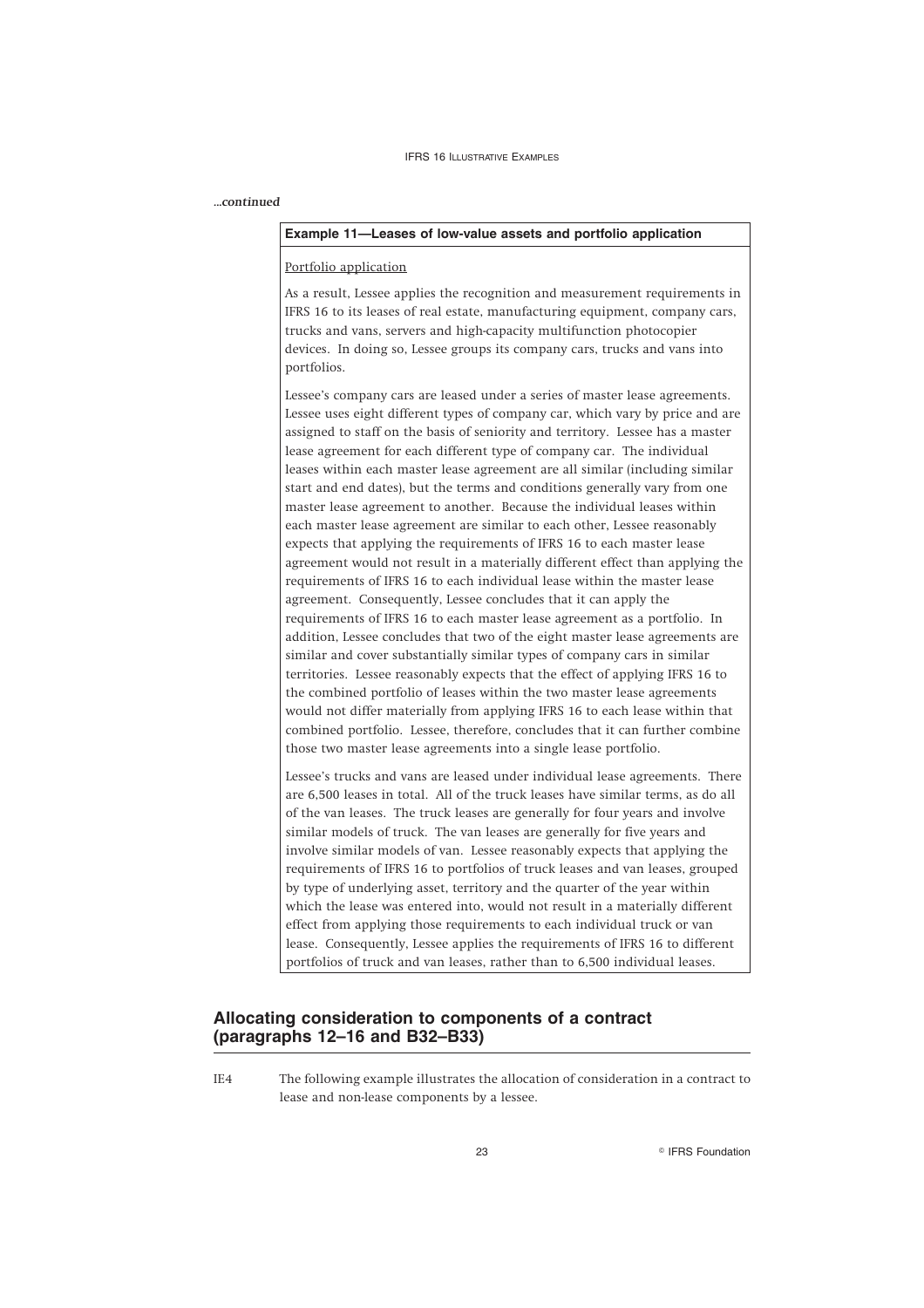*...continued*

**Example 11—Leases of low-value assets and portfolio application**

Portfolio application

As a result, Lessee applies the recognition and measurement requirements in IFRS 16 to its leases of real estate, manufacturing equipment, company cars, trucks and vans, servers and high-capacity multifunction photocopier devices. In doing so, Lessee groups its company cars, trucks and vans into portfolios.

Lessee's company cars are leased under a series of master lease agreements. Lessee uses eight different types of company car, which vary by price and are assigned to staff on the basis of seniority and territory. Lessee has a master lease agreement for each different type of company car. The individual leases within each master lease agreement are all similar (including similar start and end dates), but the terms and conditions generally vary from one master lease agreement to another. Because the individual leases within each master lease agreement are similar to each other, Lessee reasonably expects that applying the requirements of IFRS 16 to each master lease agreement would not result in a materially different effect than applying the requirements of IFRS 16 to each individual lease within the master lease agreement. Consequently, Lessee concludes that it can apply the requirements of IFRS 16 to each master lease agreement as a portfolio. In addition, Lessee concludes that two of the eight master lease agreements are similar and cover substantially similar types of company cars in similar territories. Lessee reasonably expects that the effect of applying IFRS 16 to the combined portfolio of leases within the two master lease agreements would not differ materially from applying IFRS 16 to each lease within that combined portfolio. Lessee, therefore, concludes that it can further combine those two master lease agreements into a single lease portfolio.

Lessee's trucks and vans are leased under individual lease agreements. There are 6,500 leases in total. All of the truck leases have similar terms, as do all of the van leases. The truck leases are generally for four years and involve similar models of truck. The van leases are generally for five years and involve similar models of van. Lessee reasonably expects that applying the requirements of IFRS 16 to portfolios of truck leases and van leases, grouped by type of underlying asset, territory and the quarter of the year within which the lease was entered into, would not result in a materially different effect from applying those requirements to each individual truck or van lease. Consequently, Lessee applies the requirements of IFRS 16 to different portfolios of truck and van leases, rather than to 6,500 individual leases.

## Allocating consideration to components of a contract (paragraphs 12–16 and B32–B33)

IE4 The following example illustrates the allocation of consideration in a contract to lease and non-lease components by a lessee.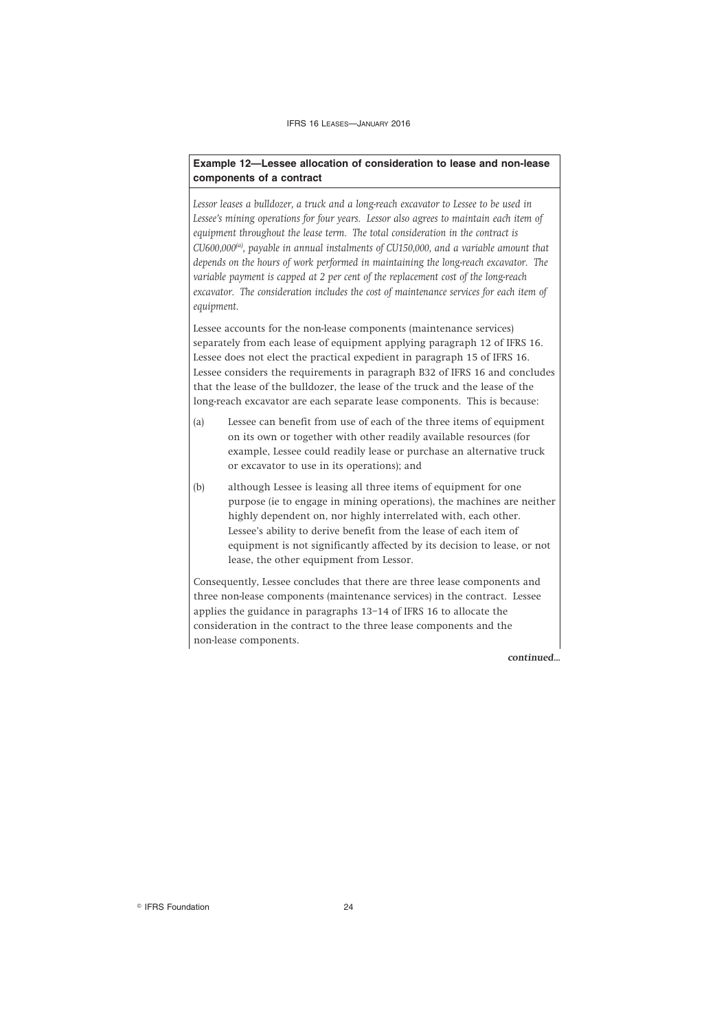**Example 12—Lessee allocation of consideration to lease and non-lease components of a contract**

*Lessor leases a bulldozer, a truck and a long-reach excavator to Lessee to be used in Lessee's mining operations for four years. Lessor also agrees to maintain each item of equipment throughout the lease term. The total consideration in the contract is CU600,000*[(a)]*, payable in annual instalments of CU150,000, and a variable amount that depends on the hours of work performed in maintaining the long-reach excavator. The variable payment is capped at 2 per cent of the replacement cost of the long-reach excavator. The consideration includes the cost of maintenance services for each item of equipment.*

Lessee accounts for the non-lease components (maintenance services) separately from each lease of equipment applying paragraph 12 of IFRS 16. Lessee does not elect the practical expedient in paragraph 15 of IFRS 16. Lessee considers the requirements in paragraph B32 of IFRS 16 and concludes that the lease of the bulldozer, the lease of the truck and the lease of the long-reach excavator are each separate lease components. This is because:

(a) Lessee can benefit from use of each of the three items of equipment on its own or together with other readily available resources (for example, Lessee could readily lease or purchase an alternative truck or excavator to use in its operations); and

(b) although Lessee is leasing all three items of equipment for one purpose (ie to engage in mining operations), the machines are neither highly dependent on, nor highly interrelated with, each other. Lessee's ability to derive benefit from the lease of each item of equipment is not significantly affected by its decision to lease, or not lease, the other equipment from Lessor.

Consequently, Lessee concludes that there are three lease components and three non-lease components (maintenance services) in the contract. Lessee applies the guidance in paragraphs 13–14 of IFRS 16 to allocate the consideration in the contract to the three lease components and the non-lease components.

*continued...*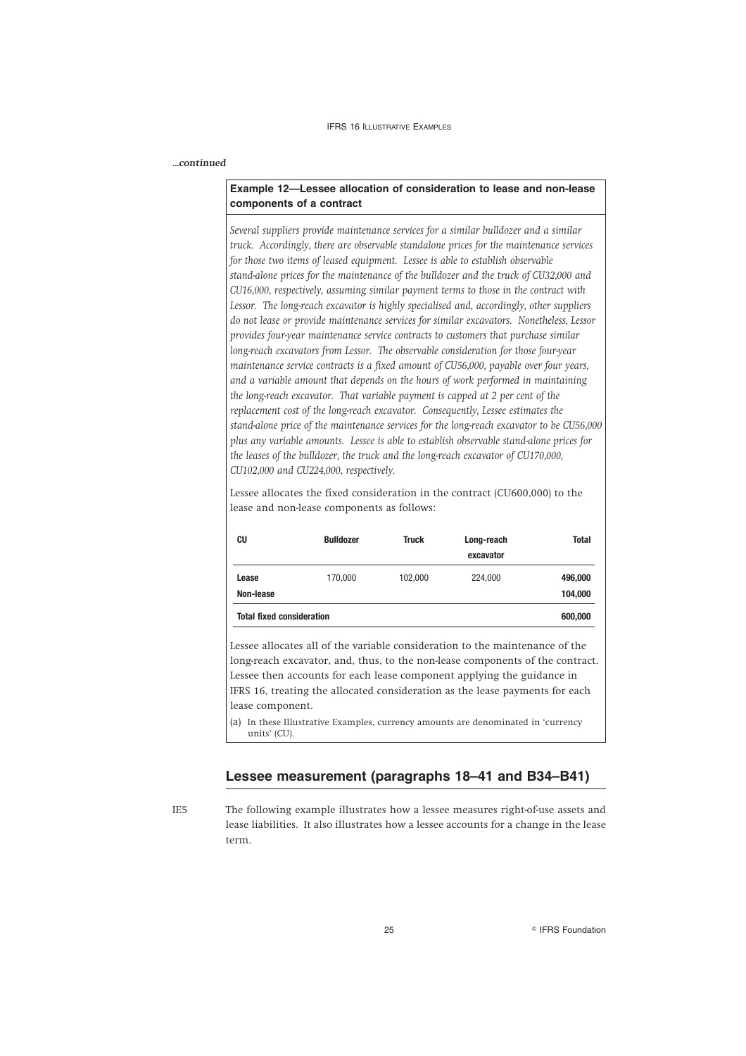*...continued*

**Example 12—Lessee allocation of consideration to lease and non-lease components of a contract**

*Several suppliers provide maintenance services for a similar bulldozer and a similar truck. Accordingly, there are observable standalone prices for the maintenance services for those two items of leased equipment. Lessee is able to establish observable stand-alone prices for the maintenance of the bulldozer and the truck of CU32,000 and CU16,000, respectively, assuming similar payment terms to those in the contract with Lessor. The long-reach excavator is highly specialised and, accordingly, other suppliers do not lease or provide maintenance services for similar excavators. Nonetheless, Lessor provides four-year maintenance service contracts to customers that purchase similar long-reach excavators from Lessor. The observable consideration for those four-year maintenance service contracts is a fixed amount of CU56,000, payable over four years, and a variable amount that depends on the hours of work performed in maintaining the long-reach excavator. That variable payment is capped at 2 per cent of the replacement cost of the long-reach excavator. Consequently, Lessee estimates the stand-alone price of the maintenance services for the long-reach excavator to be CU56,000 plus any variable amounts. Lessee is able to establish observable stand-alone prices for the leases of the bulldozer, the truck and the long-reach excavator of CU170,000, CU102,000 and CU224,000, respectively.*

Lessee allocates the fixed consideration in the contract (CU600,000) to the lease and non-lease components as follows:

| CU | Bulldozer | Truck | Long-reach excavator | Total |
|---|---|---|---|---|
| **Lease** | 170,000 | 102,000 | 224,000 | **496,000** |
| **Non-lease** | | | | **104,000** |
| **Total fixed consideration** | | | | **600,000** |

Lessee allocates all of the variable consideration to the maintenance of the long-reach excavator, and, thus, to the non-lease components of the contract. Lessee then accounts for each lease component applying the guidance in IFRS 16, treating the allocated consideration as the lease payments for each lease component.

(a) In these Illustrative Examples, currency amounts are denominated in 'currency units' (CU).

## Lessee measurement (paragraphs 18–41 and B34–B41)

IE5 The following example illustrates how a lessee measures right-of-use assets and lease liabilities. It also illustrates how a lessee accounts for a change in the lease term.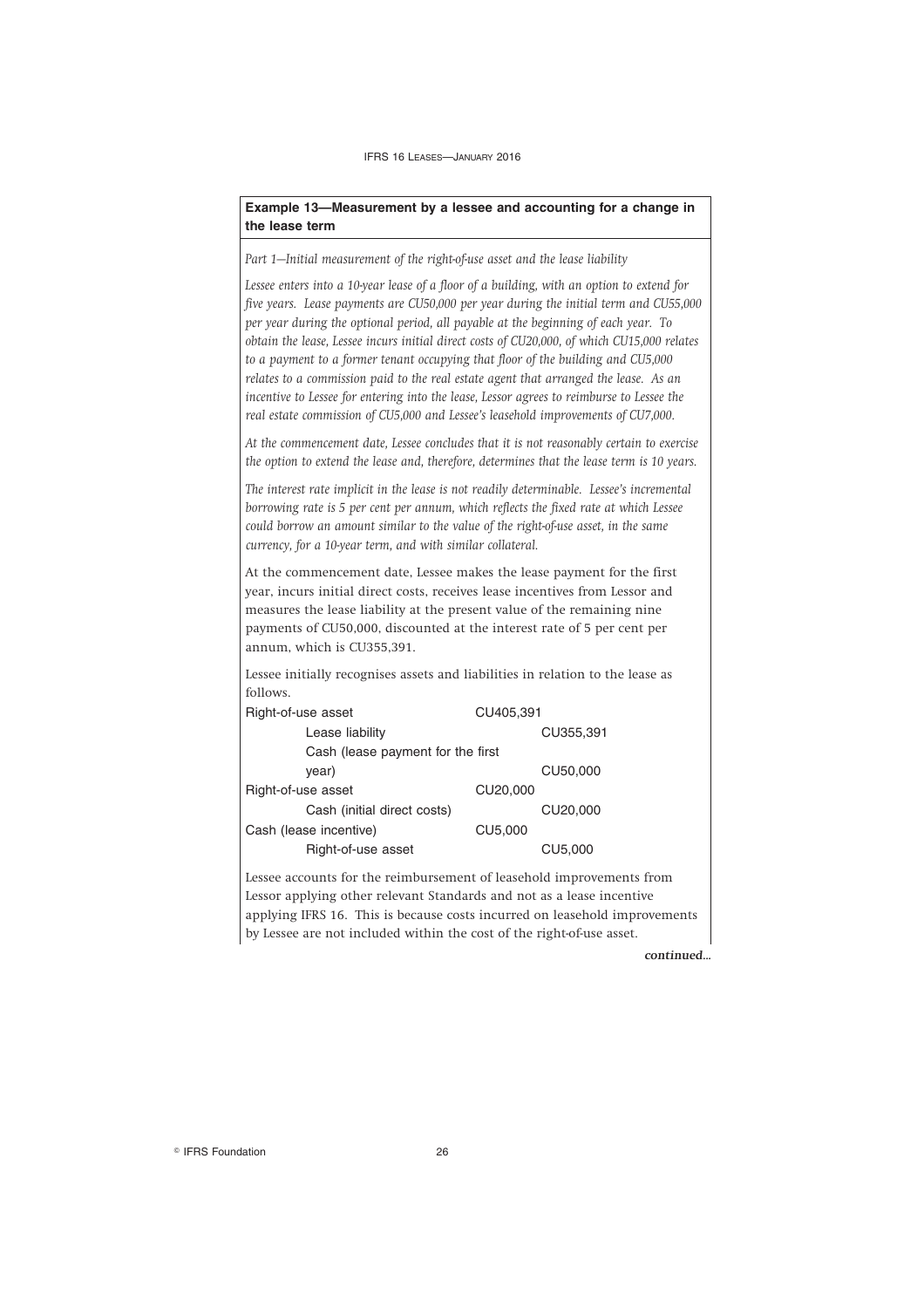**Example 13—Measurement by a lessee and accounting for a change in the lease term**

*Part 1—Initial measurement of the right-of-use asset and the lease liability*

*Lessee enters into a 10-year lease of a floor of a building, with an option to extend for five years. Lease payments are CU50,000 per year during the initial term and CU55,000 per year during the optional period, all payable at the beginning of each year. To obtain the lease, Lessee incurs initial direct costs of CU20,000, of which CU15,000 relates to a payment to a former tenant occupying that floor of the building and CU5,000 relates to a commission paid to the real estate agent that arranged the lease. As an incentive to Lessee for entering into the lease, Lessor agrees to reimburse to Lessee the real estate commission of CU5,000 and Lessee's leasehold improvements of CU7,000.*

*At the commencement date, Lessee concludes that it is not reasonably certain to exercise the option to extend the lease and, therefore, determines that the lease term is 10 years.*

*The interest rate implicit in the lease is not readily determinable. Lessee's incremental borrowing rate is 5 per cent per annum, which reflects the fixed rate at which Lessee could borrow an amount similar to the value of the right-of-use asset, in the same currency, for a 10-year term, and with similar collateral.*

At the commencement date, Lessee makes the lease payment for the first year, incurs initial direct costs, receives lease incentives from Lessor and measures the lease liability at the present value of the remaining nine payments of CU50,000, discounted at the interest rate of 5 per cent per annum, which is CU355,391.

Lessee initially recognises assets and liabilities in relation to the lease as follows.

| | | |
|---|---|---|
| Right-of-use asset | CU405,391 | |
| Lease liability | | CU355,391 |
| Cash (lease payment for the first year) | | CU50,000 |
| Right-of-use asset | CU20,000 | |
| Cash (initial direct costs) | | CU20,000 |
| Cash (lease incentive) | CU5,000 | |
| Right-of-use asset | | CU5,000 |

Lessee accounts for the reimbursement of leasehold improvements from Lessor applying other relevant Standards and not as a lease incentive applying IFRS 16. This is because costs incurred on leasehold improvements by Lessee are not included within the cost of the right-of-use asset.

*continued...*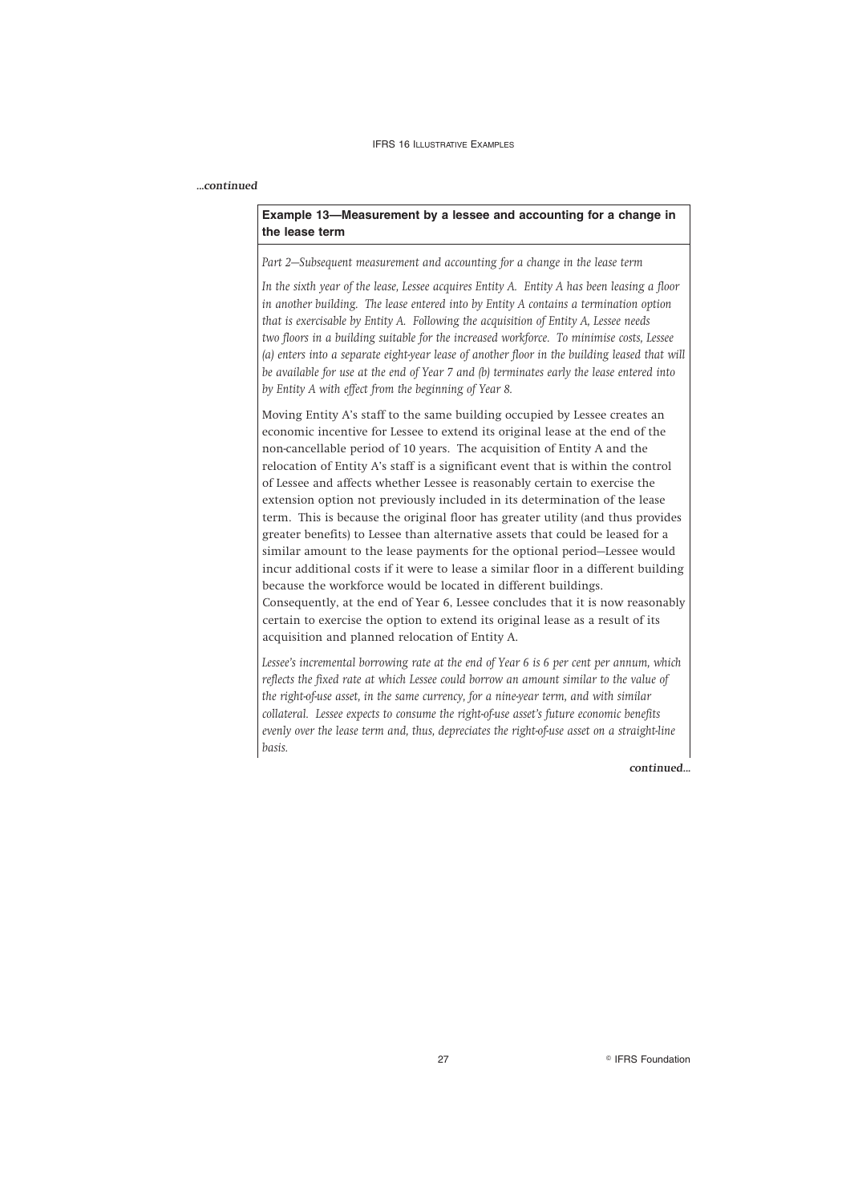*...continued*

**Example 13—Measurement by a lessee and accounting for a change in the lease term**

*Part 2—Subsequent measurement and accounting for a change in the lease term*

*In the sixth year of the lease, Lessee acquires Entity A. Entity A has been leasing a floor in another building. The lease entered into by Entity A contains a termination option that is exercisable by Entity A. Following the acquisition of Entity A, Lessee needs two floors in a building suitable for the increased workforce. To minimise costs, Lessee (a) enters into a separate eight-year lease of another floor in the building leased that will be available for use at the end of Year 7 and (b) terminates early the lease entered into by Entity A with effect from the beginning of Year 8.*

Moving Entity A's staff to the same building occupied by Lessee creates an economic incentive for Lessee to extend its original lease at the end of the non-cancellable period of 10 years. The acquisition of Entity A and the relocation of Entity A's staff is a significant event that is within the control of Lessee and affects whether Lessee is reasonably certain to exercise the extension option not previously included in its determination of the lease term. This is because the original floor has greater utility (and thus provides greater benefits) to Lessee than alternative assets that could be leased for a similar amount to the lease payments for the optional period—Lessee would incur additional costs if it were to lease a similar floor in a different building because the workforce would be located in different buildings. Consequently, at the end of Year 6, Lessee concludes that it is now reasonably certain to exercise the option to extend its original lease as a result of its acquisition and planned relocation of Entity A.

*Lessee's incremental borrowing rate at the end of Year 6 is 6 per cent per annum, which reflects the fixed rate at which Lessee could borrow an amount similar to the value of the right-of-use asset, in the same currency, for a nine-year term, and with similar collateral. Lessee expects to consume the right-of-use asset's future economic benefits evenly over the lease term and, thus, depreciates the right-of-use asset on a straight-line basis.*

*continued...*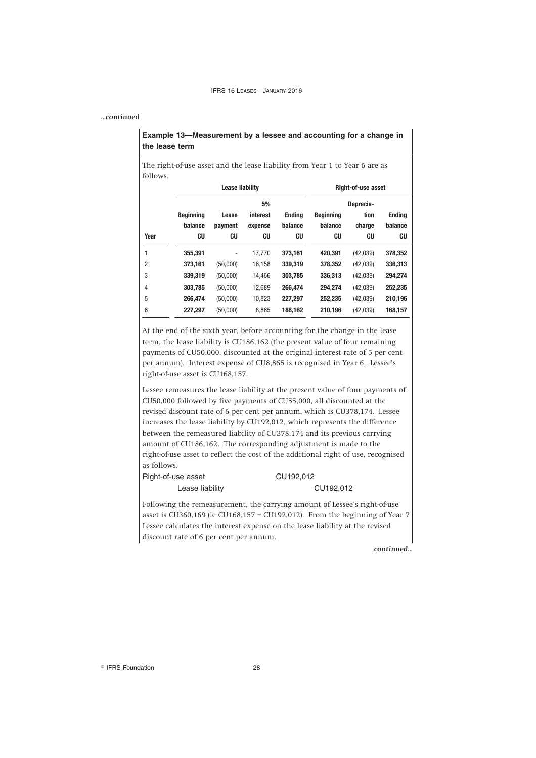*...continued*

**Example 13—Measurement by a lessee and accounting for a change in the lease term**

The right-of-use asset and the lease liability from Year 1 to Year 6 are as follows.

| | Lease liability | | | | Right-of-use asset | | |
|---|---|---|---|---|---|---|---|
| Year | Beginning balance CU | Lease payment CU | 5% interest expense CU | Ending balance CU | Beginning balance CU | Deprecia-tion charge CU | Ending balance CU |
| 1 | **355,391** | - | 17,770 | **373,161** | **420,391** | (42,039) | **378,352** |
| 2 | **373,161** | (50,000) | 16,158 | **339,319** | **378,352** | (42,039) | **336,313** |
| 3 | **339,319** | (50,000) | 14,466 | **303,785** | **336,313** | (42,039) | **294,274** |
| 4 | **303,785** | (50,000) | 12,689 | **266,474** | **294,274** | (42,039) | **252,235** |
| 5 | **266,474** | (50,000) | 10,823 | **227,297** | **252,235** | (42,039) | **210,196** |
| 6 | **227,297** | (50,000) | 8,865 | **186,162** | **210,196** | (42,039) | **168,157** |

At the end of the sixth year, before accounting for the change in the lease term, the lease liability is CU186,162 (the present value of four remaining payments of CU50,000, discounted at the original interest rate of 5 per cent per annum). Interest expense of CU8,865 is recognised in Year 6. Lessee's right-of-use asset is CU168,157.

Lessee remeasures the lease liability at the present value of four payments of CU50,000 followed by five payments of CU55,000, all discounted at the revised discount rate of 6 per cent per annum, which is CU378,174. Lessee increases the lease liability by CU192,012, which represents the difference between the remeasured liability of CU378,174 and its previous carrying amount of CU186,162. The corresponding adjustment is made to the right-of-use asset to reflect the cost of the additional right of use, recognised as follows.

| | | |
|---|---|---|
| Right-of-use asset | CU192,012 | |
| Lease liability | | CU192,012 |

Following the remeasurement, the carrying amount of Lessee's right-of-use asset is CU360,169 (ie CU168,157 + CU192,012). From the beginning of Year 7 Lessee calculates the interest expense on the lease liability at the revised discount rate of 6 per cent per annum.

*continued...*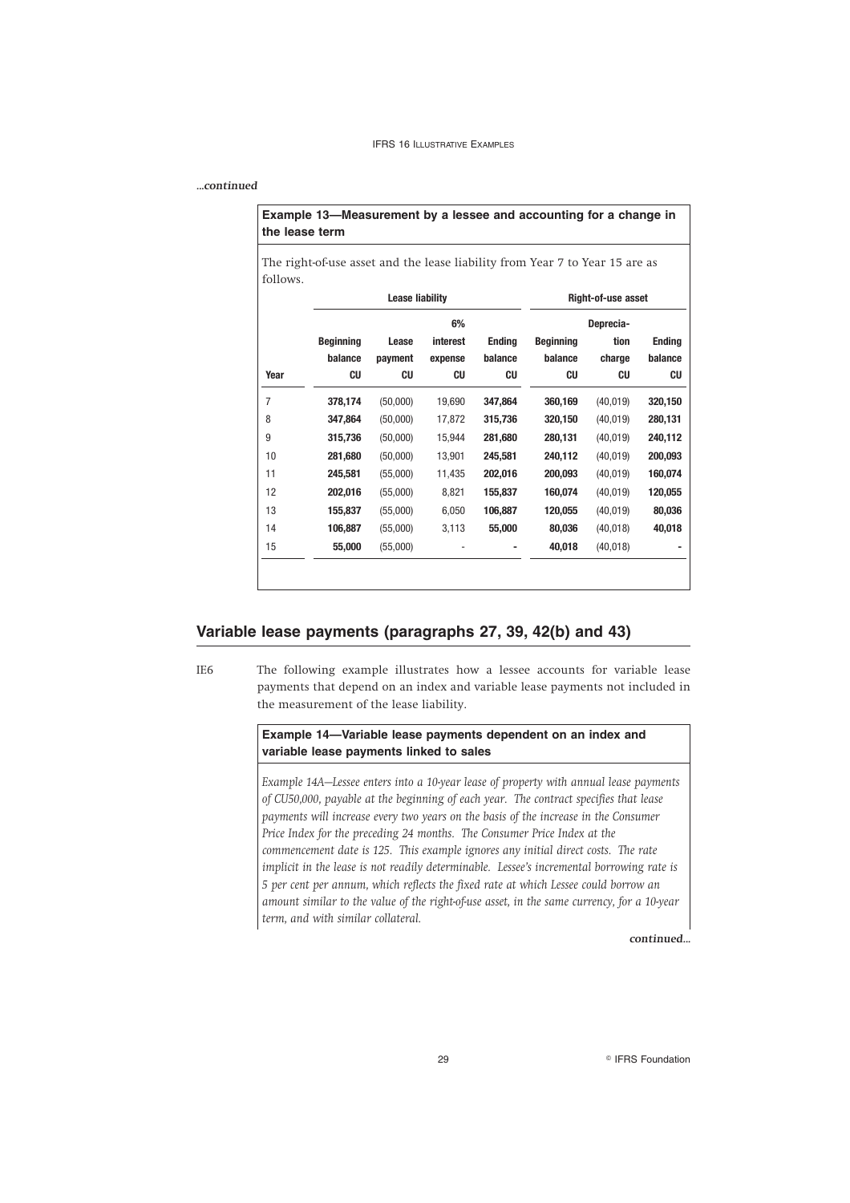*...continued*

**Example 13—Measurement by a lessee and accounting for a change in the lease term**

The right-of-use asset and the lease liability from Year 7 to Year 15 are as follows.

| | Lease liability | | | | Right-of-use asset | | |
|---|---|---|---|---|---|---|---|
| Year | Beginning balance CU | Lease payment CU | 6% interest expense CU | Ending balance CU | Beginning balance CU | Deprecia-tion charge CU | Ending balance CU |
| 7 | **378,174** | (50,000) | 19,690 | **347,864** | **360,169** | (40,019) | **320,150** |
| 8 | **347,864** | (50,000) | 17,872 | **315,736** | **320,150** | (40,019) | **280,131** |
| 9 | **315,736** | (50,000) | 15,944 | **281,680** | **280,131** | (40,019) | **240,112** |
| 10 | **281,680** | (50,000) | 13,901 | **245,581** | **240,112** | (40,019) | **200,093** |
| 11 | **245,581** | (55,000) | 11,435 | **202,016** | **200,093** | (40,019) | **160,074** |
| 12 | **202,016** | (55,000) | 8,821 | **155,837** | **160,074** | (40,019) | **120,055** |
| 13 | **155,837** | (55,000) | 6,050 | **106,887** | **120,055** | (40,019) | **80,036** |
| 14 | **106,887** | (55,000) | 3,113 | **55,000** | **80,036** | (40,018) | **40,018** |
| 15 | **55,000** | (55,000) | - | **-** | **40,018** | (40,018) | **-** |

## Variable lease payments (paragraphs 27, 39, 42(b) and 43)

IE6 The following example illustrates how a lessee accounts for variable lease payments that depend on an index and variable lease payments not included in the measurement of the lease liability.

**Example 14—Variable lease payments dependent on an index and variable lease payments linked to sales**

*Example 14A—Lessee enters into a 10-year lease of property with annual lease payments of CU50,000, payable at the beginning of each year. The contract specifies that lease payments will increase every two years on the basis of the increase in the Consumer Price Index for the preceding 24 months. The Consumer Price Index at the commencement date is 125. This example ignores any initial direct costs. The rate implicit in the lease is not readily determinable. Lessee's incremental borrowing rate is 5 per cent per annum, which reflects the fixed rate at which Lessee could borrow an amount similar to the value of the right-of-use asset, in the same currency, for a 10-year term, and with similar collateral.*

*continued...*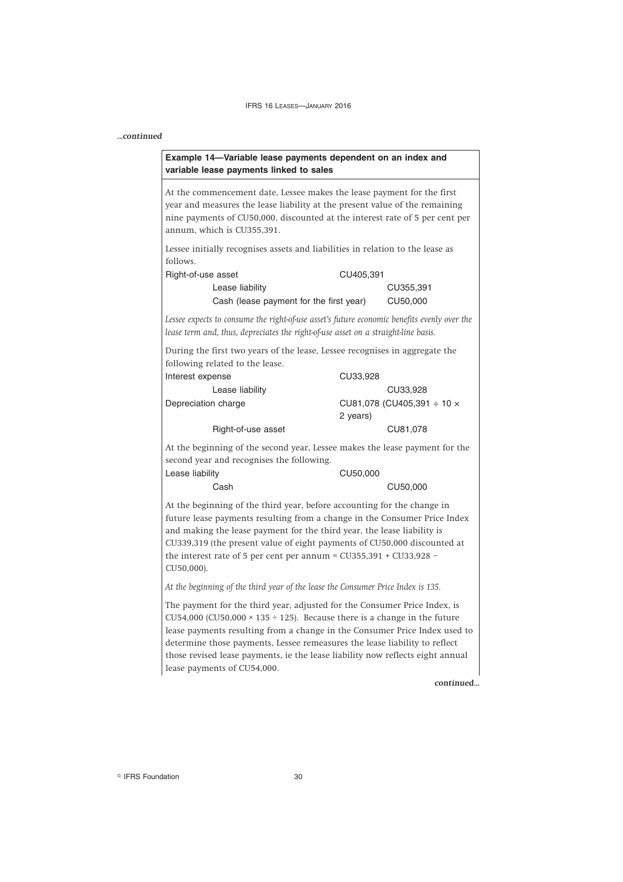*...continued*

**Example 14—Variable lease payments dependent on an index and variable lease payments linked to sales**

At the commencement date, Lessee makes the lease payment for the first year and measures the lease liability at the present value of the remaining nine payments of CU50,000, discounted at the interest rate of 5 per cent per annum, which is CU355,391.

Lessee initially recognises assets and liabilities in relation to the lease as follows.

| | | |
|---|---|---|
| Right-of-use asset | CU405,391 | |
| Lease liability | | CU355,391 |
| Cash (lease payment for the first year) | | CU50,000 |

*Lessee expects to consume the right-of-use asset's future economic benefits evenly over the lease term and, thus, depreciates the right-of-use asset on a straight-line basis.*

During the first two years of the lease, Lessee recognises in aggregate the following related to the lease.

| | | |
|---|---|---|
| Interest expense | CU33,928 | |
| Lease liability | | CU33,928 |
| Depreciation charge | CU81,078 (CU405,391 ÷ 10 × 2 years) | |
| Right-of-use asset | | CU81,078 |

At the beginning of the second year, Lessee makes the lease payment for the second year and recognises the following.

| | | |
|---|---|---|
| Lease liability | CU50,000 | |
| Cash | | CU50,000 |

At the beginning of the third year, before accounting for the change in future lease payments resulting from a change in the Consumer Price Index and making the lease payment for the third year, the lease liability is CU339,319 (the present value of eight payments of CU50,000 discounted at the interest rate of 5 per cent per annum = CU355,391 + CU33,928 – CU50,000).

*At the beginning of the third year of the lease the Consumer Price Index is 135.*

The payment for the third year, adjusted for the Consumer Price Index, is CU54,000 (CU50,000 × 135 ÷ 125). Because there is a change in the future lease payments resulting from a change in the Consumer Price Index used to determine those payments, Lessee remeasures the lease liability to reflect those revised lease payments, ie the lease liability now reflects eight annual lease payments of CU54,000.

*continued...*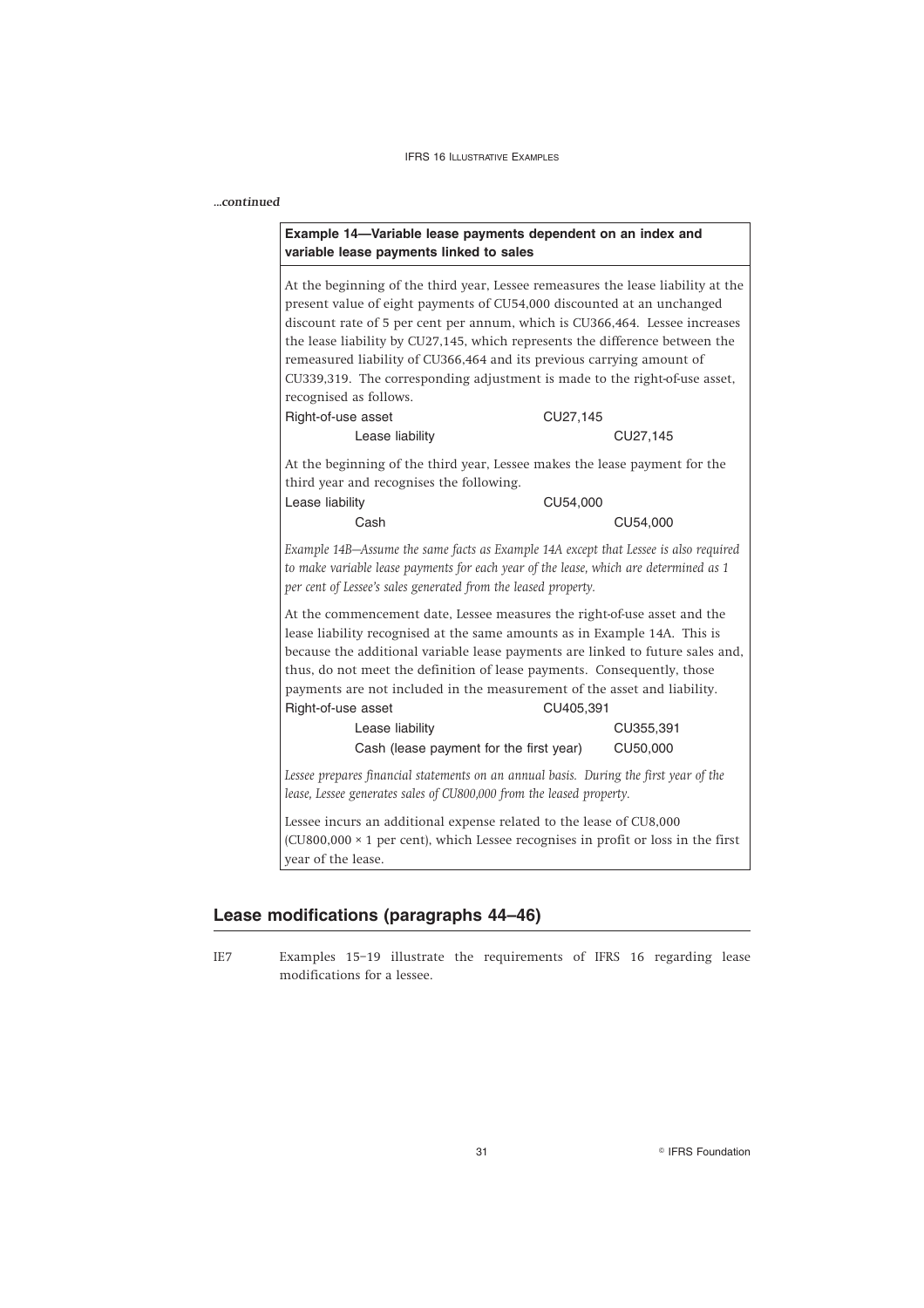*...continued*

**Example 14—Variable lease payments dependent on an index and variable lease payments linked to sales**

At the beginning of the third year, Lessee remeasures the lease liability at the present value of eight payments of CU54,000 discounted at an unchanged discount rate of 5 per cent per annum, which is CU366,464. Lessee increases the lease liability by CU27,145, which represents the difference between the remeasured liability of CU366,464 and its previous carrying amount of CU339,319. The corresponding adjustment is made to the right-of-use asset, recognised as follows.

| | | |
|---|---|---|
| Right-of-use asset | CU27,145 | |
| Lease liability | | CU27,145 |

At the beginning of the third year, Lessee makes the lease payment for the third year and recognises the following.

| | | |
|---|---|---|
| Lease liability | CU54,000 | |
| Cash | | CU54,000 |

*Example 14B—Assume the same facts as Example 14A except that Lessee is also required to make variable lease payments for each year of the lease, which are determined as 1 per cent of Lessee's sales generated from the leased property.*

At the commencement date, Lessee measures the right-of-use asset and the lease liability recognised at the same amounts as in Example 14A. This is because the additional variable lease payments are linked to future sales and, thus, do not meet the definition of lease payments. Consequently, those payments are not included in the measurement of the asset and liability.

| | | |
|---|---|---|
| Right-of-use asset | CU405,391 | |
| Lease liability | | CU355,391 |
| Cash (lease payment for the first year) | | CU50,000 |

*Lessee prepares financial statements on an annual basis. During the first year of the lease, Lessee generates sales of CU800,000 from the leased property.*

Lessee incurs an additional expense related to the lease of CU8,000 (CU800,000 × 1 per cent), which Lessee recognises in profit or loss in the first year of the lease.

## Lease modifications (paragraphs 44–46)

IE7 Examples 15–19 illustrate the requirements of IFRS 16 regarding lease modifications for a lessee.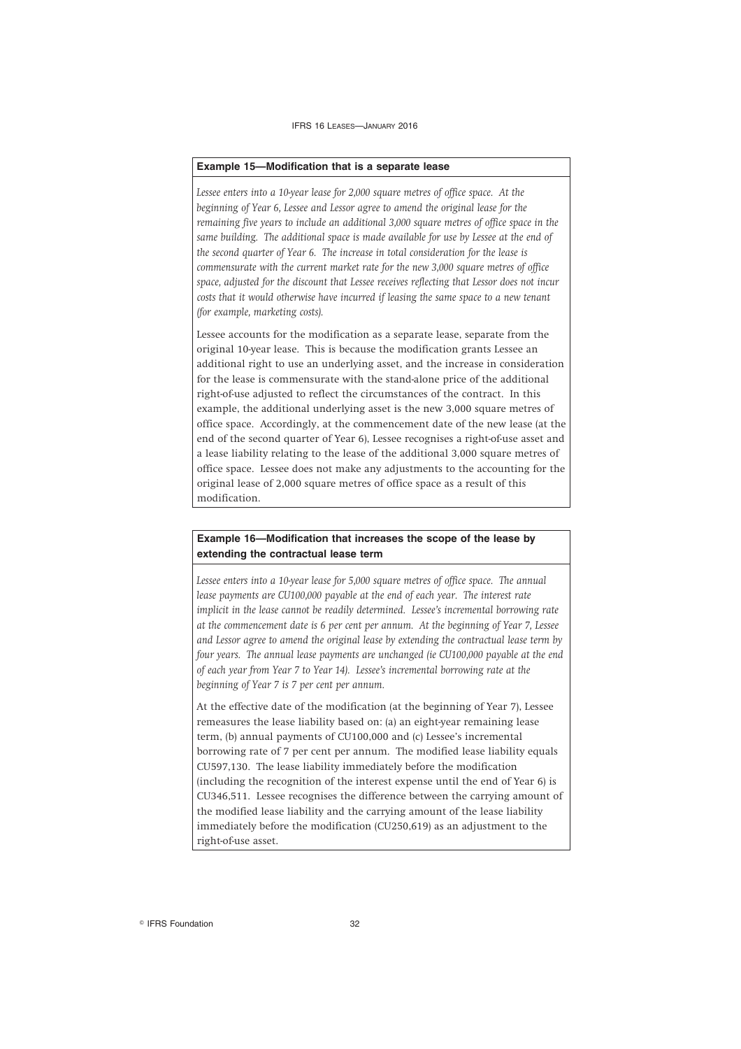### Example 15—Modification that is a separate lease

*Lessee enters into a 10-year lease for 2,000 square metres of office space. At the beginning of Year 6, Lessee and Lessor agree to amend the original lease for the remaining five years to include an additional 3,000 square metres of office space in the same building. The additional space is made available for use by Lessee at the end of the second quarter of Year 6. The increase in total consideration for the lease is commensurate with the current market rate for the new 3,000 square metres of office space, adjusted for the discount that Lessee receives reflecting that Lessor does not incur costs that it would otherwise have incurred if leasing the same space to a new tenant (for example, marketing costs).*

Lessee accounts for the modification as a separate lease, separate from the original 10-year lease. This is because the modification grants Lessee an additional right to use an underlying asset, and the increase in consideration for the lease is commensurate with the stand-alone price of the additional right-of-use adjusted to reflect the circumstances of the contract. In this example, the additional underlying asset is the new 3,000 square metres of office space. Accordingly, at the commencement date of the new lease (at the end of the second quarter of Year 6), Lessee recognises a right-of-use asset and a lease liability relating to the lease of the additional 3,000 square metres of office space. Lessee does not make any adjustments to the accounting for the original lease of 2,000 square metres of office space as a result of this modification.

### Example 16—Modification that increases the scope of the lease by extending the contractual lease term

*Lessee enters into a 10-year lease for 5,000 square metres of office space. The annual lease payments are CU100,000 payable at the end of each year. The interest rate implicit in the lease cannot be readily determined. Lessee's incremental borrowing rate at the commencement date is 6 per cent per annum. At the beginning of Year 7, Lessee and Lessor agree to amend the original lease by extending the contractual lease term by four years. The annual lease payments are unchanged (ie CU100,000 payable at the end of each year from Year 7 to Year 14). Lessee's incremental borrowing rate at the beginning of Year 7 is 7 per cent per annum.*

At the effective date of the modification (at the beginning of Year 7), Lessee remeasures the lease liability based on: (a) an eight-year remaining lease term, (b) annual payments of CU100,000 and (c) Lessee's incremental borrowing rate of 7 per cent per annum. The modified lease liability equals CU597,130. The lease liability immediately before the modification (including the recognition of the interest expense until the end of Year 6) is CU346,511. Lessee recognises the difference between the carrying amount of the modified lease liability and the carrying amount of the lease liability immediately before the modification (CU250,619) as an adjustment to the right-of-use asset.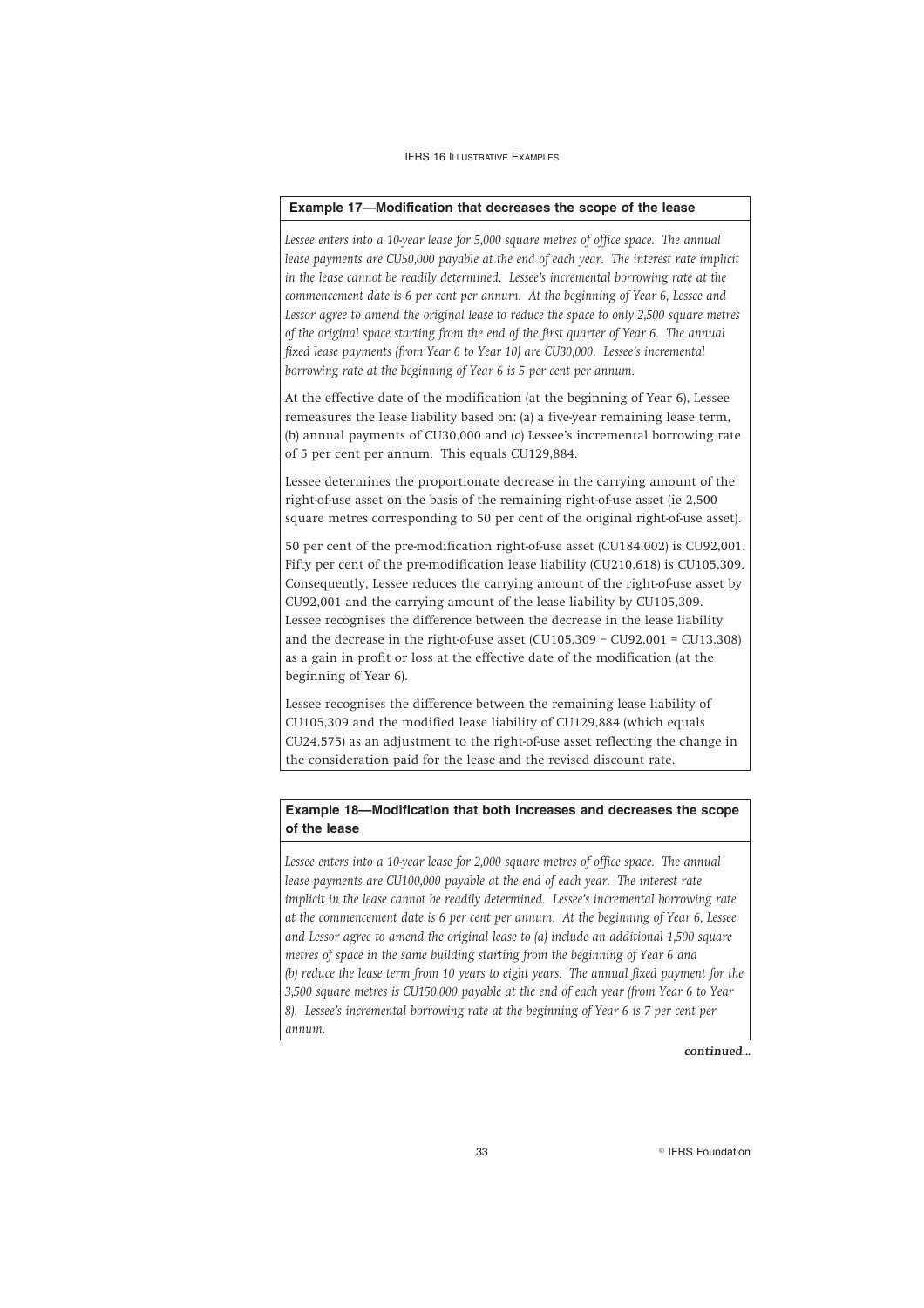### Example 17—Modification that decreases the scope of the lease

*Lessee enters into a 10-year lease for 5,000 square metres of office space. The annual lease payments are CU50,000 payable at the end of each year. The interest rate implicit in the lease cannot be readily determined. Lessee's incremental borrowing rate at the commencement date is 6 per cent per annum. At the beginning of Year 6, Lessee and Lessor agree to amend the original lease to reduce the space to only 2,500 square metres of the original space starting from the end of the first quarter of Year 6. The annual fixed lease payments (from Year 6 to Year 10) are CU30,000. Lessee's incremental borrowing rate at the beginning of Year 6 is 5 per cent per annum.*

At the effective date of the modification (at the beginning of Year 6), Lessee remeasures the lease liability based on: (a) a five-year remaining lease term, (b) annual payments of CU30,000 and (c) Lessee's incremental borrowing rate of 5 per cent per annum. This equals CU129,884.

Lessee determines the proportionate decrease in the carrying amount of the right-of-use asset on the basis of the remaining right-of-use asset (ie 2,500 square metres corresponding to 50 per cent of the original right-of-use asset).

50 per cent of the pre-modification right-of-use asset (CU184,002) is CU92,001. Fifty per cent of the pre-modification lease liability (CU210,618) is CU105,309. Consequently, Lessee reduces the carrying amount of the right-of-use asset by CU92,001 and the carrying amount of the lease liability by CU105,309. Lessee recognises the difference between the decrease in the lease liability and the decrease in the right-of-use asset (CU105,309 – CU92,001 = CU13,308) as a gain in profit or loss at the effective date of the modification (at the beginning of Year 6).

Lessee recognises the difference between the remaining lease liability of CU105,309 and the modified lease liability of CU129,884 (which equals CU24,575) as an adjustment to the right-of-use asset reflecting the change in the consideration paid for the lease and the revised discount rate.

### Example 18—Modification that both increases and decreases the scope of the lease

*Lessee enters into a 10-year lease for 2,000 square metres of office space. The annual lease payments are CU100,000 payable at the end of each year. The interest rate implicit in the lease cannot be readily determined. Lessee's incremental borrowing rate at the commencement date is 6 per cent per annum. At the beginning of Year 6, Lessee and Lessor agree to amend the original lease to (a) include an additional 1,500 square metres of space in the same building starting from the beginning of Year 6 and (b) reduce the lease term from 10 years to eight years. The annual fixed payment for the 3,500 square metres is CU150,000 payable at the end of each year (from Year 6 to Year 8). Lessee's incremental borrowing rate at the beginning of Year 6 is 7 per cent per annum.*

*continued...*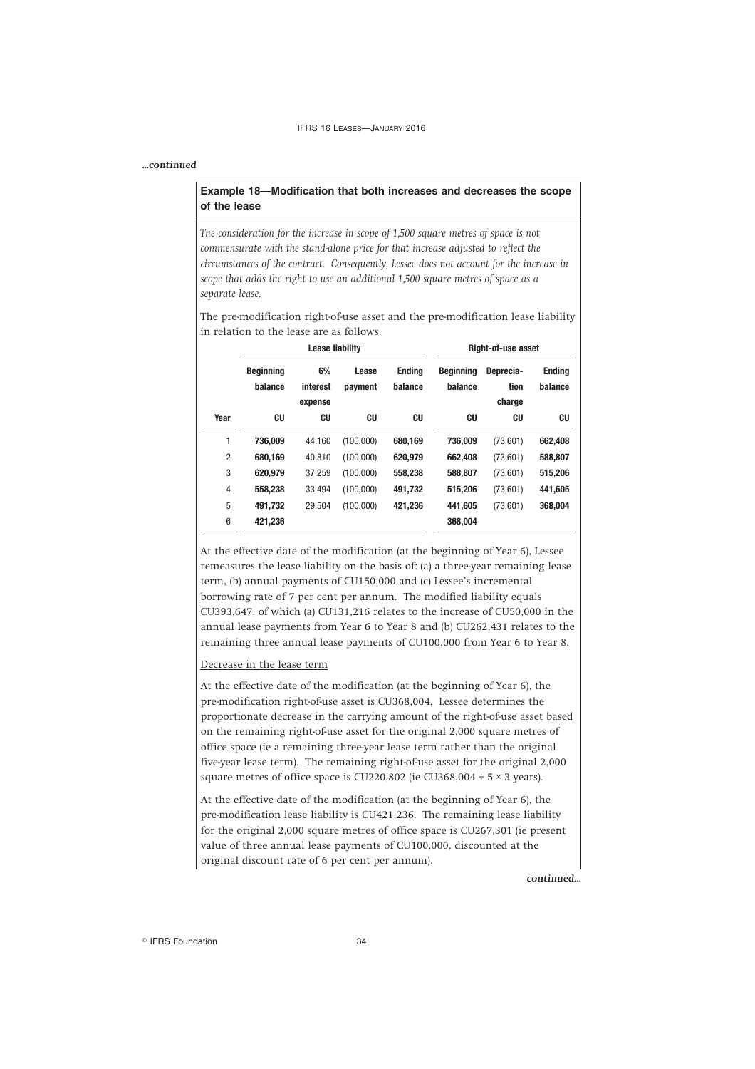*...continued*

**Example 18—Modification that both increases and decreases the scope of the lease**

*The consideration for the increase in scope of 1,500 square metres of space is not commensurate with the stand-alone price for that increase adjusted to reflect the circumstances of the contract. Consequently, Lessee does not account for the increase in scope that adds the right to use an additional 1,500 square metres of space as a separate lease.*

The pre-modification right-of-use asset and the pre-modification lease liability in relation to the lease are as follows.

| | Lease liability | | | | Right-of-use asset | | |
|---|---|---|---|---|---|---|---|
| | Beginning balance | 6% interest expense | Lease payment | Ending balance | Beginning balance | Depreciation charge | Ending balance |
| Year | CU | CU | CU | CU | CU | CU | CU |
| 1 | **736,009** | 44,160 | (100,000) | **680,169** | **736,009** | (73,601) | **662,408** |
| 2 | **680,169** | 40,810 | (100,000) | **620,979** | **662,408** | (73,601) | **588,807** |
| 3 | **620,979** | 37,259 | (100,000) | **558,238** | **588,807** | (73,601) | **515,206** |
| 4 | **558,238** | 33,494 | (100,000) | **491,732** | **515,206** | (73,601) | **441,605** |
| 5 | **491,732** | 29,504 | (100,000) | **421,236** | **441,605** | (73,601) | **368,004** |
| 6 | **421,236** | | | | **368,004** | | |

At the effective date of the modification (at the beginning of Year 6), Lessee remeasures the lease liability on the basis of: (a) a three-year remaining lease term, (b) annual payments of CU150,000 and (c) Lessee's incremental borrowing rate of 7 per cent per annum. The modified liability equals CU393,647, of which (a) CU131,216 relates to the increase of CU50,000 in the annual lease payments from Year 6 to Year 8 and (b) CU262,431 relates to the remaining three annual lease payments of CU100,000 from Year 6 to Year 8.

<u>Decrease in the lease term</u>

At the effective date of the modification (at the beginning of Year 6), the pre-modification right-of-use asset is CU368,004. Lessee determines the proportionate decrease in the carrying amount of the right-of-use asset based on the remaining right-of-use asset for the original 2,000 square metres of office space (ie a remaining three-year lease term rather than the original five-year lease term). The remaining right-of-use asset for the original 2,000 square metres of office space is CU220,802 (ie CU368,004 ÷ 5 × 3 years).

At the effective date of the modification (at the beginning of Year 6), the pre-modification lease liability is CU421,236. The remaining lease liability for the original 2,000 square metres of office space is CU267,301 (ie present value of three annual lease payments of CU100,000, discounted at the original discount rate of 6 per cent per annum).

*continued...*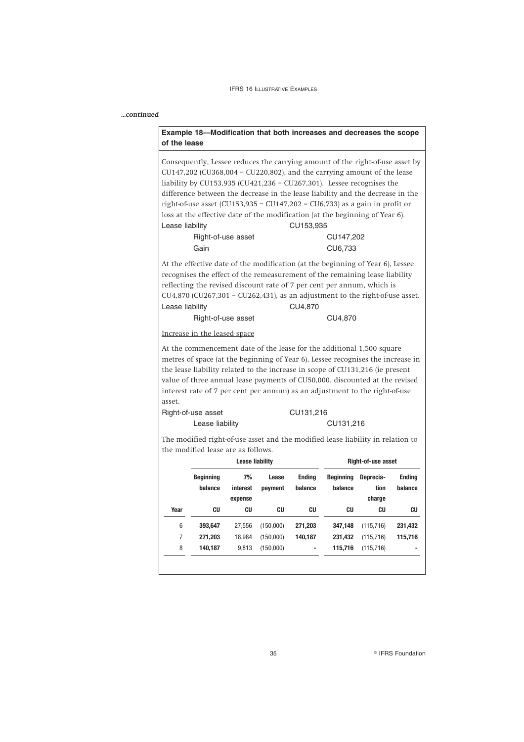*...continued*

**Example 18—Modification that both increases and decreases the scope of the lease**

Consequently, Lessee reduces the carrying amount of the right-of-use asset by CU147,202 (CU368,004 – CU220,802), and the carrying amount of the lease liability by CU153,935 (CU421,236 – CU267,301). Lessee recognises the difference between the decrease in the lease liability and the decrease in the right-of-use asset (CU153,935 – CU147,202 = CU6,733) as a gain in profit or loss at the effective date of the modification (at the beginning of Year 6).

| | | |
|---|---|---|
| Lease liability | CU153,935 | |
| Right-of-use asset | | CU147,202 |
| Gain | | CU6,733 |

At the effective date of the modification (at the beginning of Year 6), Lessee recognises the effect of the remeasurement of the remaining lease liability reflecting the revised discount rate of 7 per cent per annum, which is CU4,870 (CU267,301 – CU262,431), as an adjustment to the right-of-use asset.

| | | |
|---|---|---|
| Lease liability | CU4,870 | |
| Right-of-use asset | | CU4,870 |

Increase in the leased space

At the commencement date of the lease for the additional 1,500 square metres of space (at the beginning of Year 6), Lessee recognises the increase in the lease liability related to the increase in scope of CU131,216 (ie present value of three annual lease payments of CU50,000, discounted at the revised interest rate of 7 per cent per annum) as an adjustment to the right-of-use asset.

| | | |
|---|---|---|
| Right-of-use asset | CU131,216 | |
| Lease liability | | CU131,216 |

The modified right-of-use asset and the modified lease liability in relation to the modified lease are as follows.

| | Lease liability | | | | Right-of-use asset | | |
|---|---|---|---|---|---|---|---|
| | Beginning balance | 7% interest expense | Lease payment | Ending balance | Beginning balance | Depreciation charge | Ending balance |
| Year | CU | CU | CU | CU | CU | CU | CU |
| 6 | **393,647** | 27,556 | (150,000) | **271,203** | **347,148** | (115,716) | **231,432** |
| 7 | **271,203** | 18,984 | (150,000) | **140,187** | **231,432** | (115,716) | **115,716** |
| 8 | **140,187** | 9,813 | (150,000) | **-** | **115,716** | (115,716) | **-** |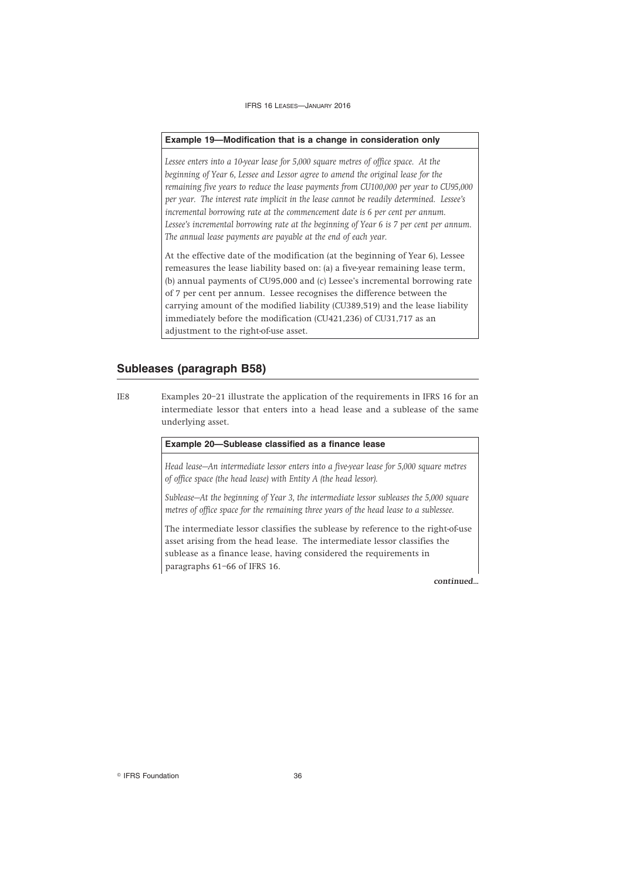**Example 19—Modification that is a change in consideration only**

*Lessee enters into a 10-year lease for 5,000 square metres of office space. At the beginning of Year 6, Lessee and Lessor agree to amend the original lease for the remaining five years to reduce the lease payments from CU100,000 per year to CU95,000 per year. The interest rate implicit in the lease cannot be readily determined. Lessee's incremental borrowing rate at the commencement date is 6 per cent per annum. Lessee's incremental borrowing rate at the beginning of Year 6 is 7 per cent per annum. The annual lease payments are payable at the end of each year.*

At the effective date of the modification (at the beginning of Year 6), Lessee remeasures the lease liability based on: (a) a five-year remaining lease term, (b) annual payments of CU95,000 and (c) Lessee's incremental borrowing rate of 7 per cent per annum. Lessee recognises the difference between the carrying amount of the modified liability (CU389,519) and the lease liability immediately before the modification (CU421,236) of CU31,717 as an adjustment to the right-of-use asset.

## Subleases (paragraph B58)

IE8 Examples 20–21 illustrate the application of the requirements in IFRS 16 for an intermediate lessor that enters into a head lease and a sublease of the same underlying asset.

**Example 20—Sublease classified as a finance lease**

*Head lease—An intermediate lessor enters into a five-year lease for 5,000 square metres of office space (the head lease) with Entity A (the head lessor).*

*Sublease—At the beginning of Year 3, the intermediate lessor subleases the 5,000 square metres of office space for the remaining three years of the head lease to a sublessee.*

The intermediate lessor classifies the sublease by reference to the right-of-use asset arising from the head lease. The intermediate lessor classifies the sublease as a finance lease, having considered the requirements in paragraphs 61–66 of IFRS 16.

*continued...*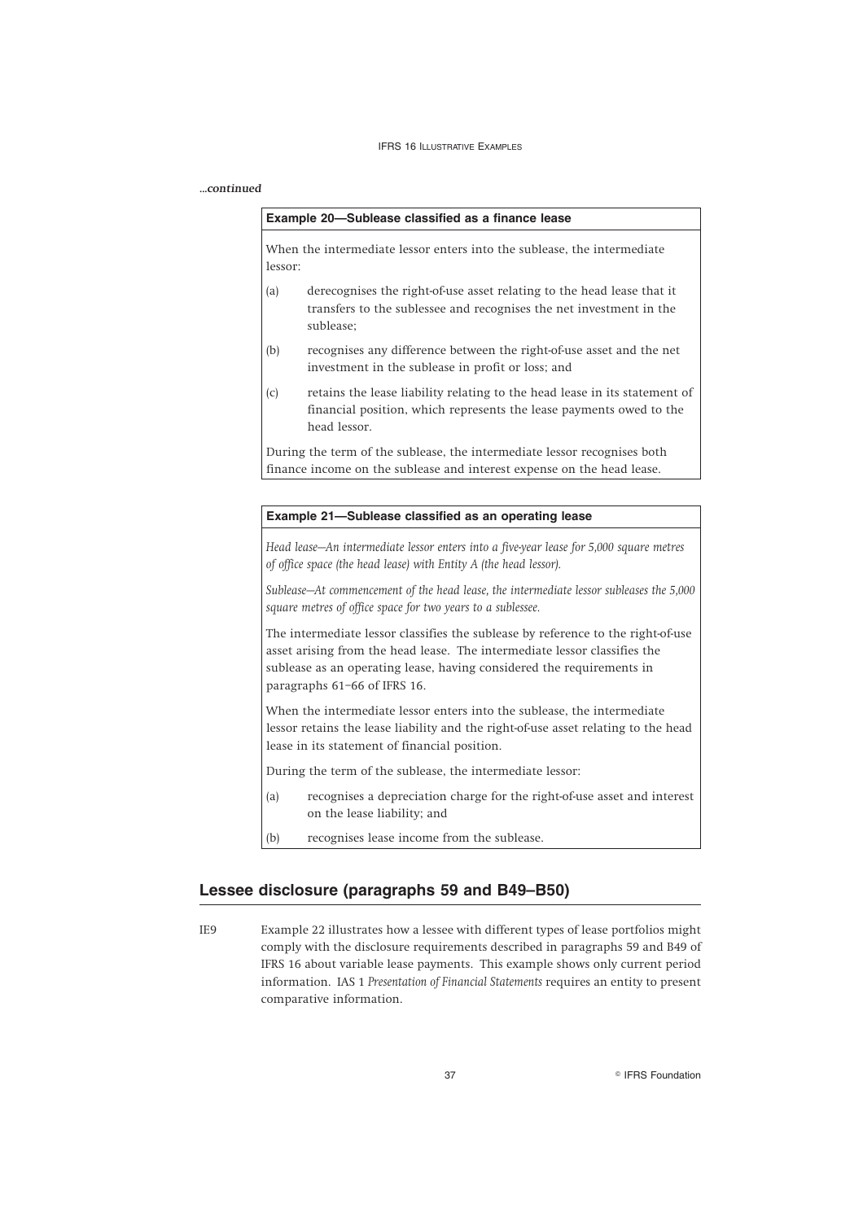*...continued*

**Example 20—Sublease classified as a finance lease**

When the intermediate lessor enters into the sublease, the intermediate lessor:

(a) derecognises the right-of-use asset relating to the head lease that it transfers to the sublessee and recognises the net investment in the sublease;

(b) recognises any difference between the right-of-use asset and the net investment in the sublease in profit or loss; and

(c) retains the lease liability relating to the head lease in its statement of financial position, which represents the lease payments owed to the head lessor.

During the term of the sublease, the intermediate lessor recognises both finance income on the sublease and interest expense on the head lease.

**Example 21—Sublease classified as an operating lease**

*Head lease—An intermediate lessor enters into a five-year lease for 5,000 square metres of office space (the head lease) with Entity A (the head lessor).*

*Sublease—At commencement of the head lease, the intermediate lessor subleases the 5,000 square metres of office space for two years to a sublessee.*

The intermediate lessor classifies the sublease by reference to the right-of-use asset arising from the head lease. The intermediate lessor classifies the sublease as an operating lease, having considered the requirements in paragraphs 61–66 of IFRS 16.

When the intermediate lessor enters into the sublease, the intermediate lessor retains the lease liability and the right-of-use asset relating to the head lease in its statement of financial position.

During the term of the sublease, the intermediate lessor:

(a) recognises a depreciation charge for the right-of-use asset and interest on the lease liability; and

(b) recognises lease income from the sublease.

## Lessee disclosure (paragraphs 59 and B49–B50)

IE9 Example 22 illustrates how a lessee with different types of lease portfolios might comply with the disclosure requirements described in paragraphs 59 and B49 of IFRS 16 about variable lease payments. This example shows only current period information. IAS 1 *Presentation of Financial Statements* requires an entity to present comparative information.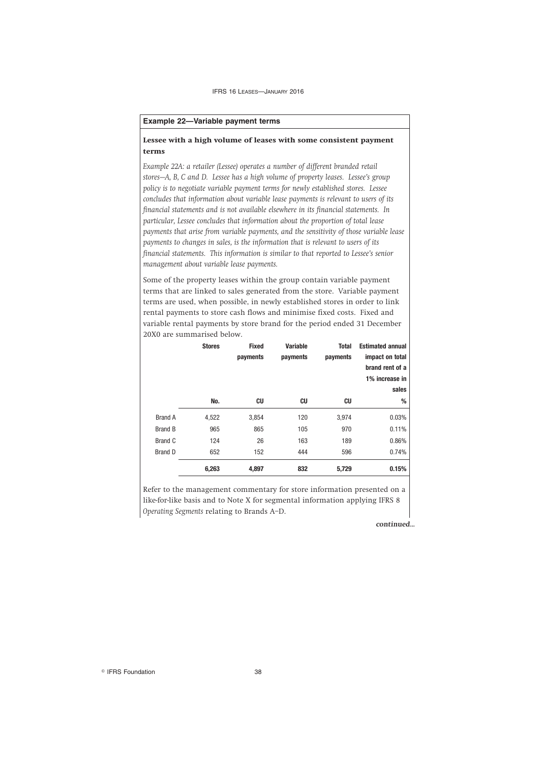### Example 22—Variable payment terms

**Lessee with a high volume of leases with some consistent payment terms**

*Example 22A: a retailer (Lessee) operates a number of different branded retail stores—A, B, C and D. Lessee has a high volume of property leases. Lessee's group policy is to negotiate variable payment terms for newly established stores. Lessee concludes that information about variable lease payments is relevant to users of its financial statements and is not available elsewhere in its financial statements. In particular, Lessee concludes that information about the proportion of total lease payments that arise from variable payments, and the sensitivity of those variable lease payments to changes in sales, is the information that is relevant to users of its financial statements. This information is similar to that reported to Lessee's senior management about variable lease payments.*

Some of the property leases within the group contain variable payment terms that are linked to sales generated from the store. Variable payment terms are used, when possible, in newly established stores in order to link rental payments to store cash flows and minimise fixed costs. Fixed and variable rental payments by store brand for the period ended 31 December 20X0 are summarised below.

| | Stores | Fixed payments | Variable payments | Total payments | Estimated annual impact on total brand rent of a 1% increase in sales |
|---|---|---|---|---|---|
| | No. | CU | CU | CU | % |
| Brand A | 4,522 | 3,854 | 120 | 3,974 | 0.03% |
| Brand B | 965 | 865 | 105 | 970 | 0.11% |
| Brand C | 124 | 26 | 163 | 189 | 0.86% |
| Brand D | 652 | 152 | 444 | 596 | 0.74% |
| | **6,263** | **4,897** | **832** | **5,729** | **0.15%** |

Refer to the management commentary for store information presented on a like-for-like basis and to Note X for segmental information applying IFRS 8 *Operating Segments* relating to Brands A–D.

*continued...*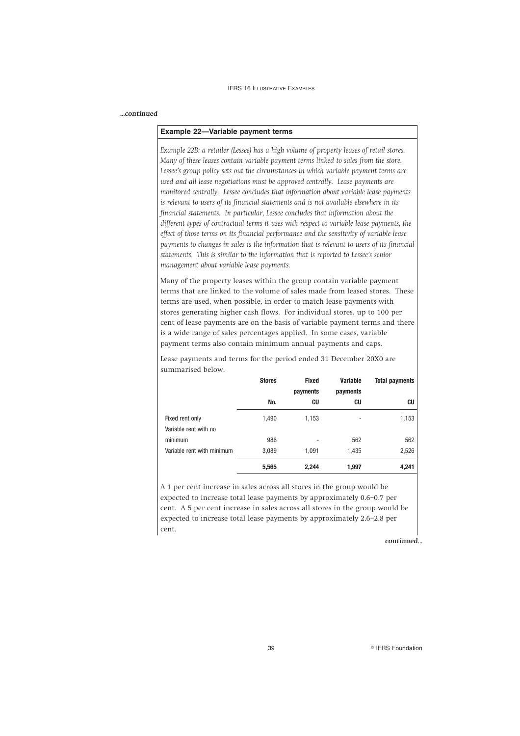*...continued*

**Example 22—Variable payment terms**

*Example 22B: a retailer (Lessee) has a high volume of property leases of retail stores. Many of these leases contain variable payment terms linked to sales from the store. Lessee's group policy sets out the circumstances in which variable payment terms are used and all lease negotiations must be approved centrally. Lease payments are monitored centrally. Lessee concludes that information about variable lease payments is relevant to users of its financial statements and is not available elsewhere in its financial statements. In particular, Lessee concludes that information about the different types of contractual terms it uses with respect to variable lease payments, the effect of those terms on its financial performance and the sensitivity of variable lease payments to changes in sales is the information that is relevant to users of its financial statements. This is similar to the information that is reported to Lessee's senior management about variable lease payments.*

Many of the property leases within the group contain variable payment terms that are linked to the volume of sales made from leased stores. These terms are used, when possible, in order to match lease payments with stores generating higher cash flows. For individual stores, up to 100 per cent of lease payments are on the basis of variable payment terms and there is a wide range of sales percentages applied. In some cases, variable payment terms also contain minimum annual payments and caps.

Lease payments and terms for the period ended 31 December 20X0 are summarised below.

| | Stores | Fixed payments | Variable payments | Total payments |
|---|---|---|---|---|
| | No. | CU | CU | CU |
| Fixed rent only | 1,490 | 1,153 | - | 1,153 |
| Variable rent with no minimum | 986 | - | 562 | 562 |
| Variable rent with minimum | 3,089 | 1,091 | 1,435 | 2,526 |
| | **5,565** | **2,244** | **1,997** | **4,241** |

A 1 per cent increase in sales across all stores in the group would be expected to increase total lease payments by approximately 0.6–0.7 per cent. A 5 per cent increase in sales across all stores in the group would be expected to increase total lease payments by approximately 2.6–2.8 per cent.

*continued...*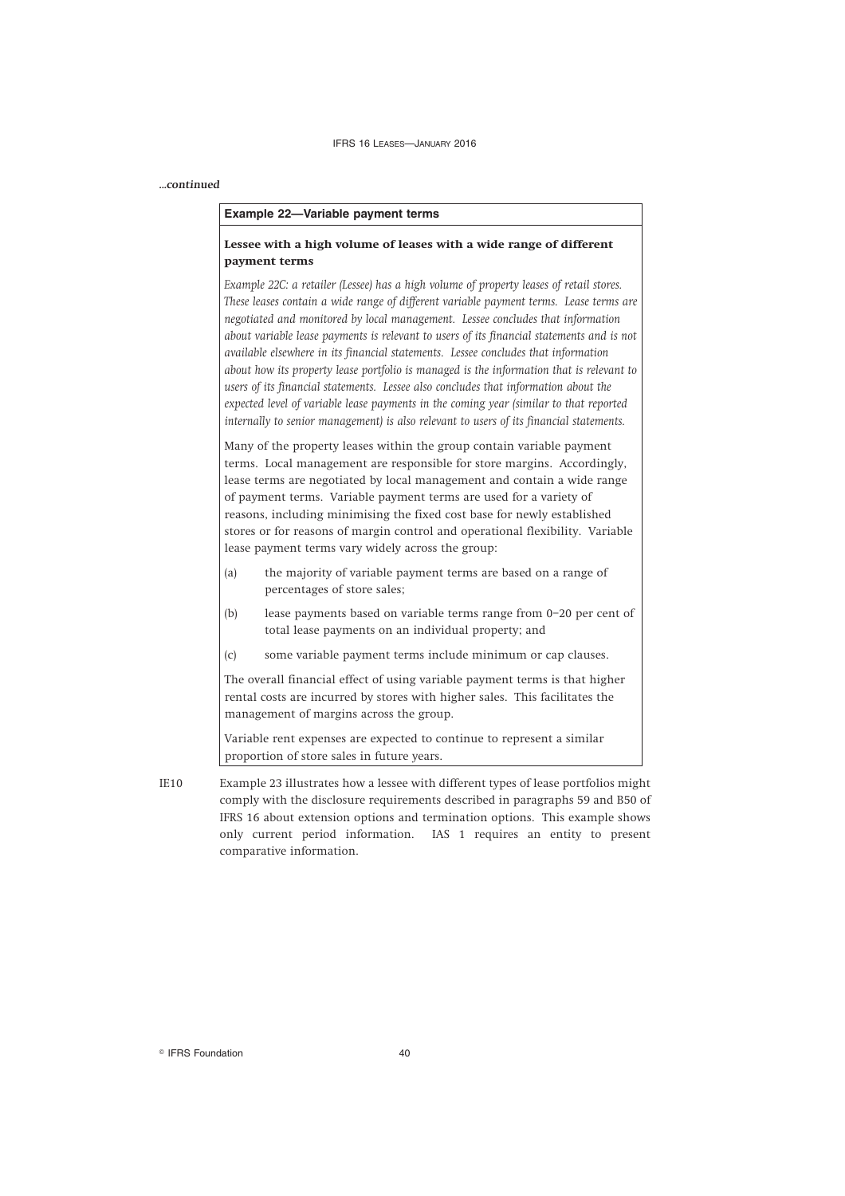*...continued*

**Example 22—Variable payment terms**

**Lessee with a high volume of leases with a wide range of different payment terms**

*Example 22C: a retailer (Lessee) has a high volume of property leases of retail stores. These leases contain a wide range of different variable payment terms. Lease terms are negotiated and monitored by local management. Lessee concludes that information about variable lease payments is relevant to users of its financial statements and is not available elsewhere in its financial statements. Lessee concludes that information about how its property lease portfolio is managed is the information that is relevant to users of its financial statements. Lessee also concludes that information about the expected level of variable lease payments in the coming year (similar to that reported internally to senior management) is also relevant to users of its financial statements.*

Many of the property leases within the group contain variable payment terms. Local management are responsible for store margins. Accordingly, lease terms are negotiated by local management and contain a wide range of payment terms. Variable payment terms are used for a variety of reasons, including minimising the fixed cost base for newly established stores or for reasons of margin control and operational flexibility. Variable lease payment terms vary widely across the group:

(a) the majority of variable payment terms are based on a range of percentages of store sales;

(b) lease payments based on variable terms range from 0–20 per cent of total lease payments on an individual property; and

(c) some variable payment terms include minimum or cap clauses.

The overall financial effect of using variable payment terms is that higher rental costs are incurred by stores with higher sales. This facilitates the management of margins across the group.

Variable rent expenses are expected to continue to represent a similar proportion of store sales in future years.

IE10 Example 23 illustrates how a lessee with different types of lease portfolios might comply with the disclosure requirements described in paragraphs 59 and B50 of IFRS 16 about extension options and termination options. This example shows only current period information. IAS 1 requires an entity to present comparative information.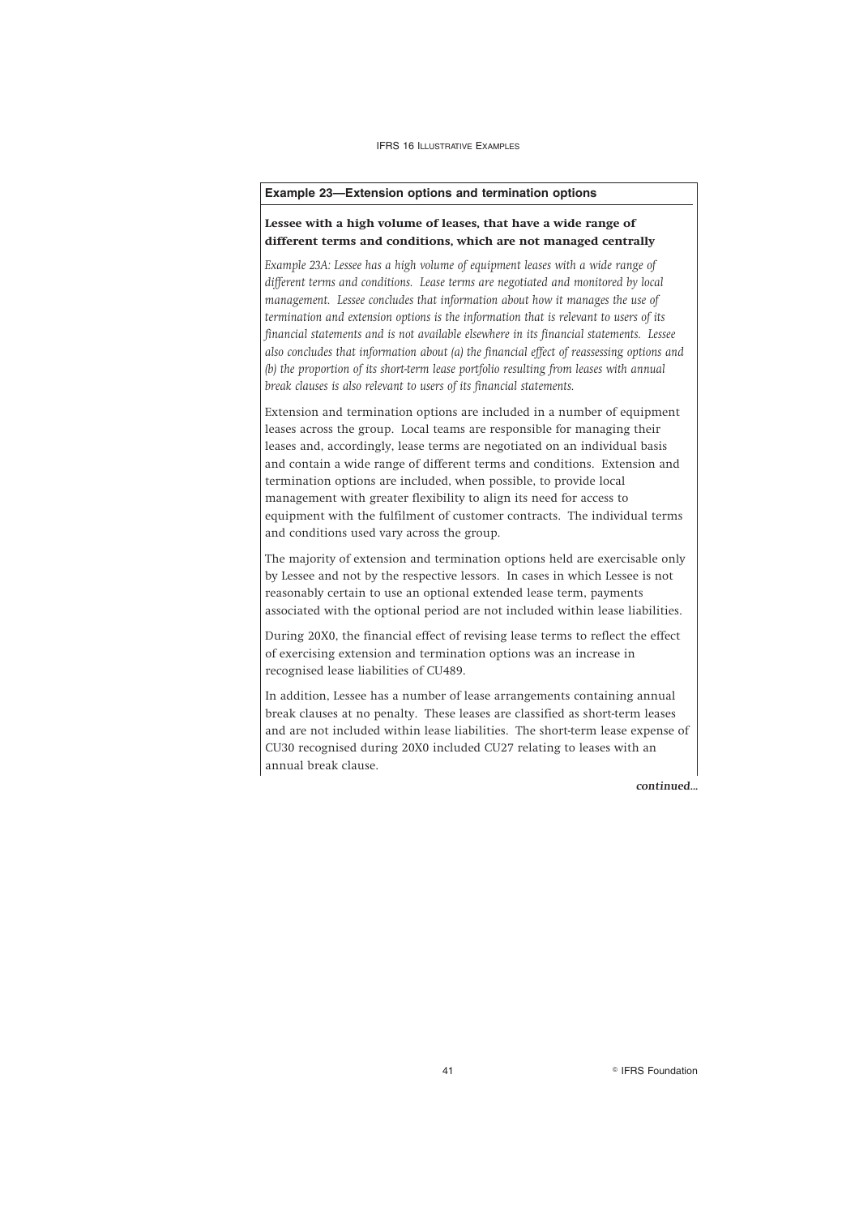**Example 23—Extension options and termination options**

**Lessee with a high volume of leases, that have a wide range of different terms and conditions, which are not managed centrally**

*Example 23A: Lessee has a high volume of equipment leases with a wide range of different terms and conditions. Lease terms are negotiated and monitored by local management. Lessee concludes that information about how it manages the use of termination and extension options is the information that is relevant to users of its financial statements and is not available elsewhere in its financial statements. Lessee also concludes that information about (a) the financial effect of reassessing options and (b) the proportion of its short-term lease portfolio resulting from leases with annual break clauses is also relevant to users of its financial statements.*

Extension and termination options are included in a number of equipment leases across the group. Local teams are responsible for managing their leases and, accordingly, lease terms are negotiated on an individual basis and contain a wide range of different terms and conditions. Extension and termination options are included, when possible, to provide local management with greater flexibility to align its need for access to equipment with the fulfilment of customer contracts. The individual terms and conditions used vary across the group.

The majority of extension and termination options held are exercisable only by Lessee and not by the respective lessors. In cases in which Lessee is not reasonably certain to use an optional extended lease term, payments associated with the optional period are not included within lease liabilities.

During 20X0, the financial effect of revising lease terms to reflect the effect of exercising extension and termination options was an increase in recognised lease liabilities of CU489.

In addition, Lessee has a number of lease arrangements containing annual break clauses at no penalty. These leases are classified as short-term leases and are not included within lease liabilities. The short-term lease expense of CU30 recognised during 20X0 included CU27 relating to leases with an annual break clause.

*continued...*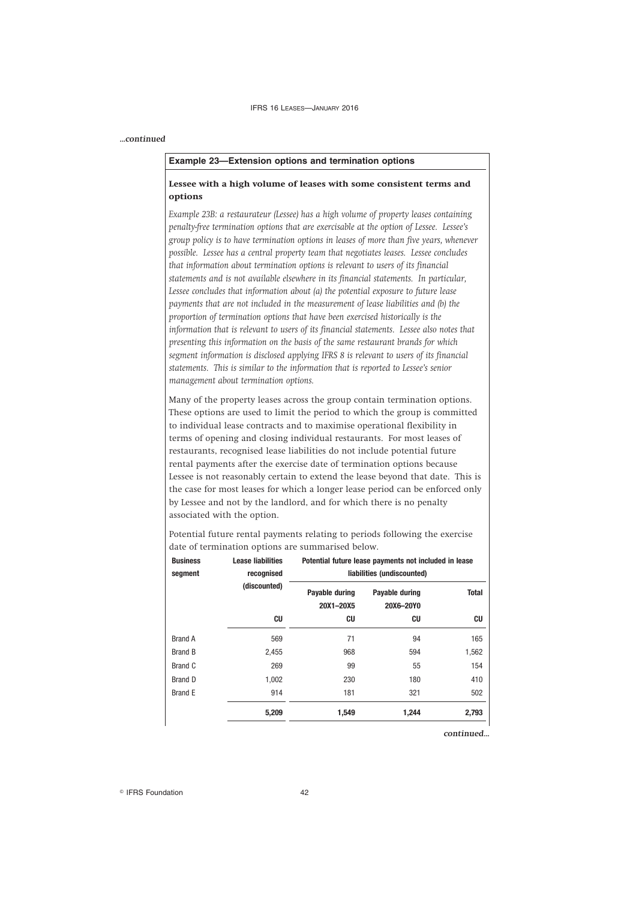*...continued*

**Example 23—Extension options and termination options**

**Lessee with a high volume of leases with some consistent terms and options**

*Example 23B: a restaurateur (Lessee) has a high volume of property leases containing penalty-free termination options that are exercisable at the option of Lessee. Lessee's group policy is to have termination options in leases of more than five years, whenever possible. Lessee has a central property team that negotiates leases. Lessee concludes that information about termination options is relevant to users of its financial statements and is not available elsewhere in its financial statements. In particular, Lessee concludes that information about (a) the potential exposure to future lease payments that are not included in the measurement of lease liabilities and (b) the proportion of termination options that have been exercised historically is the information that is relevant to users of its financial statements. Lessee also notes that presenting this information on the basis of the same restaurant brands for which segment information is disclosed applying IFRS 8 is relevant to users of its financial statements. This is similar to the information that is reported to Lessee's senior management about termination options.*

Many of the property leases across the group contain termination options. These options are used to limit the period to which the group is committed to individual lease contracts and to maximise operational flexibility in terms of opening and closing individual restaurants. For most leases of restaurants, recognised lease liabilities do not include potential future rental payments after the exercise date of termination options because Lessee is not reasonably certain to extend the lease beyond that date. This is the case for most leases for which a longer lease period can be enforced only by Lessee and not by the landlord, and for which there is no penalty associated with the option.

Potential future rental payments relating to periods following the exercise date of termination options are summarised below.

| Business segment | Lease liabilities recognised (discounted) | Potential future lease payments not included in lease liabilities (undiscounted) | | |
|---|---|---|---|---|
| | | Payable during 20X1–20X5 | Payable during 20X6–20Y0 | Total |
| | CU | CU | CU | CU |
| Brand A | 569 | 71 | 94 | 165 |
| Brand B | 2,455 | 968 | 594 | 1,562 |
| Brand C | 269 | 99 | 55 | 154 |
| Brand D | 1,002 | 230 | 180 | 410 |
| Brand E | 914 | 181 | 321 | 502 |
| | **5,209** | **1,549** | **1,244** | **2,793** |

*continued...*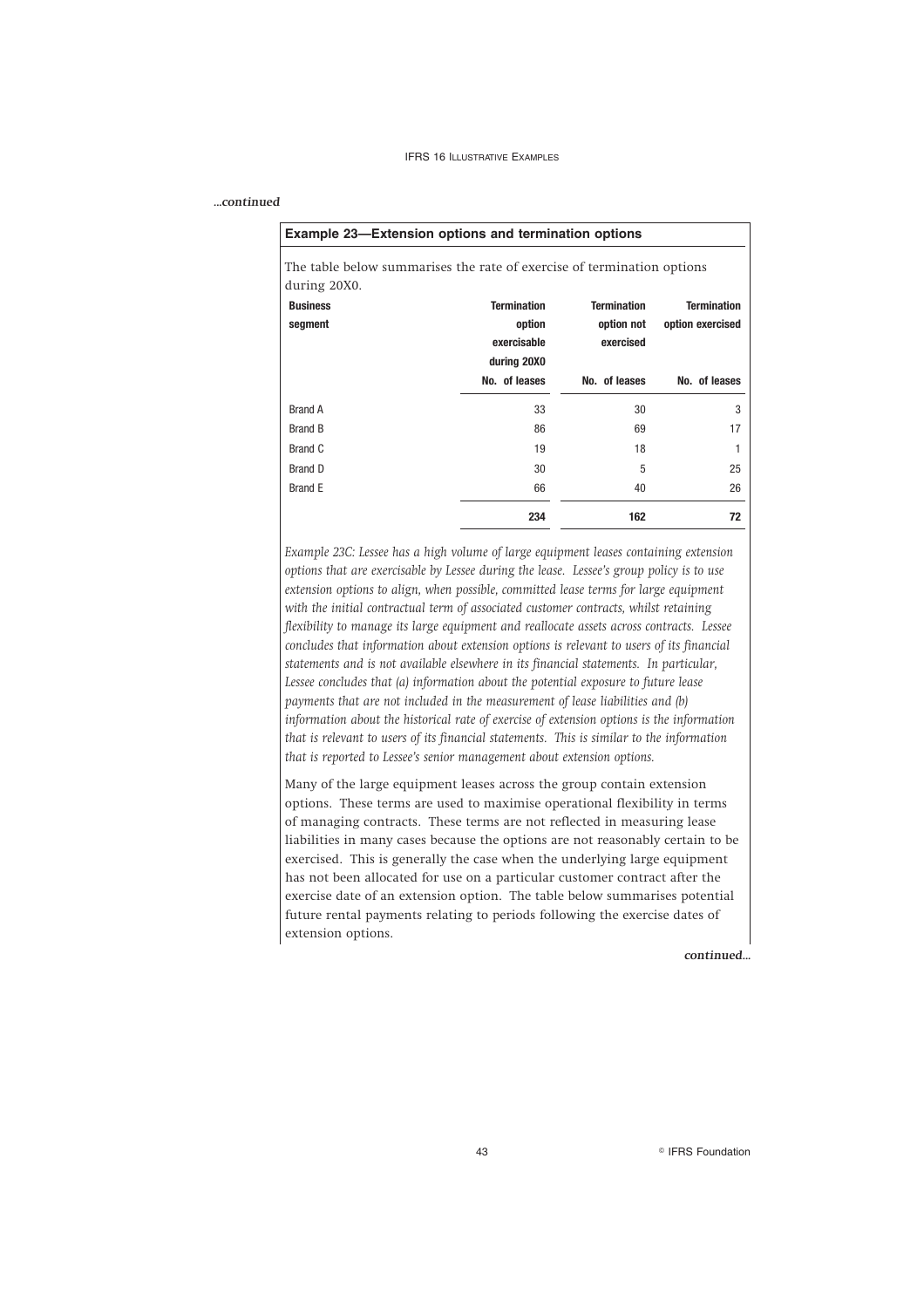*...continued*

**Example 23—Extension options and termination options**

The table below summarises the rate of exercise of termination options during 20X0.

| Business segment | Termination option exercisable during 20X0 | Termination option not exercised | Termination option exercised |
|---|---|---|---|
| | No. of leases | No. of leases | No. of leases |
| Brand A | 33 | 30 | 3 |
| Brand B | 86 | 69 | 17 |
| Brand C | 19 | 18 | 1 |
| Brand D | 30 | 5 | 25 |
| Brand E | 66 | 40 | 26 |
| | **234** | **162** | **72** |

*Example 23C: Lessee has a high volume of large equipment leases containing extension options that are exercisable by Lessee during the lease. Lessee's group policy is to use extension options to align, when possible, committed lease terms for large equipment with the initial contractual term of associated customer contracts, whilst retaining flexibility to manage its large equipment and reallocate assets across contracts. Lessee concludes that information about extension options is relevant to users of its financial statements and is not available elsewhere in its financial statements. In particular, Lessee concludes that (a) information about the potential exposure to future lease payments that are not included in the measurement of lease liabilities and (b) information about the historical rate of exercise of extension options is the information that is relevant to users of its financial statements. This is similar to the information that is reported to Lessee's senior management about extension options.*

Many of the large equipment leases across the group contain extension options. These terms are used to maximise operational flexibility in terms of managing contracts. These terms are not reflected in measuring lease liabilities in many cases because the options are not reasonably certain to be exercised. This is generally the case when the underlying large equipment has not been allocated for use on a particular customer contract after the exercise date of an extension option. The table below summarises potential future rental payments relating to periods following the exercise dates of extension options.

*continued...*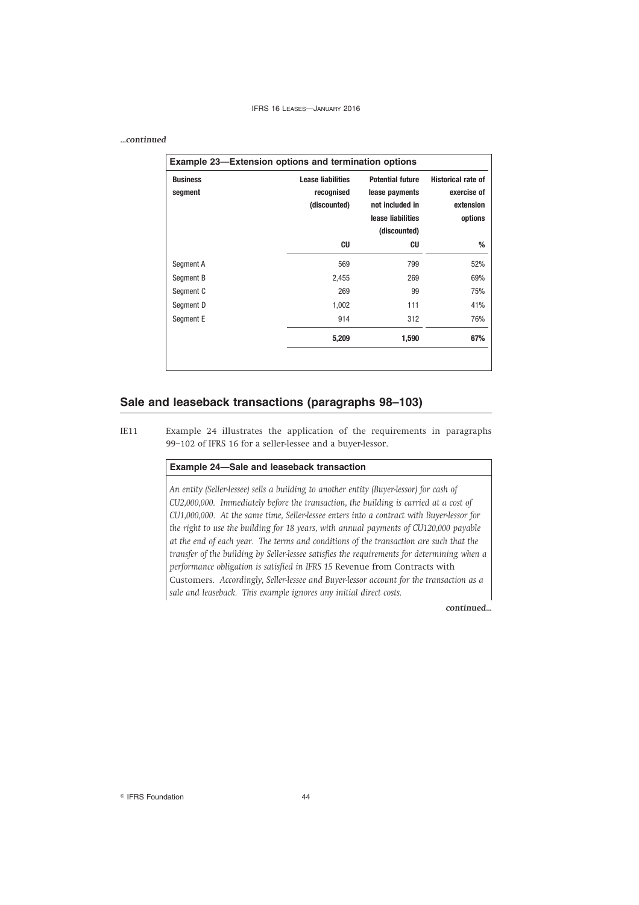*...continued*

| **Example 23—Extension options and termination options** | | | |
|---|---|---|---|
| **Business segment** | **Lease liabilities recognised (discounted)** | **Potential future lease payments not included in lease liabilities (discounted)** | **Historical rate of exercise of extension options** |
| | **CU** | **CU** | **%** |
| Segment A | 569 | 799 | 52% |
| Segment B | 2,455 | 269 | 69% |
| Segment C | 269 | 99 | 75% |
| Segment D | 1,002 | 111 | 41% |
| Segment E | 914 | 312 | 76% |
| | **5,209** | **1,590** | **67%** |

## Sale and leaseback transactions (paragraphs 98–103)

IE11 Example 24 illustrates the application of the requirements in paragraphs 99–102 of IFRS 16 for a seller-lessee and a buyer-lessor.

**Example 24—Sale and leaseback transaction**

*An entity (Seller-lessee) sells a building to another entity (Buyer-lessor) for cash of CU2,000,000. Immediately before the transaction, the building is carried at a cost of CU1,000,000. At the same time, Seller-lessee enters into a contract with Buyer-lessor for the right to use the building for 18 years, with annual payments of CU120,000 payable at the end of each year. The terms and conditions of the transaction are such that the transfer of the building by Seller-lessee satisfies the requirements for determining when a performance obligation is satisfied in IFRS 15* Revenue from Contracts with Customers. *Accordingly, Seller-lessee and Buyer-lessor account for the transaction as a sale and leaseback. This example ignores any initial direct costs.*

*continued...*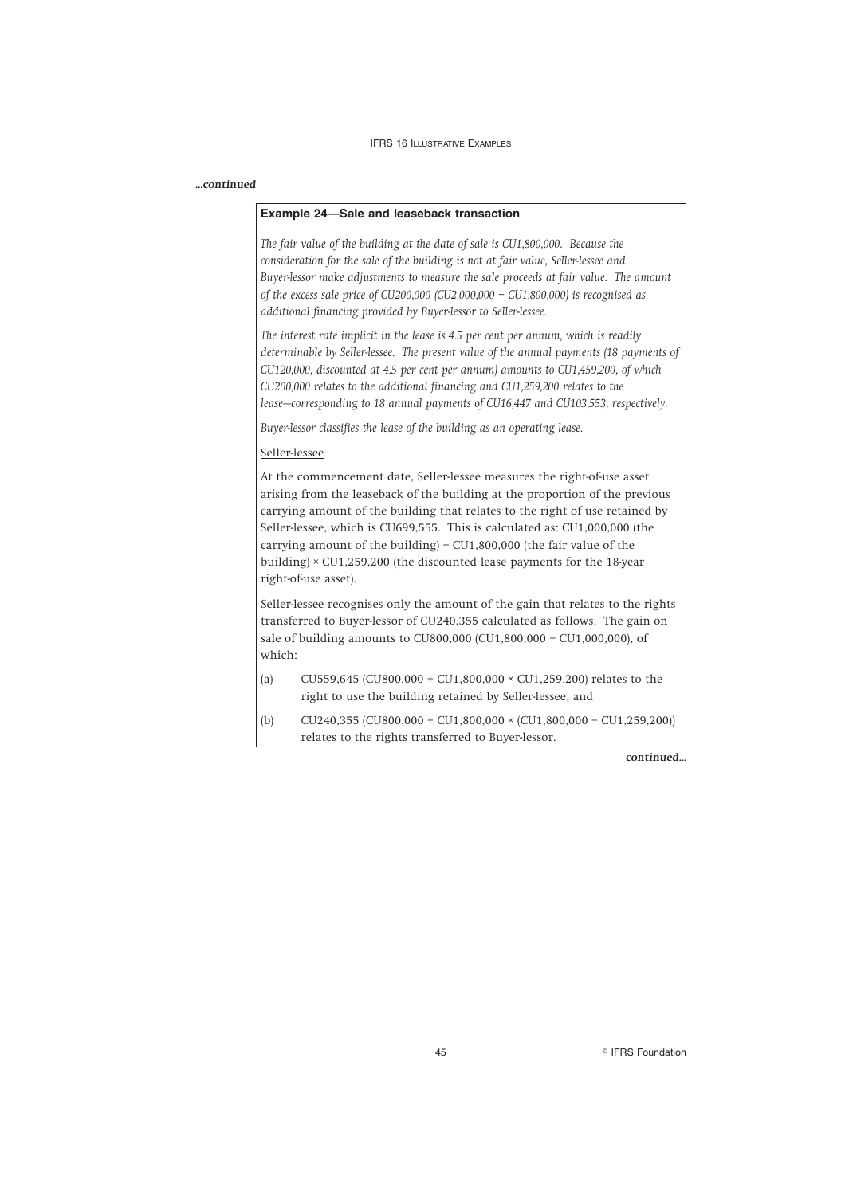*...continued*

**Example 24—Sale and leaseback transaction**

*The fair value of the building at the date of sale is CU1,800,000. Because the consideration for the sale of the building is not at fair value, Seller-lessee and Buyer-lessor make adjustments to measure the sale proceeds at fair value. The amount of the excess sale price of CU200,000 (CU2,000,000 – CU1,800,000) is recognised as additional financing provided by Buyer-lessor to Seller-lessee.*

*The interest rate implicit in the lease is 4.5 per cent per annum, which is readily determinable by Seller-lessee. The present value of the annual payments (18 payments of CU120,000, discounted at 4.5 per cent per annum) amounts to CU1,459,200, of which CU200,000 relates to the additional financing and CU1,259,200 relates to the lease—corresponding to 18 annual payments of CU16,447 and CU103,553, respectively.*

*Buyer-lessor classifies the lease of the building as an operating lease.*

Seller-lessee

At the commencement date, Seller-lessee measures the right-of-use asset arising from the leaseback of the building at the proportion of the previous carrying amount of the building that relates to the right of use retained by Seller-lessee, which is CU699,555. This is calculated as: CU1,000,000 (the carrying amount of the building) ÷ CU1,800,000 (the fair value of the building) × CU1,259,200 (the discounted lease payments for the 18-year right-of-use asset).

Seller-lessee recognises only the amount of the gain that relates to the rights transferred to Buyer-lessor of CU240,355 calculated as follows. The gain on sale of building amounts to CU800,000 (CU1,800,000 – CU1,000,000), of which:

(a) CU559,645 (CU800,000 ÷ CU1,800,000 × CU1,259,200) relates to the right to use the building retained by Seller-lessee; and

(b) CU240,355 (CU800,000 ÷ CU1,800,000 × (CU1,800,000 – CU1,259,200)) relates to the rights transferred to Buyer-lessor.

*continued...*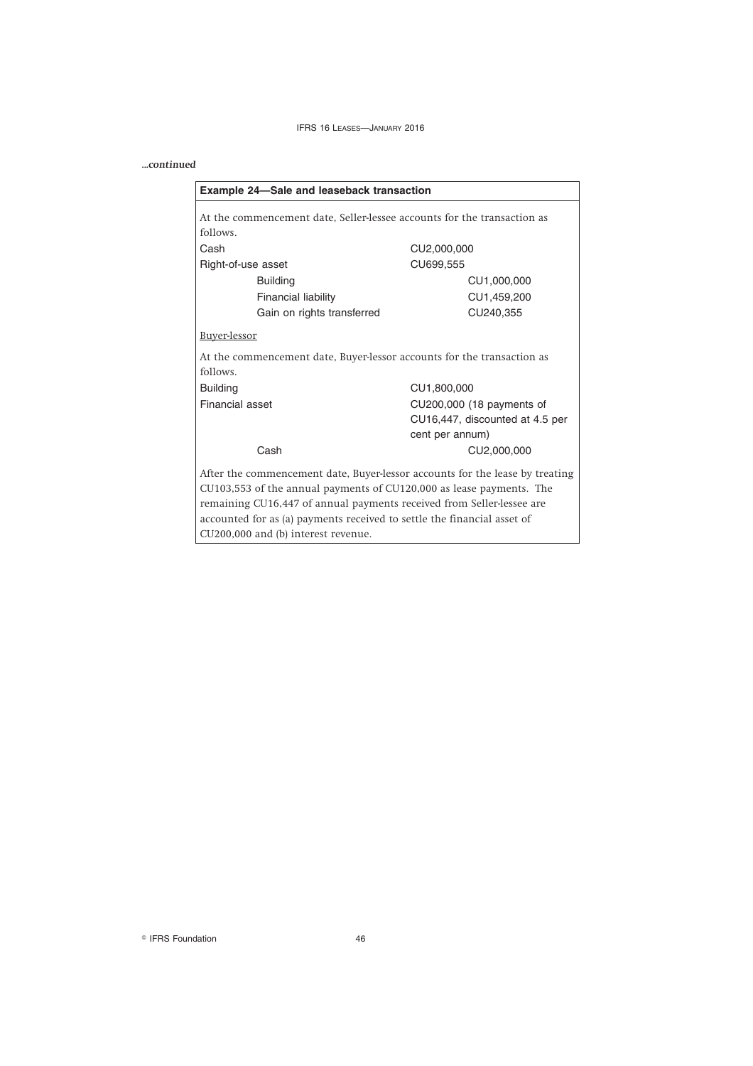*...continued*

**Example 24—Sale and leaseback transaction**

At the commencement date, Seller-lessee accounts for the transaction as follows.

| | | |
|---|---|---|
| Cash | CU2,000,000 | |
| Right-of-use asset | CU699,555 | |
| Building | | CU1,000,000 |
| Financial liability | | CU1,459,200 |
| Gain on rights transferred | | CU240,355 |

Buyer-lessor

At the commencement date, Buyer-lessor accounts for the transaction as follows.

| | | |
|---|---|---|
| Building | CU1,800,000 | |
| Financial asset | CU200,000 (18 payments of CU16,447, discounted at 4.5 per cent per annum) | |
| Cash | | CU2,000,000 |

After the commencement date, Buyer-lessor accounts for the lease by treating CU103,553 of the annual payments of CU120,000 as lease payments. The remaining CU16,447 of annual payments received from Seller-lessee are accounted for as (a) payments received to settle the financial asset of CU200,000 and (b) interest revenue.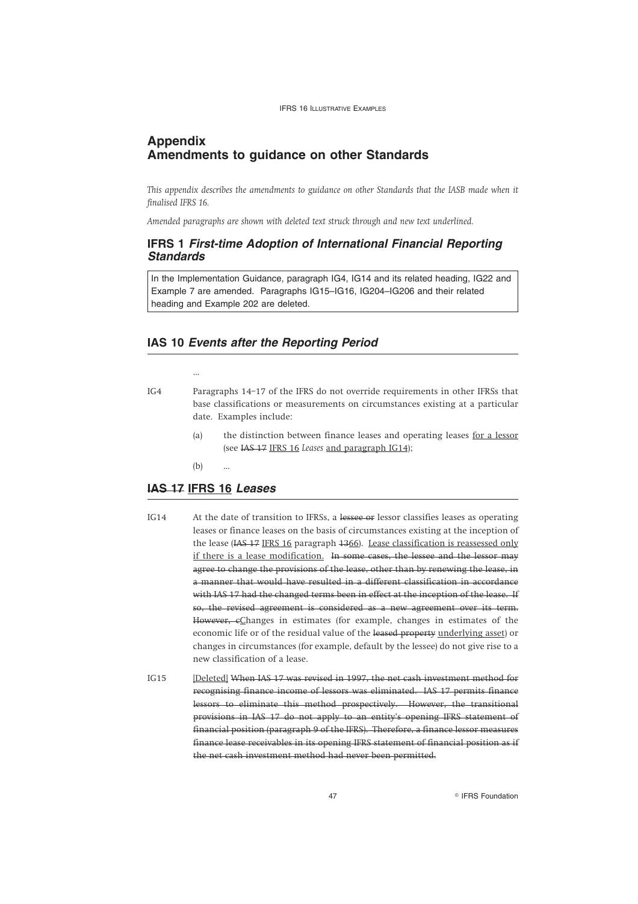# Appendix
# Amendments to guidance on other Standards

*This appendix describes the amendments to guidance on other Standards that the IASB made when it finalised IFRS 16.*

*Amended paragraphs are shown with deleted text struck through and new text underlined.*

## IFRS 1 *First-time Adoption of International Financial Reporting Standards*

In the Implementation Guidance, paragraph IG4, IG14 and its related heading, IG22 and Example 7 are amended. Paragraphs IG15–IG16, IG204–IG206 and their related heading and Example 202 are deleted.

## IAS 10 *Events after the Reporting Period*

...

IG4 Paragraphs 14–17 of the IFRS do not override requirements in other IFRSs that base classifications or measurements on circumstances existing at a particular date. Examples include:

(a) the distinction between finance leases and operating leases <u>for a lessor</u> (see ~~IAS 17~~ <u>IFRS 16</u> *Leases* <u>and paragraph IG14</u>);

(b) ...

## ~~IAS 17~~ <u>IFRS 16</u> *Leases*

IG14 At the date of transition to IFRSs, a ~~lessee or~~ lessor classifies leases as operating leases or finance leases on the basis of circumstances existing at the inception of the lease (~~IAS 17~~ <u>IFRS 16</u> paragraph ~~13~~<u>66</u>). <u>Lease classification is reassessed only if there is a lease modification.</u> ~~In some cases, the lessee and the lessor may agree to change the provisions of the lease, other than by renewing the lease, in a manner that would have resulted in a different classification in accordance with IAS 17 had the changed terms been in effect at the inception of the lease. If so, the revised agreement is considered as a new agreement over its term. However, c~~<u>C</u>hanges in estimates (for example, changes in estimates of the economic life or of the residual value of the ~~leased property~~ <u>underlying asset</u>) or changes in circumstances (for example, default by the lessee) do not give rise to a new classification of a lease.

IG15 <u>[Deleted]</u> ~~When IAS 17 was revised in 1997, the net cash investment method for recognising finance income of lessors was eliminated. IAS 17 permits finance lessors to eliminate this method prospectively. However, the transitional provisions in IAS 17 do not apply to an entity's opening IFRS statement of financial position (paragraph 9 of the IFRS). Therefore, a finance lessor measures finance lease receivables in its opening IFRS statement of financial position as if the net cash investment method had never been permitted.~~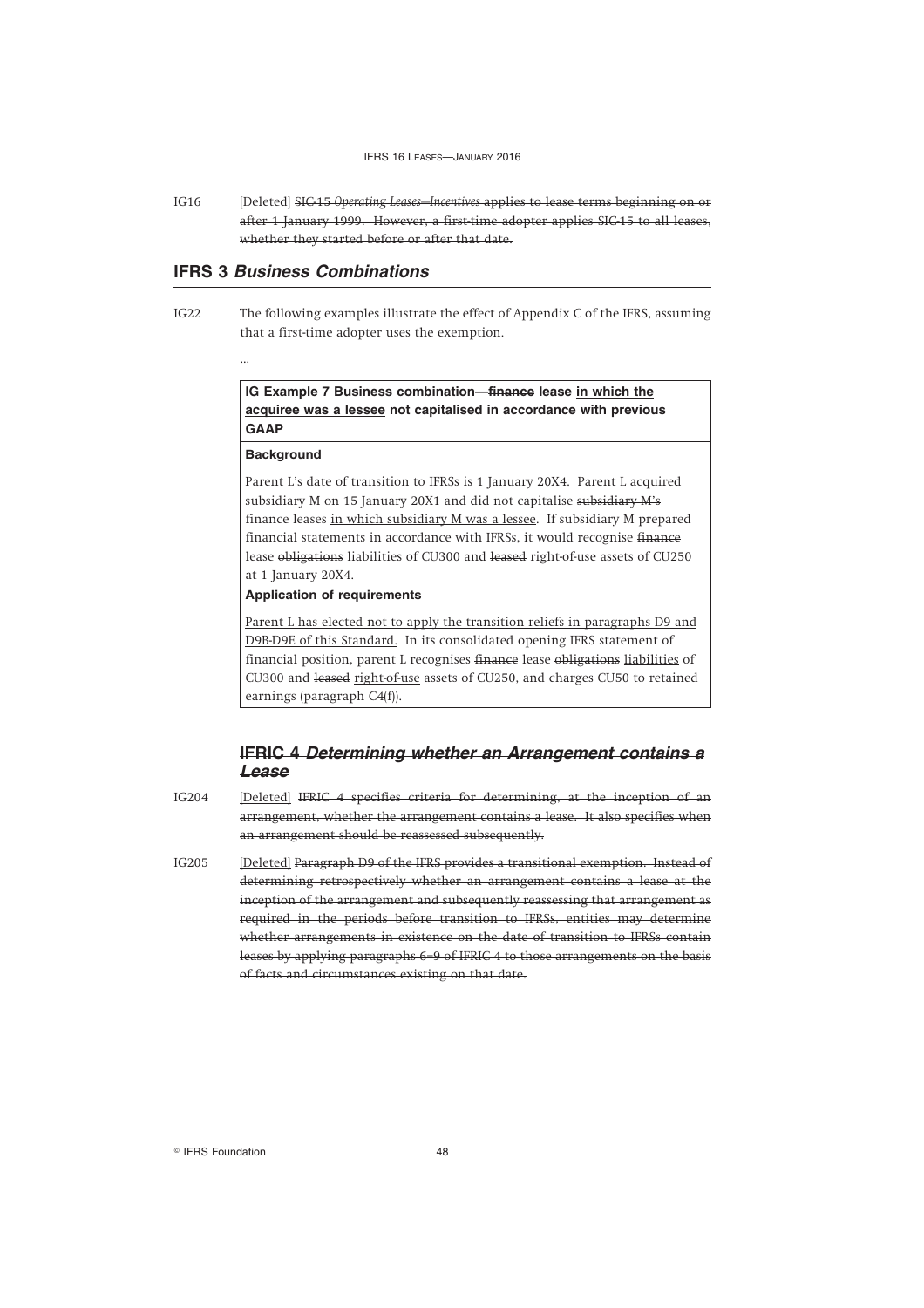IG16 [Deleted] ~~SIC-15 *Operating Leases—Incentives* applies to lease terms beginning on or after 1 January 1999. However, a first-time adopter applies SIC-15 to all leases, whether they started before or after that date.~~

## IFRS 3 *Business Combinations*

IG22 The following examples illustrate the effect of Appendix C of the IFRS, assuming that a first-time adopter uses the exemption.

...

**IG Example 7 Business combination—~~finance~~ lease <u>in which the acquiree was a lessee</u> not capitalised in accordance with previous GAAP**

**Background**

Parent L's date of transition to IFRSs is 1 January 20X4. Parent L acquired subsidiary M on 15 January 20X1 and did not capitalise ~~subsidiary M's finance~~ leases <u>in which subsidiary M was a lessee</u>. If subsidiary M prepared financial statements in accordance with IFRSs, it would recognise ~~finance~~ lease ~~obligations~~ <u>liabilities</u> of <u>CU</u>300 and ~~leased~~ <u>right-of-use</u> assets of <u>CU</u>250 at 1 January 20X4.

**Application of requirements**

<u>Parent L has elected not to apply the transition reliefs in paragraphs D9 and D9B-D9E of this Standard.</u> In its consolidated opening IFRS statement of financial position, parent L recognises ~~finance~~ lease ~~obligations~~ <u>liabilities</u> of CU300 and ~~leased~~ <u>right-of-use</u> assets of CU250, and charges CU50 to retained earnings (paragraph C4(f)).

## ~~IFRIC 4 *Determining whether an Arrangement contains a Lease*~~

IG204 [Deleted] ~~IFRIC 4 specifies criteria for determining, at the inception of an arrangement, whether the arrangement contains a lease. It also specifies when an arrangement should be reassessed subsequently.~~

IG205 [Deleted] ~~Paragraph D9 of the IFRS provides a transitional exemption. Instead of determining retrospectively whether an arrangement contains a lease at the inception of the arrangement and subsequently reassessing that arrangement as required in the periods before transition to IFRSs, entities may determine whether arrangements in existence on the date of transition to IFRSs contain leases by applying paragraphs 6–9 of IFRIC 4 to those arrangements on the basis of facts and circumstances existing on that date.~~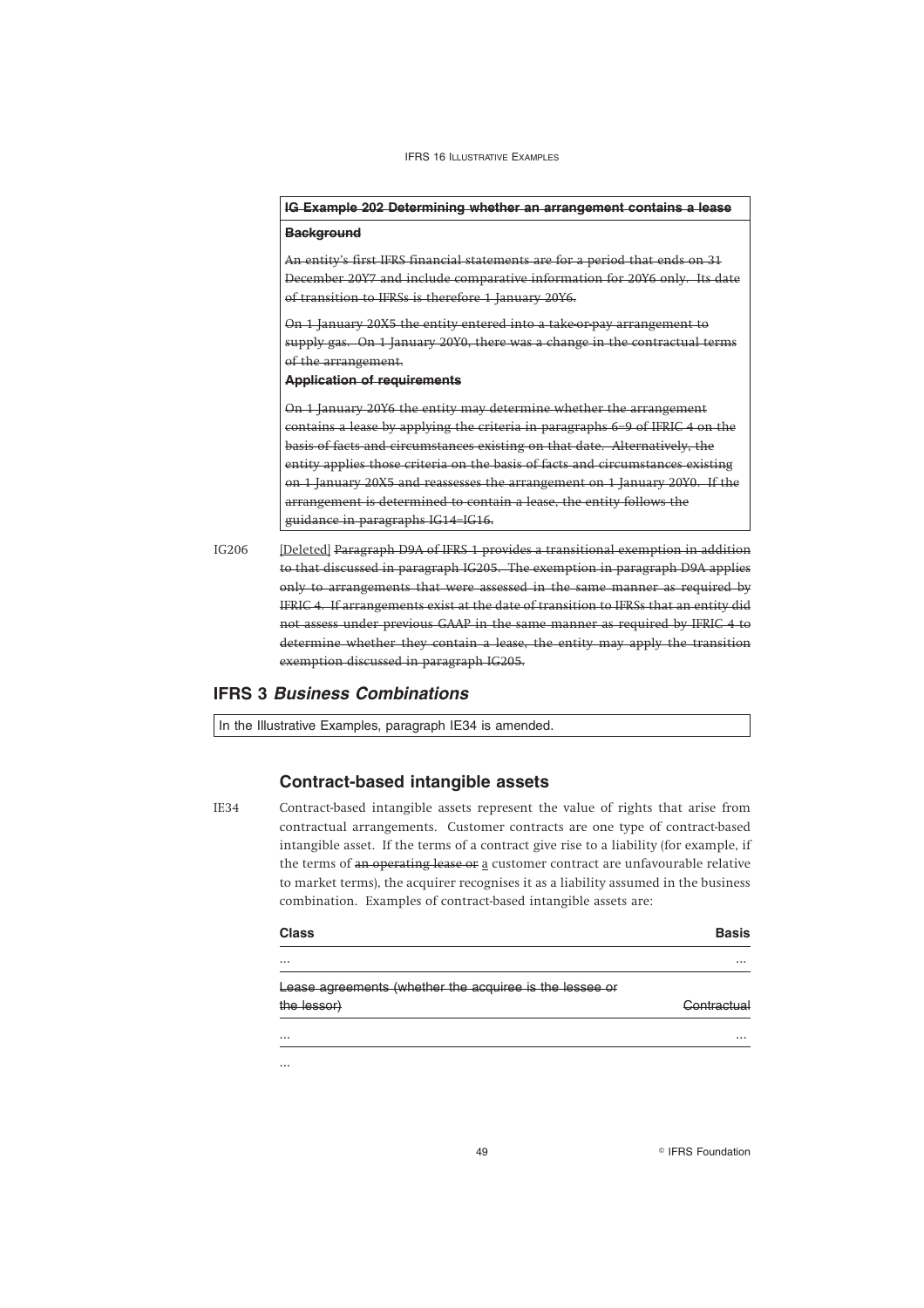| **~~IG Example 202 Determining whether an arrangement contains a lease~~** |
|---|
| **~~Background~~** |
| ~~An entity's first IFRS financial statements are for a period that ends on 31 December 20Y7 and include comparative information for 20Y6 only. Its date of transition to IFRSs is therefore 1 January 20Y6.~~<br><br>~~On 1 January 20X5 the entity entered into a take-or-pay arrangement to supply gas. On 1 January 20Y0, there was a change in the contractual terms of the arrangement.~~ |
| **~~Application of requirements~~** |
| ~~On 1 January 20Y6 the entity may determine whether the arrangement contains a lease by applying the criteria in paragraphs 6–9 of IFRIC 4 on the basis of facts and circumstances existing on that date. Alternatively, the entity applies those criteria on the basis of facts and circumstances existing on 1 January 20X5 and reassesses the arrangement on 1 January 20Y0. If the arrangement is determined to contain a lease, the entity follows the guidance in paragraphs IG14–IG16.~~ |

IG206 <u>[Deleted]</u> ~~Paragraph D9A of IFRS 1 provides a transitional exemption in addition to that discussed in paragraph IG205. The exemption in paragraph D9A applies only to arrangements that were assessed in the same manner as required by IFRIC 4. If arrangements exist at the date of transition to IFRSs that an entity did not assess under previous GAAP in the same manner as required by IFRIC 4 to determine whether they contain a lease, the entity may apply the transition exemption discussed in paragraph IG205.~~

## IFRS 3 *Business Combinations*

| In the Illustrative Examples, paragraph IE34 is amended. |
|---|

### Contract-based intangible assets

IE34 Contract-based intangible assets represent the value of rights that arise from contractual arrangements. Customer contracts are one type of contract-based intangible asset. If the terms of a contract give rise to a liability (for example, if the terms of ~~an operating lease or~~ <u>a</u> customer contract are unfavourable relative to market terms), the acquirer recognises it as a liability assumed in the business combination. Examples of contract-based intangible assets are:

| **Class** | **Basis** |
|---|---|
| ... | ... |
| ~~Lease agreements (whether the acquiree is the lessee or the lessor)~~ | ~~Contractual~~ |
| ... | ... |

...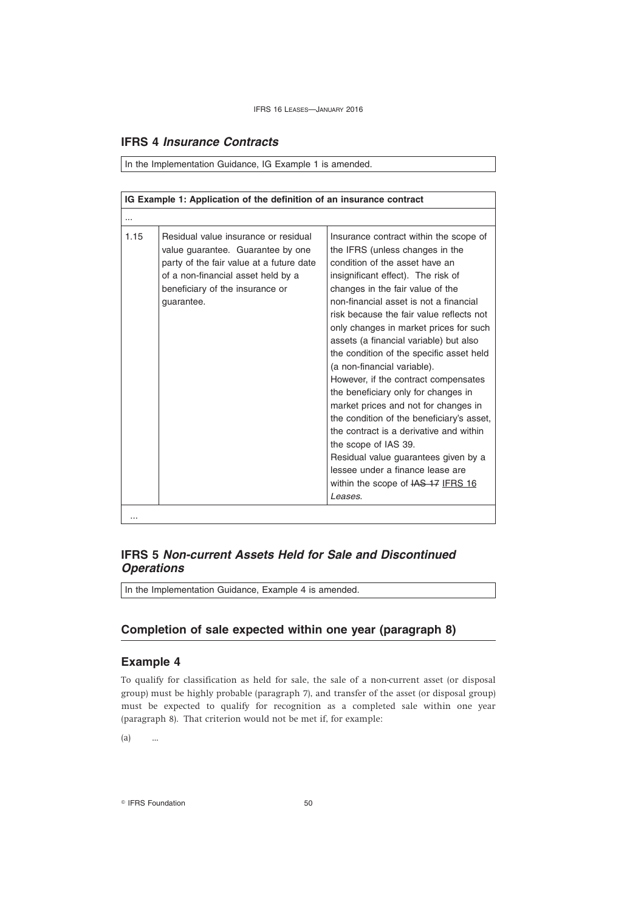## IFRS 4 *Insurance Contracts*

In the Implementation Guidance, IG Example 1 is amended.

| IG Example 1: Application of the definition of an insurance contract | | |
|---|---|---|
| ... | | |
| 1.15 | Residual value insurance or residual value guarantee. Guarantee by one party of the fair value at a future date of a non-financial asset held by a beneficiary of the insurance or guarantee. | Insurance contract within the scope of the IFRS (unless changes in the condition of the asset have an insignificant effect). The risk of changes in the fair value of the non-financial asset is not a financial risk because the fair value reflects not only changes in market prices for such assets (a financial variable) but also the condition of the specific asset held (a non-financial variable).<br>However, if the contract compensates the beneficiary only for changes in market prices and not for changes in the condition of the beneficiary's asset, the contract is a derivative and within the scope of IAS 39.<br>Residual value guarantees given by a lessee under a finance lease are within the scope of ~~IAS 17~~ IFRS 16 *Leases*. |
| ... | | |

## IFRS 5 *Non-current Assets Held for Sale and Discontinued Operations*

In the Implementation Guidance, Example 4 is amended.

## Completion of sale expected within one year (paragraph 8)

## Example 4

To qualify for classification as held for sale, the sale of a non-current asset (or disposal group) must be highly probable (paragraph 7), and transfer of the asset (or disposal group) must be expected to qualify for recognition as a completed sale within one year (paragraph 8). That criterion would not be met if, for example:

(a) ...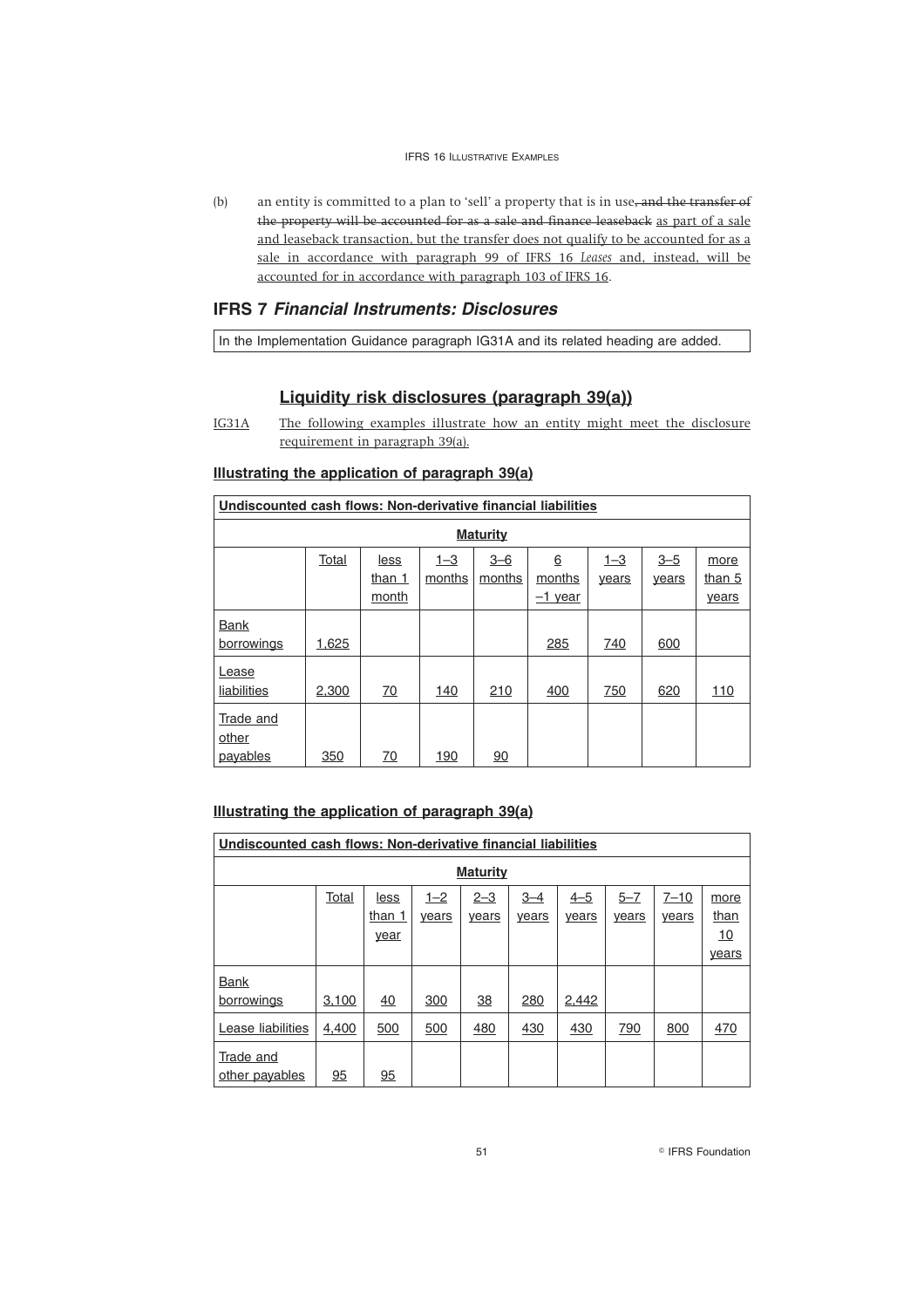(b) an entity is committed to a plan to 'sell' a property that is in use~~, and the transfer of the property will be accounted for as a sale and finance leaseback~~ as part of a sale and leaseback transaction, but the transfer does not qualify to be accounted for as a sale in accordance with paragraph 99 of IFRS 16 *Leases* and, instead, will be accounted for in accordance with paragraph 103 of IFRS 16.

## IFRS 7 *Financial Instruments: Disclosures*

In the Implementation Guidance paragraph IG31A and its related heading are added.

### Liquidity risk disclosures (paragraph 39(a))

IG31A The following examples illustrate how an entity might meet the disclosure requirement in paragraph 39(a).

#### Illustrating the application of paragraph 39(a)

| Undiscounted cash flows: Non-derivative financial liabilities | | | | | | | | |
|---|---|---|---|---|---|---|---|---|
| | | | | Maturity | | | | |
| | Total | less than 1 month | 1–3 months | 3–6 months | 6 months –1 year | 1–3 years | 3–5 years | more than 5 years |
| Bank borrowings | 1,625 | | | | 285 | 740 | 600 | |
| Lease liabilities | 2,300 | 70 | 140 | 210 | 400 | 750 | 620 | 110 |
| Trade and other payables | 350 | 70 | 190 | 90 | | | | |

#### Illustrating the application of paragraph 39(a)

| Undiscounted cash flows: Non-derivative financial liabilities | | | | | | | | | |
|---|---|---|---|---|---|---|---|---|---|
| | | | | | Maturity | | | | |
| | Total | less than 1 year | 1–2 years | 2–3 years | 3–4 years | 4–5 years | 5–7 years | 7–10 years | more than 10 years |
| Bank borrowings | 3,100 | 40 | 300 | 38 | 280 | 2,442 | | | |
| Lease liabilities | 4,400 | 500 | 500 | 480 | 430 | 430 | 790 | 800 | 470 |
| Trade and other payables | 95 | 95 | | | | | | | |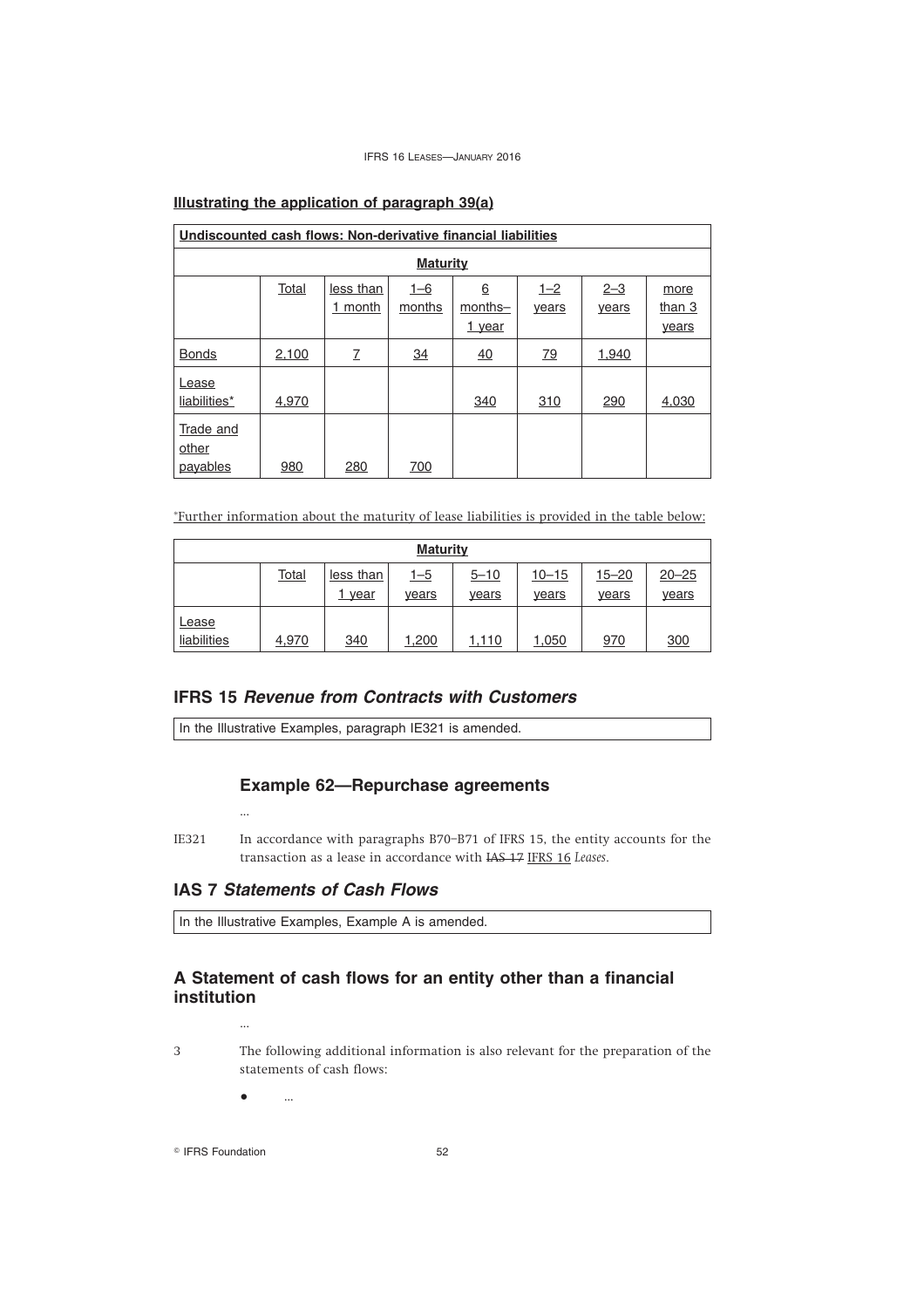**Illustrating the application of paragraph 39(a)**

| Undiscounted cash flows: Non-derivative financial liabilities | | | | | | | |
|---|---|---|---|---|---|---|---|
| **Maturity** | | | | | | | |
| | Total | less than 1 month | 1–6 months | 6 months–1 year | 1–2 years | 2–3 years | more than 3 years |
| Bonds | 2,100 | 7 | 34 | 40 | 79 | 1,940 | |
| Lease liabilities* | 4,970 | | | 340 | 310 | 290 | 4,030 |
| Trade and other payables | 980 | 280 | 700 | | | | |

*Further information about the maturity of lease liabilities is provided in the table below:

| **Maturity** | | | | | | | |
|---|---|---|---|---|---|---|---|
| | Total | less than 1 year | 1–5 years | 5–10 years | 10–15 years | 15–20 years | 20–25 years |
| Lease liabilities | 4,970 | 340 | 1,200 | 1,110 | 1,050 | 970 | 300 |

## IFRS 15 *Revenue from Contracts with Customers*

In the Illustrative Examples, paragraph IE321 is amended.

### Example 62—Repurchase agreements

...

IE321 In accordance with paragraphs B70–B71 of IFRS 15, the entity accounts for the transaction as a lease in accordance with ~~IAS 17~~ IFRS 16 *Leases*.

## IAS 7 *Statements of Cash Flows*

In the Illustrative Examples, Example A is amended.

## A Statement of cash flows for an entity other than a financial institution

...

3 The following additional information is also relevant for the preparation of the statements of cash flows:

- ...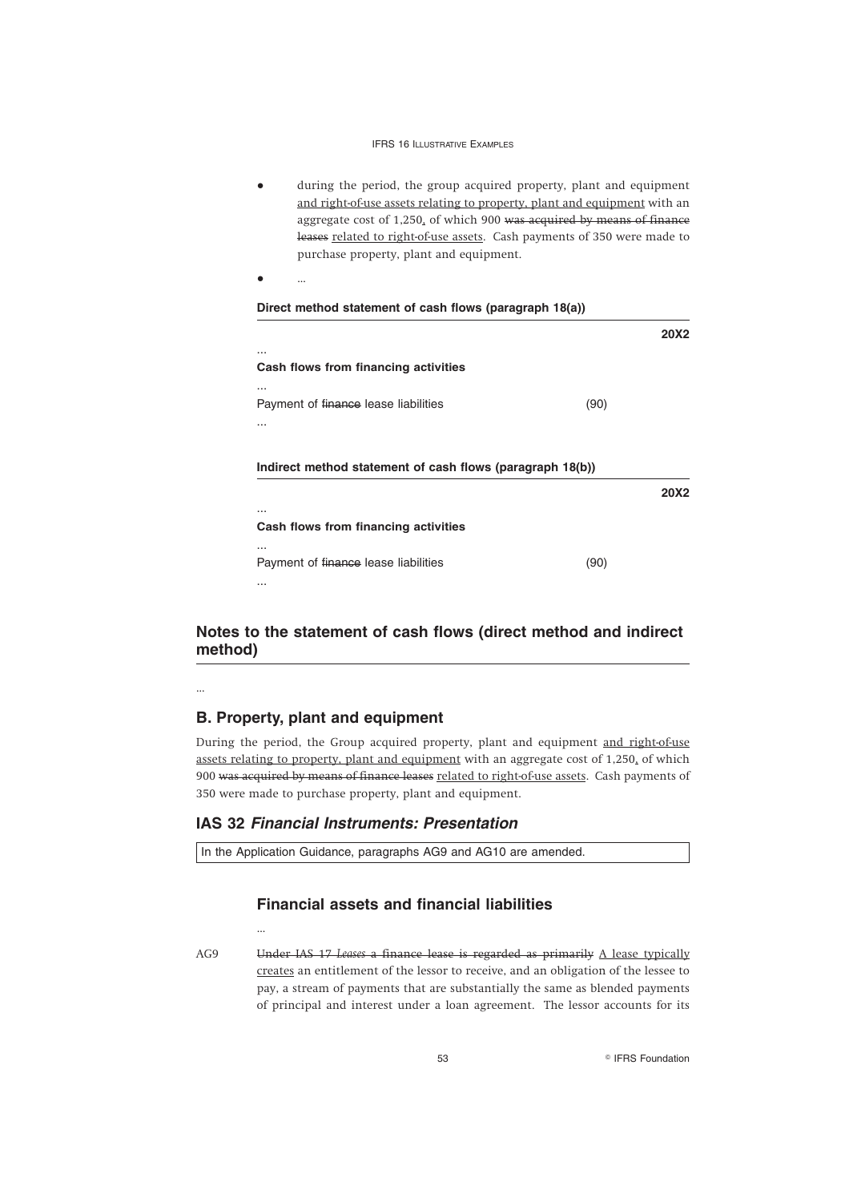- during the period, the group acquired property, plant and equipment <u>and right-of-use assets relating to property, plant and equipment</u> with an aggregate cost of 1,250<u>,</u> of which 900 ~~was acquired by means of finance leases~~ <u>related to right-of-use assets</u>. Cash payments of 350 were made to purchase property, plant and equipment.
- ...

**Direct method statement of cash flows (paragraph 18(a))**

| | | **20X2** |
|---|---|---|
| ... | | |
| **Cash flows from financing activities** | | |
| ... | | |
| Payment of ~~finance~~ lease liabilities | (90) | |
| ... | | |

**Indirect method statement of cash flows (paragraph 18(b))**

| | | **20X2** |
|---|---|---|
| ... | | |
| **Cash flows from financing activities** | | |
| ... | | |
| Payment of ~~finance~~ lease liabilities | (90) | |
| ... | | |

## Notes to the statement of cash flows (direct method and indirect method)

...

### B. Property, plant and equipment

During the period, the Group acquired property, plant and equipment <u>and right-of-use assets relating to property, plant and equipment</u> with an aggregate cost of 1,250<u>,</u> of which 900 ~~was acquired by means of finance leases~~ <u>related to right-of-use assets</u>. Cash payments of 350 were made to purchase property, plant and equipment.

## IAS 32 *Financial Instruments: Presentation*

In the Application Guidance, paragraphs AG9 and AG10 are amended.

### Financial assets and financial liabilities

...

AG9 ~~Under IAS 17 *Leases* a finance lease is regarded as primarily~~ <u>A lease typically creates</u> an entitlement of the lessor to receive, and an obligation of the lessee to pay, a stream of payments that are substantially the same as blended payments of principal and interest under a loan agreement. The lessor accounts for its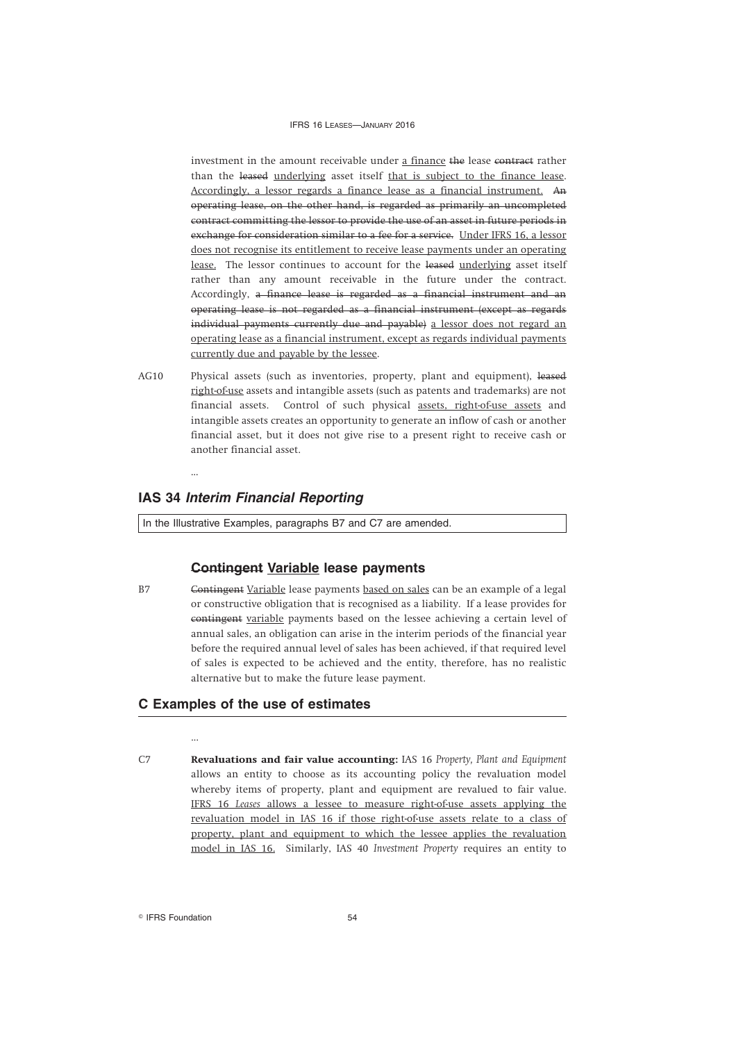investment in the amount receivable under <u>a finance</u> ~~the~~ lease ~~contract~~ rather than the ~~leased~~ <u>underlying</u> asset itself <u>that is subject to the finance lease</u>. <u>Accordingly, a lessor regards a finance lease as a financial instrument.</u> ~~An operating lease, on the other hand, is regarded as primarily an uncompleted contract committing the lessor to provide the use of an asset in future periods in exchange for consideration similar to a fee for a service.~~ <u>Under IFRS 16, a lessor does not recognise its entitlement to receive lease payments under an operating lease.</u> The lessor continues to account for the ~~leased~~ <u>underlying</u> asset itself rather than any amount receivable in the future under the contract. Accordingly, ~~a finance lease is regarded as a financial instrument and an operating lease is not regarded as a financial instrument (except as regards individual payments currently due and payable)~~ <u>a lessor does not regard an operating lease as a financial instrument, except as regards individual payments currently due and payable by the lessee</u>.

AG10 Physical assets (such as inventories, property, plant and equipment), ~~leased~~ <u>right-of-use</u> assets and intangible assets (such as patents and trademarks) are not financial assets. Control of such physical <u>assets, right-of-use assets</u> and intangible assets creates an opportunity to generate an inflow of cash or another financial asset, but it does not give rise to a present right to receive cash or another financial asset.

...

## IAS 34 *Interim Financial Reporting*

In the Illustrative Examples, paragraphs B7 and C7 are amended.

### ~~Contingent~~ <u>Variable</u> lease payments

B7 ~~Contingent~~ <u>Variable</u> lease payments <u>based on sales</u> can be an example of a legal or constructive obligation that is recognised as a liability. If a lease provides for ~~contingent~~ <u>variable</u> payments based on the lessee achieving a certain level of annual sales, an obligation can arise in the interim periods of the financial year before the required annual level of sales has been achieved, if that required level of sales is expected to be achieved and the entity, therefore, has no realistic alternative but to make the future lease payment.

## C Examples of the use of estimates

...

C7 **Revaluations and fair value accounting:** IAS 16 *Property, Plant and Equipment* allows an entity to choose as its accounting policy the revaluation model whereby items of property, plant and equipment are revalued to fair value. <u>IFRS 16 *Leases* allows a lessee to measure right-of-use assets applying the revaluation model in IAS 16 if those right-of-use assets relate to a class of property, plant and equipment to which the lessee applies the revaluation model in IAS 16.</u> Similarly, IAS 40 *Investment Property* requires an entity to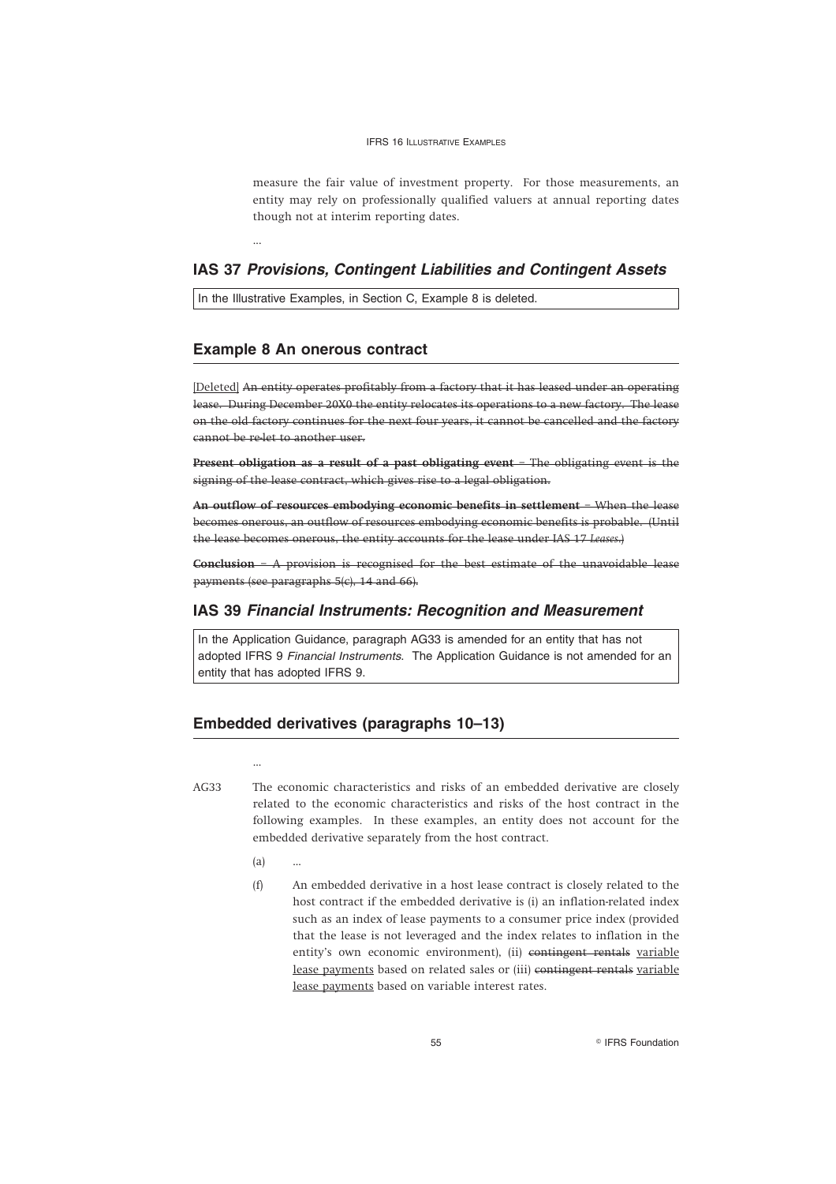measure the fair value of investment property. For those measurements, an entity may rely on professionally qualified valuers at annual reporting dates though not at interim reporting dates.

...

## IAS 37 *Provisions, Contingent Liabilities and Contingent Assets*

In the Illustrative Examples, in Section C, Example 8 is deleted.

### Example 8 An onerous contract

[Deleted] ~~An entity operates profitably from a factory that it has leased under an operating lease. During December 20X0 the entity relocates its operations to a new factory. The lease on the old factory continues for the next four years, it cannot be cancelled and the factory cannot be re-let to another user.~~

~~**Present obligation as a result of a past obligating event** – The obligating event is the signing of the lease contract, which gives rise to a legal obligation.~~

~~**An outflow of resources embodying economic benefits in settlement** – When the lease becomes onerous, an outflow of resources embodying economic benefits is probable. (Until the lease becomes onerous, the entity accounts for the lease under IAS 17 *Leases*.)~~

~~**Conclusion** – A provision is recognised for the best estimate of the unavoidable lease payments (see paragraphs 5(c), 14 and 66).~~

## IAS 39 *Financial Instruments: Recognition and Measurement*

In the Application Guidance, paragraph AG33 is amended for an entity that has not adopted IFRS 9 *Financial Instruments*. The Application Guidance is not amended for an entity that has adopted IFRS 9.

### Embedded derivatives (paragraphs 10–13)

...

AG33 The economic characteristics and risks of an embedded derivative are closely related to the economic characteristics and risks of the host contract in the following examples. In these examples, an entity does not account for the embedded derivative separately from the host contract.

(a) ...

(f) An embedded derivative in a host lease contract is closely related to the host contract if the embedded derivative is (i) an inflation-related index such as an index of lease payments to a consumer price index (provided that the lease is not leveraged and the index relates to inflation in the entity's own economic environment), (ii) ~~contingent rentals~~ variable lease payments based on related sales or (iii) ~~contingent rentals~~ variable lease payments based on variable interest rates.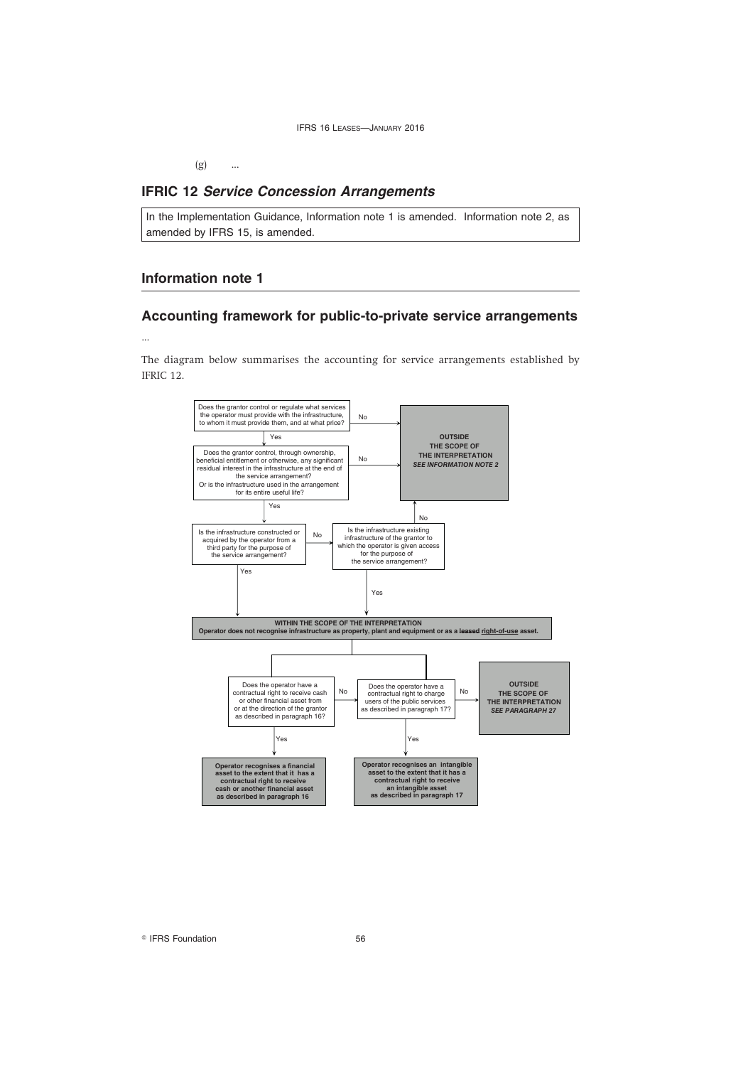(g) ...

## IFRIC 12 *Service Concession Arrangements*

In the Implementation Guidance, Information note 1 is amended. Information note 2, as amended by IFRS 15, is amended.

## Information note 1

## Accounting framework for public-to-private service arrangements

...

The diagram below summarises the accounting for service arrangements established by IFRIC 12.

Does the grantor control or regulate what services the operator must provide with the infrastructure, to whom it must provide them, and at what price?

- No → **OUTSIDE THE SCOPE OF THE INTERPRETATION *SEE INFORMATION NOTE 2***
- Yes ↓

Does the grantor control, through ownership, beneficial entitlement or otherwise, any significant residual interest in the infrastructure at the end of the service arrangement? Or is the infrastructure used in the arrangement for its entire useful life?

- No → **OUTSIDE THE SCOPE OF THE INTERPRETATION *SEE INFORMATION NOTE 2***
- Yes ↓

Is the infrastructure constructed or acquired by the operator from a third party for the purpose of the service arrangement?

- Yes → **WITHIN THE SCOPE OF THE INTERPRETATION**
- No → Is the infrastructure existing infrastructure of the grantor to which the operator is given access for the purpose of the service arrangement?
  - No → **OUTSIDE THE SCOPE OF THE INTERPRETATION *SEE INFORMATION NOTE 2***
  - Yes → **WITHIN THE SCOPE OF THE INTERPRETATION**

**WITHIN THE SCOPE OF THE INTERPRETATION**
**Operator does not recognise infrastructure as property, plant and equipment or as a ~~leased~~ <u>right-of-use</u> asset.**

Does the operator have a contractual right to receive cash or other financial asset from or at the direction of the grantor as described in paragraph 16?

- Yes → **Operator recognises a financial asset to the extent that it has a contractual right to receive cash or another financial asset as described in paragraph 16**
- No → Does the operator have a contractual right to charge users of the public services as described in paragraph 17?
  - Yes → **Operator recognises an intangible asset to the extent that it has a contractual right to receive an intangible asset as described in paragraph 17**
  - No → **OUTSIDE THE SCOPE OF THE INTERPRETATION *SEE PARAGRAPH 27***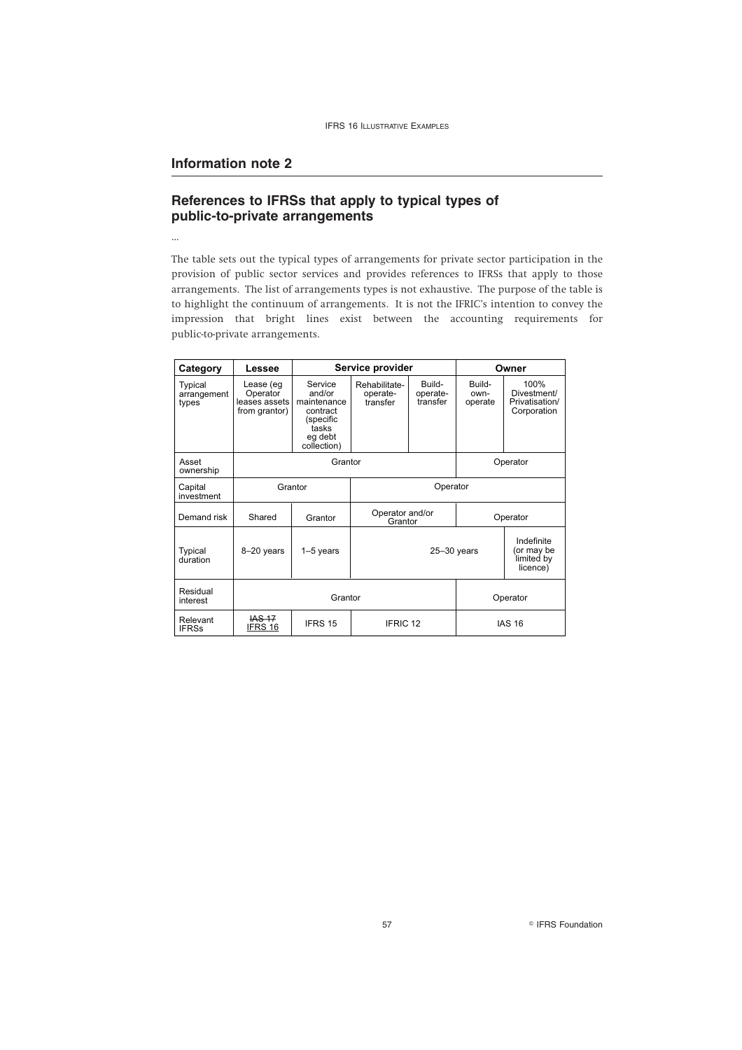## Information note 2

## References to IFRSs that apply to typical types of public-to-private arrangements

...

The table sets out the typical types of arrangements for private sector participation in the provision of public sector services and provides references to IFRSs that apply to those arrangements. The list of arrangements types is not exhaustive. The purpose of the table is to highlight the continuum of arrangements. It is not the IFRIC's intention to convey the impression that bright lines exist between the accounting requirements for public-to-private arrangements.

| Category | Lessee | Service provider | | | Owner | |
|---|---|---|---|---|---|---|
| Typical arrangement types | Lease (eg Operator leases assets from grantor) | Service and/or maintenance contract (specific tasks eg debt collection) | Rehabilitate-operate-transfer | Build-operate-transfer | Build-own-operate | 100% Divestment/ Privatisation/ Corporation |
| Asset ownership | Grantor | | | | Operator | |
| Capital investment | Grantor | | Operator | | | |
| Demand risk | Shared | Grantor | Operator and/or Grantor | | Operator | |
| Typical duration | 8–20 years | 1–5 years | 25–30 years | | | Indefinite (or may be limited by licence) |
| Residual interest | Grantor | | | | Operator | |
| Relevant IFRSs | ~~IAS 17~~ <u>IFRS 16</u> | IFRS 15 | IFRIC 12 | | IAS 16 | |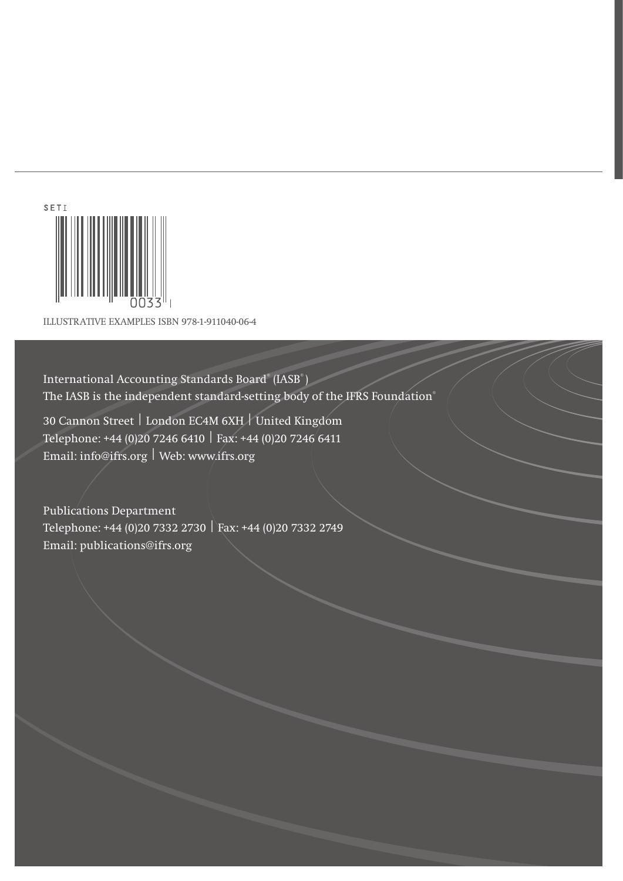ILLUSTRATIVE EXAMPLES ISBN 978-1-911040-06-4

International Accounting Standards Board® (IASB®)
The IASB is the independent standard-setting body of the IFRS Foundation®

30 Cannon Street | London EC4M 6XH | United Kingdom
Telephone: +44 (0)20 7246 6410 | Fax: +44 (0)20 7246 6411
Email: info@ifrs.org | Web: www.ifrs.org

Publications Department
Telephone: +44 (0)20 7332 2730 | Fax: +44 (0)20 7332 2749
Email: publications@ifrs.org